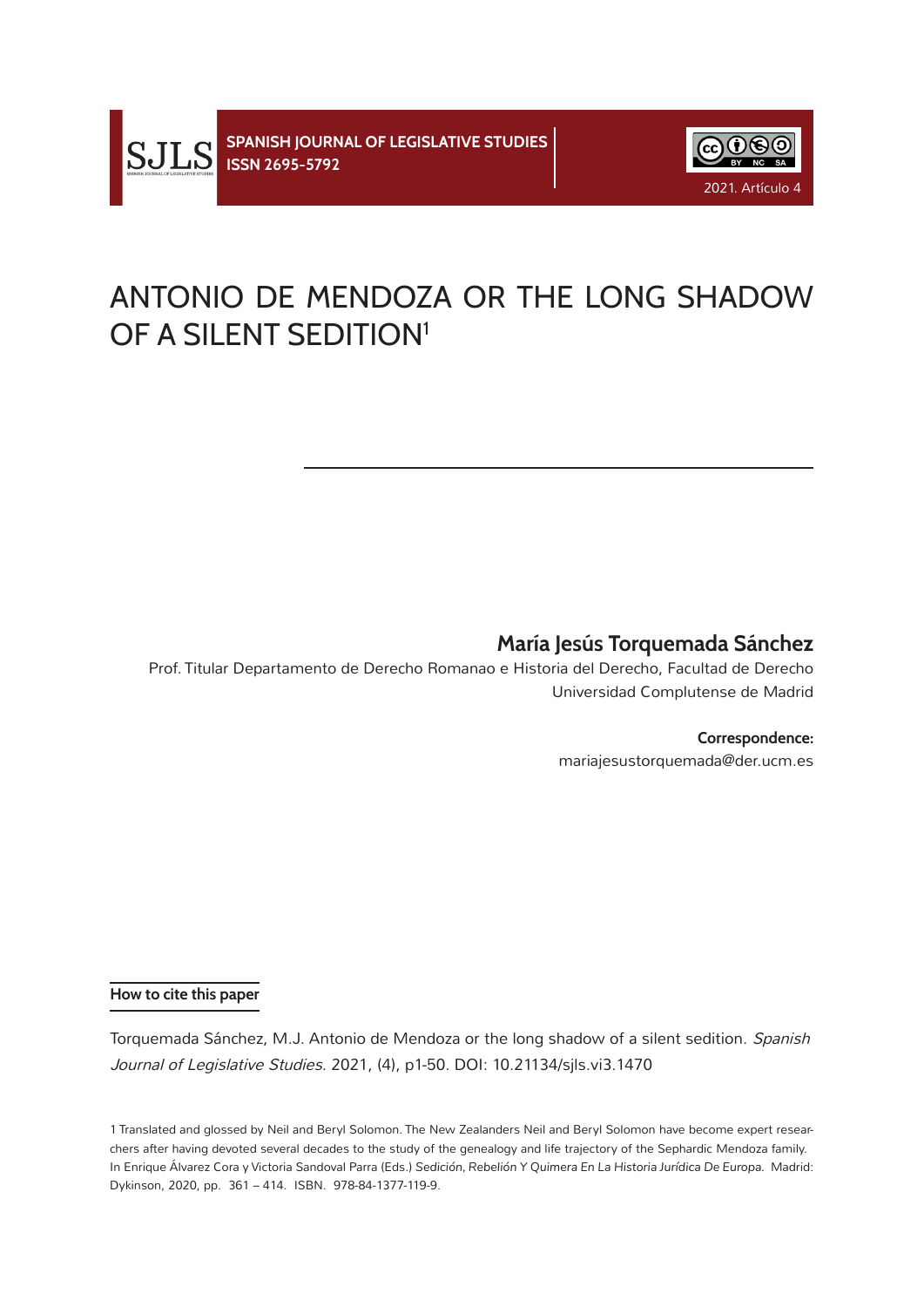SPANISH JOURNAL OF LEGISLATIVE STUDIES
ISSN 2695-5792

2021. Artículo 4

# ANTONIO DE MENDOZA OR THE LONG SHADOW OF A SILENT SEDITION[1]

**María Jesús Torquemada Sánchez**

Prof. Titular Departamento de Derecho Romanao e Historia del Derecho, Facultad de Derecho
Universidad Complutense de Madrid

**Correspondence:**
mariajesustorquemada@der.ucm.es

**How to cite this paper**

Torquemada Sánchez, M.J. Antonio de Mendoza or the long shadow of a silent sedition. *Spanish Journal of Legislative Studies.* 2021, (4), p1-50. DOI: 10.21134/sjls.vi3.1470

1 Translated and glossed by Neil and Beryl Solomon. The New Zealanders Neil and Beryl Solomon have become expert researchers after having devoted several decades to the study of the genealogy and life trajectory of the Sephardic Mendoza family. In Enrique Álvarez Cora y Victoria Sandoval Parra (Eds.) *Sedición, Rebelión Y Quimera En La Historia Jurídica De Europa.* Madrid: Dykinson, 2020, pp. 361 – 414. ISBN. 978-84-1377-119-9.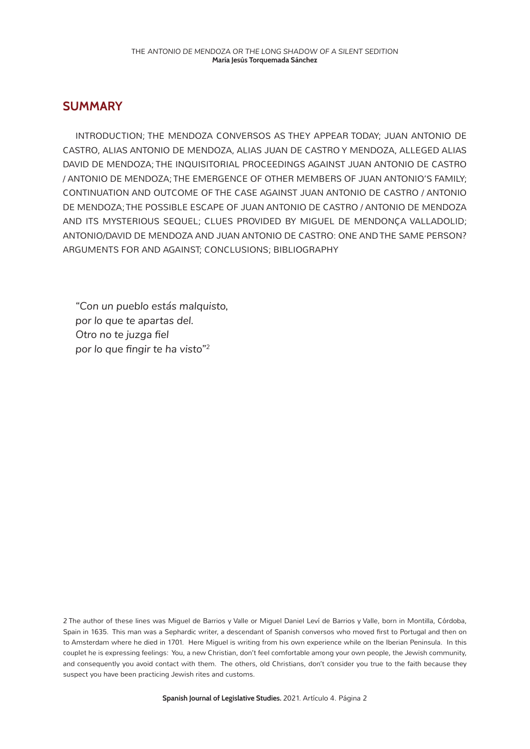## SUMMARY

INTRODUCTION; THE MENDOZA CONVERSOS AS THEY APPEAR TODAY; JUAN ANTONIO DE CASTRO, ALIAS ANTONIO DE MENDOZA, ALIAS JUAN DE CASTRO Y MENDOZA, ALLEGED ALIAS DAVID DE MENDOZA; THE INQUISITORIAL PROCEEDINGS AGAINST JUAN ANTONIO DE CASTRO / ANTONIO DE MENDOZA; THE EMERGENCE OF OTHER MEMBERS OF JUAN ANTONIO'S FAMILY; CONTINUATION AND OUTCOME OF THE CASE AGAINST JUAN ANTONIO DE CASTRO / ANTONIO DE MENDOZA; THE POSSIBLE ESCAPE OF JUAN ANTONIO DE CASTRO / ANTONIO DE MENDOZA AND ITS MYSTERIOUS SEQUEL; CLUES PROVIDED BY MIGUEL DE MENDONÇA VALLADOLID; ANTONIO/DAVID DE MENDOZA AND JUAN ANTONIO DE CASTRO: ONE AND THE SAME PERSON? ARGUMENTS FOR AND AGAINST; CONCLUSIONS; BIBLIOGRAPHY

> *"Con un pueblo estás malquisto,*
> *por lo que te apartas del.*
> *Otro no te juzga fiel*
> *por lo que fingir te ha visto"*[2]

[2] The author of these lines was Miguel de Barrios y Valle or Miguel Daniel Leví de Barrios y Valle, born in Montilla, Córdoba, Spain in 1635. This man was a Sephardic writer, a descendant of Spanish conversos who moved first to Portugal and then on to Amsterdam where he died in 1701. Here Miguel is writing from his own experience while on the Iberian Peninsula. In this couplet he is expressing feelings: You, a new Christian, don't feel comfortable among your own people, the Jewish community, and consequently you avoid contact with them. The others, old Christians, don't consider you true to the faith because they suspect you have been practicing Jewish rites and customs.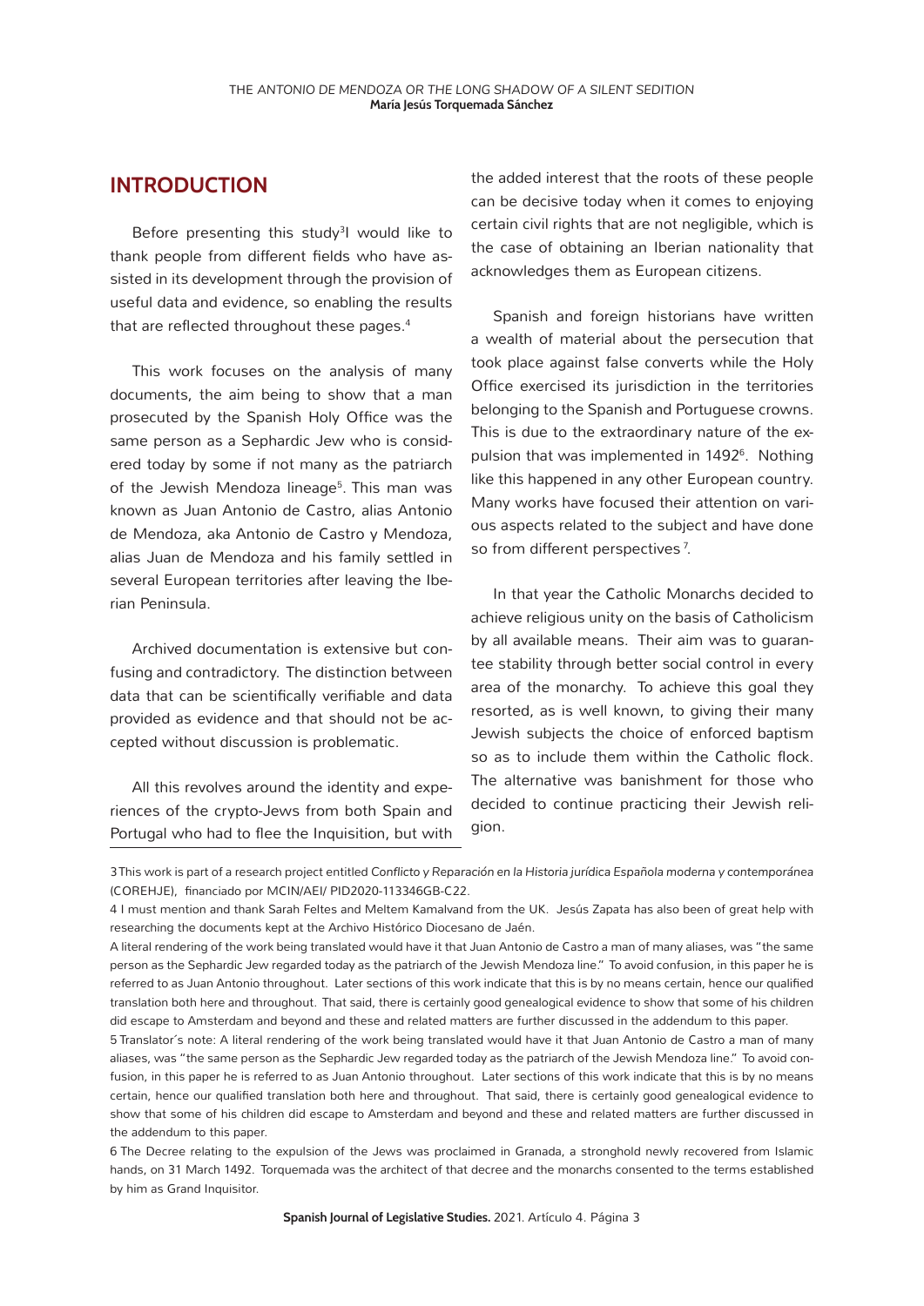## INTRODUCTION

Before presenting this study[3]I would like to thank people from different fields who have assisted in its development through the provision of useful data and evidence, so enabling the results that are reflected throughout these pages.[4]

This work focuses on the analysis of many documents, the aim being to show that a man prosecuted by the Spanish Holy Office was the same person as a Sephardic Jew who is considered today by some if not many as the patriarch of the Jewish Mendoza lineage[5]. This man was known as Juan Antonio de Castro, alias Antonio de Mendoza, aka Antonio de Castro y Mendoza, alias Juan de Mendoza and his family settled in several European territories after leaving the Iberian Peninsula.

Archived documentation is extensive but confusing and contradictory. The distinction between data that can be scientifically verifiable and data provided as evidence and that should not be accepted without discussion is problematic.

All this revolves around the identity and experiences of the crypto-Jews from both Spain and Portugal who had to flee the Inquisition, but with the added interest that the roots of these people can be decisive today when it comes to enjoying certain civil rights that are not negligible, which is the case of obtaining an Iberian nationality that acknowledges them as European citizens.

Spanish and foreign historians have written a wealth of material about the persecution that took place against false converts while the Holy Office exercised its jurisdiction in the territories belonging to the Spanish and Portuguese crowns. This is due to the extraordinary nature of the expulsion that was implemented in 1492[6]. Nothing like this happened in any other European country. Many works have focused their attention on various aspects related to the subject and have done so from different perspectives[7].

In that year the Catholic Monarchs decided to achieve religious unity on the basis of Catholicism by all available means. Their aim was to guarantee stability through better social control in every area of the monarchy. To achieve this goal they resorted, as is well known, to giving their many Jewish subjects the choice of enforced baptism so as to include them within the Catholic flock. The alternative was banishment for those who decided to continue practicing their Jewish religion.

---

3 This work is part of a research project entitled *Conflicto y Reparación en la Historia jurídica Española moderna y contemporánea* (COREHJE), financiado por MCIN/AEI/ PID2020-113346GB-C22.

4 I must mention and thank Sarah Feltes and Meltem Kamalvand from the UK. Jesús Zapata has also been of great help with researching the documents kept at the Archivo Histórico Diocesano de Jaén.

A literal rendering of the work being translated would have it that Juan Antonio de Castro a man of many aliases, was "the same person as the Sephardic Jew regarded today as the patriarch of the Jewish Mendoza line." To avoid confusion, in this paper he is referred to as Juan Antonio throughout. Later sections of this work indicate that this is by no means certain, hence our qualified translation both here and throughout. That said, there is certainly good genealogical evidence to show that some of his children did escape to Amsterdam and beyond and these and related matters are further discussed in the addendum to this paper.

5 Translator´s note: A literal rendering of the work being translated would have it that Juan Antonio de Castro a man of many aliases, was "the same person as the Sephardic Jew regarded today as the patriarch of the Jewish Mendoza line." To avoid confusion, in this paper he is referred to as Juan Antonio throughout. Later sections of this work indicate that this is by no means certain, hence our qualified translation both here and throughout. That said, there is certainly good genealogical evidence to show that some of his children did escape to Amsterdam and beyond and these and related matters are further discussed in the addendum to this paper.

6 The Decree relating to the expulsion of the Jews was proclaimed in Granada, a stronghold newly recovered from Islamic hands, on 31 March 1492. Torquemada was the architect of that decree and the monarchs consented to the terms established by him as Grand Inquisitor.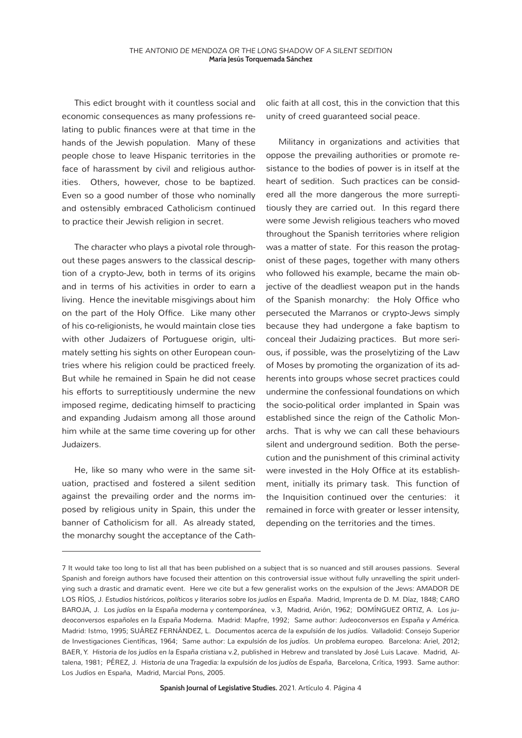This edict brought with it countless social and economic consequences as many professions relating to public finances were at that time in the hands of the Jewish population. Many of these people chose to leave Hispanic territories in the face of harassment by civil and religious authorities. Others, however, chose to be baptized. Even so a good number of those who nominally and ostensibly embraced Catholicism continued to practice their Jewish religion in secret.

The character who plays a pivotal role throughout these pages answers to the classical description of a crypto-Jew, both in terms of its origins and in terms of his activities in order to earn a living. Hence the inevitable misgivings about him on the part of the Holy Office. Like many other of his co-religionists, he would maintain close ties with other Judaizers of Portuguese origin, ultimately setting his sights on other European countries where his religion could be practiced freely. But while he remained in Spain he did not cease his efforts to surreptitiously undermine the new imposed regime, dedicating himself to practicing and expanding Judaism among all those around him while at the same time covering up for other Judaizers.

He, like so many who were in the same situation, practised and fostered a silent sedition against the prevailing order and the norms imposed by religious unity in Spain, this under the banner of Catholicism for all. As already stated, the monarchy sought the acceptance of the Catholic faith at all cost, this in the conviction that this unity of creed guaranteed social peace.

Militancy in organizations and activities that oppose the prevailing authorities or promote resistance to the bodies of power is in itself at the heart of sedition. Such practices can be considered all the more dangerous the more surreptitiously they are carried out. In this regard there were some Jewish religious teachers who moved throughout the Spanish territories where religion was a matter of state. For this reason the protagonist of these pages, together with many others who followed his example, became the main objective of the deadliest weapon put in the hands of the Spanish monarchy: the Holy Office who persecuted the Marranos or crypto-Jews simply because they had undergone a fake baptism to conceal their Judaizing practices. But more serious, if possible, was the proselytizing of the Law of Moses by promoting the organization of its adherents into groups whose secret practices could undermine the confessional foundations on which the socio-political order implanted in Spain was established since the reign of the Catholic Monarchs. That is why we can call these behaviours silent and underground sedition. Both the persecution and the punishment of this criminal activity were invested in the Holy Office at its establishment, initially its primary task. This function of the Inquisition continued over the centuries: it remained in force with greater or lesser intensity, depending on the territories and the times.

---

7 It would take too long to list all that has been published on a subject that is so nuanced and still arouses passions. Several Spanish and foreign authors have focused their attention on this controversial issue without fully unravelling the spirit underlying such a drastic and dramatic event. Here we cite but a few generalist works on the expulsion of the Jews: AMADOR DE LOS RÍOS, J. *Estudios históricos, políticos y literarios sobre los judíos en España*. Madrid, Imprenta de D. M. Díaz, 1848; CARO BAROJA, J. *Los judíos en la España moderna y contemporánea*, v.3, Madrid, Arión, 1962; DOMÍNGUEZ ORTIZ, A. *Los judeoconversos españoles en la España Moderna.* Madrid: Mapfre, 1992; Same author: *Judeoconversos en España y América.* Madrid: Istmo, 1995; SUÁREZ FERNÁNDEZ, L. *Documentos acerca de la expulsión de los judíos.* Valladolid: Consejo Superior de Investigaciones Científicas, 1964; Same author: *La expulsión de los judíos. Un problema europeo.* Barcelona: Ariel, 2012; BAER, Y. *Historia de los judíos en la España cristiana* v.2, published in Hebrew and translated by José Luis Lacave. Madrid, Altalena, 1981; PÉREZ, J. *Historia de una Tragedia: la expulsión de los judíos de España*, Barcelona, Crítica, 1993. Same author: Los Judíos en España, Madrid, Marcial Pons, 2005.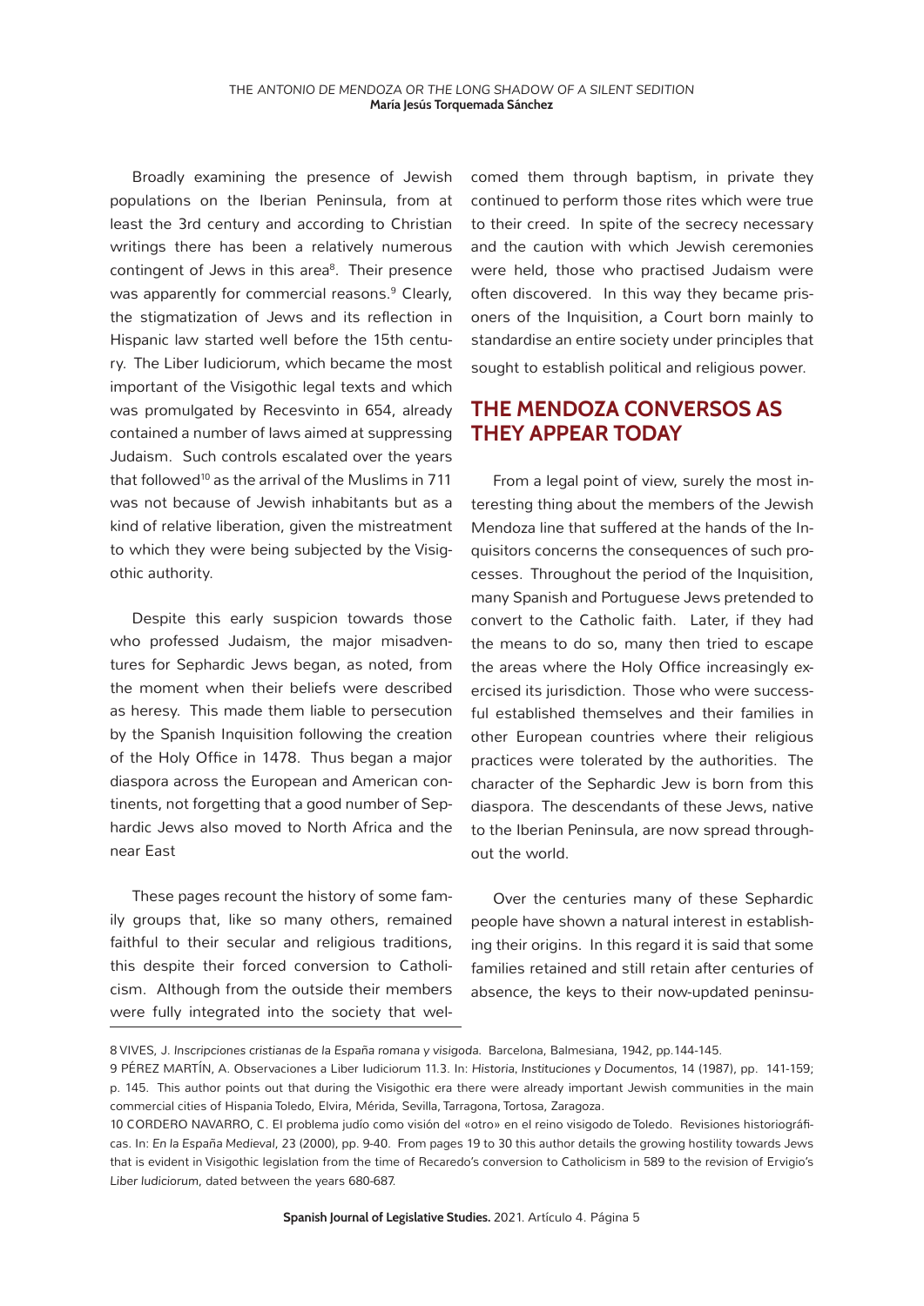Broadly examining the presence of Jewish populations on the Iberian Peninsula, from at least the 3rd century and according to Christian writings there has been a relatively numerous contingent of Jews in this area[8]. Their presence was apparently for commercial reasons.[9] Clearly, the stigmatization of Jews and its reflection in Hispanic law started well before the 15th century. The Liber Iudiciorum, which became the most important of the Visigothic legal texts and which was promulgated by Recesvinto in 654, already contained a number of laws aimed at suppressing Judaism. Such controls escalated over the years that followed[10] as the arrival of the Muslims in 711 was not because of Jewish inhabitants but as a kind of relative liberation, given the mistreatment to which they were being subjected by the Visigothic authority.

Despite this early suspicion towards those who professed Judaism, the major misadventures for Sephardic Jews began, as noted, from the moment when their beliefs were described as heresy. This made them liable to persecution by the Spanish Inquisition following the creation of the Holy Office in 1478. Thus began a major diaspora across the European and American continents, not forgetting that a good number of Sephardic Jews also moved to North Africa and the near East

These pages recount the history of some family groups that, like so many others, remained faithful to their secular and religious traditions, this despite their forced conversion to Catholicism. Although from the outside their members were fully integrated into the society that welcomed them through baptism, in private they continued to perform those rites which were true to their creed. In spite of the secrecy necessary and the caution with which Jewish ceremonies were held, those who practised Judaism were often discovered. In this way they became prisoners of the Inquisition, a Court born mainly to standardise an entire society under principles that sought to establish political and religious power.

## THE MENDOZA CONVERSOS AS THEY APPEAR TODAY

From a legal point of view, surely the most interesting thing about the members of the Jewish Mendoza line that suffered at the hands of the Inquisitors concerns the consequences of such processes. Throughout the period of the Inquisition, many Spanish and Portuguese Jews pretended to convert to the Catholic faith. Later, if they had the means to do so, many then tried to escape the areas where the Holy Office increasingly exercised its jurisdiction. Those who were successful established themselves and their families in other European countries where their religious practices were tolerated by the authorities. The character of the Sephardic Jew is born from this diaspora. The descendants of these Jews, native to the Iberian Peninsula, are now spread throughout the world.

Over the centuries many of these Sephardic people have shown a natural interest in establishing their origins. In this regard it is said that some families retained and still retain after centuries of absence, the keys to their now-updated peninsu-

---

8 VIVES, J. *Inscripciones cristianas de la España romana y visigoda.* Barcelona, Balmesiana, 1942, pp.144-145.

9 PÉREZ MARTÍN, A. Observaciones a Liber Iudiciorum 11.3. In: *Historia, Instituciones y Documentos*, 14 (1987), pp. 141-159; p. 145. This author points out that during the Visigothic era there were already important Jewish communities in the main commercial cities of Hispania Toledo, Elvira, Mérida, Sevilla, Tarragona, Tortosa, Zaragoza.

10 CORDERO NAVARRO, C. El problema judío como visión del «otro» en el reino visigodo de Toledo. Revisiones historiográficas. In: *En la España Medieval*, 23 (2000), pp. 9-40. From pages 19 to 30 this author details the growing hostility towards Jews that is evident in Visigothic legislation from the time of Recaredo's conversion to Catholicism in 589 to the revision of Ervigio's *Liber Iudiciorum*, dated between the years 680-687.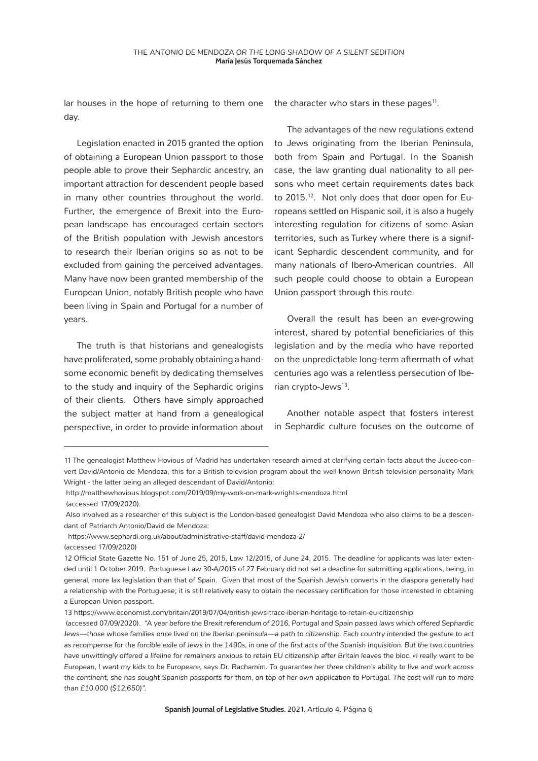lar houses in the hope of returning to them one day.

Legislation enacted in 2015 granted the option of obtaining a European Union passport to those people able to prove their Sephardic ancestry, an important attraction for descendent people based in many other countries throughout the world. Further, the emergence of Brexit into the European landscape has encouraged certain sectors of the British population with Jewish ancestors to research their Iberian origins so as not to be excluded from gaining the perceived advantages. Many have now been granted membership of the European Union, notably British people who have been living in Spain and Portugal for a number of years.

The truth is that historians and genealogists have proliferated, some probably obtaining a handsome economic benefit by dedicating themselves to the study and inquiry of the Sephardic origins of their clients. Others have simply approached the subject matter at hand from a genealogical perspective, in order to provide information about the character who stars in these pages[11].

The advantages of the new regulations extend to Jews originating from the Iberian Peninsula, both from Spain and Portugal. In the Spanish case, the law granting dual nationality to all persons who meet certain requirements dates back to 2015.[12]. Not only does that door open for Europeans settled on Hispanic soil, it is also a hugely interesting regulation for citizens of some Asian territories, such as Turkey where there is a significant Sephardic descendent community, and for many nationals of Ibero-American countries. All such people could choose to obtain a European Union passport through this route.

Overall the result has been an ever-growing interest, shared by potential beneficiaries of this legislation and by the media who have reported on the unpredictable long-term aftermath of what centuries ago was a relentless persecution of Iberian crypto-Jews[13].

Another notable aspect that fosters interest in Sephardic culture focuses on the outcome of

---

11 The genealogist Matthew Hovious of Madrid has undertaken research aimed at clarifying certain facts about the Judeo-convert David/Antonio de Mendoza, this for a British television program about the well-known British television personality Mark Wright - the latter being an alleged descendant of David/Antonio:

http://matthewhovious.blogspot.com/2019/09/my-work-on-mark-wrights-mendoza.html

(accessed 17/09/2020).

Also involved as a researcher of this subject is the London-based genealogist David Mendoza who also claims to be a descendant of Patriarch Antonio/David de Mendoza:

https://www.sephardi.org.uk/about/administrative-staff/david-mendoza-2/

(accessed 17/09/2020)

12 Official State Gazette No. 151 of June 25, 2015, Law 12/2015, of June 24, 2015. The deadline for applicants was later extended until 1 October 2019. Portuguese Law 30-A/2015 of 27 February did not set a deadline for submitting applications, being, in general, more lax legislation than that of Spain. Given that most of the Spanish Jewish converts in the diaspora generally had a relationship with the Portuguese; it is still relatively easy to obtain the necessary certification for those interested in obtaining a European Union passport.

13 https://www.economist.com/britain/2019/07/04/british-jews-trace-iberian-heritage-to-retain-eu-citizenship

(accessed 07/09/2020). *"A year before the Brexit referendum of 2016, Portugal and Spain passed laws which offered Sephardic Jews—those whose families once lived on the Iberian peninsula—a path to citizenship. Each country intended the gesture to act as recompense for the forcible exile of Jews in the 1490s, in one of the first acts of the Spanish Inquisition. But the two countries have unwittingly offered a lifeline for remainers anxious to retain EU citizenship after Britain leaves the bloc. «I really want to be European, I want my kids to be European», says Dr. Rachamim. To guarantee her three children's ability to live and work across the continent, she has sought Spanish passports for them, on top of her own application to Portugal. The cost will run to more than £10,000 ($12,650)".*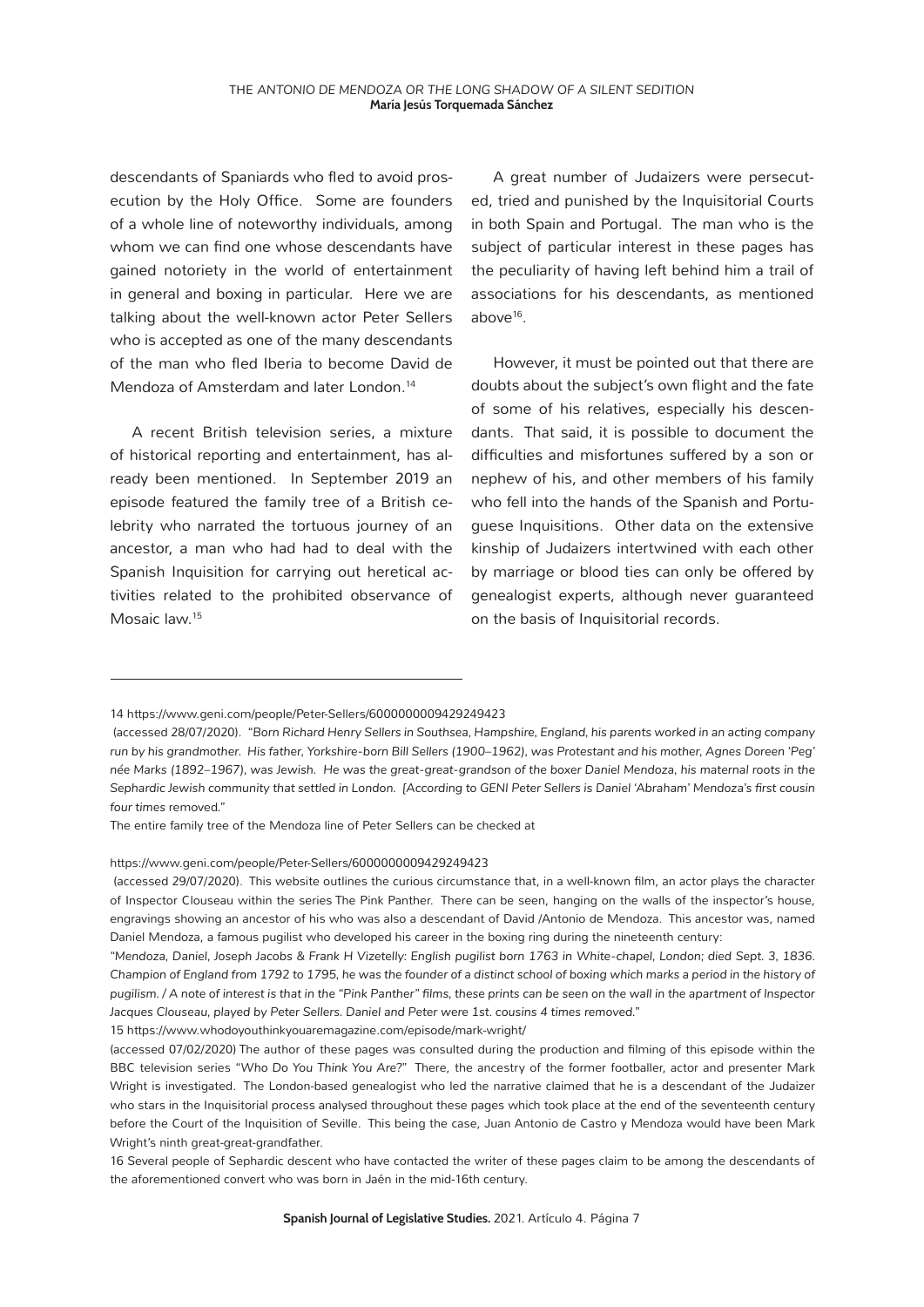descendants of Spaniards who fled to avoid prosecution by the Holy Office. Some are founders of a whole line of noteworthy individuals, among whom we can find one whose descendants have gained notoriety in the world of entertainment in general and boxing in particular. Here we are talking about the well-known actor Peter Sellers who is accepted as one of the many descendants of the man who fled Iberia to become David de Mendoza of Amsterdam and later London.[14]

A recent British television series, a mixture of historical reporting and entertainment, has already been mentioned. In September 2019 an episode featured the family tree of a British celebrity who narrated the tortuous journey of an ancestor, a man who had had to deal with the Spanish Inquisition for carrying out heretical activities related to the prohibited observance of Mosaic law.[15]

A great number of Judaizers were persecuted, tried and punished by the Inquisitorial Courts in both Spain and Portugal. The man who is the subject of particular interest in these pages has the peculiarity of having left behind him a trail of associations for his descendants, as mentioned above[16].

However, it must be pointed out that there are doubts about the subject's own flight and the fate of some of his relatives, especially his descendants. That said, it is possible to document the difficulties and misfortunes suffered by a son or nephew of his, and other members of his family who fell into the hands of the Spanish and Portuguese Inquisitions. Other data on the extensive kinship of Judaizers intertwined with each other by marriage or blood ties can only be offered by genealogist experts, although never guaranteed on the basis of Inquisitorial records.

---

14 https://www.geni.com/people/Peter-Sellers/6000000009429249423

(accessed 28/07/2020). "*Born Richard Henry Sellers in Southsea, Hampshire, England, his parents worked in an acting company run by his grandmother. His father, Yorkshire-born Bill Sellers (1900–1962), was Protestant and his mother, Agnes Doreen 'Peg' née Marks (1892–1967), was Jewish. He was the great-great-grandson of the boxer Daniel Mendoza, his maternal roots in the Sephardic Jewish community that settled in London. [According to GENI Peter Sellers is Daniel 'Abraham' Mendoza's first cousin four times removed.*"

The entire family tree of the Mendoza line of Peter Sellers can be checked at

https://www.geni.com/people/Peter-Sellers/6000000009429249423

(accessed 29/07/2020). This website outlines the curious circumstance that, in a well-known film, an actor plays the character of Inspector Clouseau within the series The Pink Panther. There can be seen, hanging on the walls of the inspector's house, engravings showing an ancestor of his who was also a descendant of David /Antonio de Mendoza. This ancestor was, named Daniel Mendoza, a famous pugilist who developed his career in the boxing ring during the nineteenth century:

"*Mendoza, Daniel, Joseph Jacobs & Frank H Vizetelly: English pugilist born 1763 in White-chapel, London; died Sept. 3, 1836. Champion of England from 1792 to 1795, he was the founder of a distinct school of boxing which marks a period in the history of pugilism. / A note of interest is that in the "Pink Panther" films, these prints can be seen on the wall in the apartment of Inspector Jacques Clouseau, played by Peter Sellers. Daniel and Peter were 1st. cousins 4 times removed.*"

15 https://www.whodoyouthinkyouaremagazine.com/episode/mark-wright/

(accessed 07/02/2020) The author of these pages was consulted during the production and filming of this episode within the BBC television series "*Who Do You Think You Are*?" There, the ancestry of the former footballer, actor and presenter Mark Wright is investigated. The London-based genealogist who led the narrative claimed that he is a descendant of the Judaizer who stars in the Inquisitorial process analysed throughout these pages which took place at the end of the seventeenth century before the Court of the Inquisition of Seville. This being the case, Juan Antonio de Castro y Mendoza would have been Mark Wright's ninth great-great-grandfather.

16 Several people of Sephardic descent who have contacted the writer of these pages claim to be among the descendants of the aforementioned convert who was born in Jaén in the mid-16th century.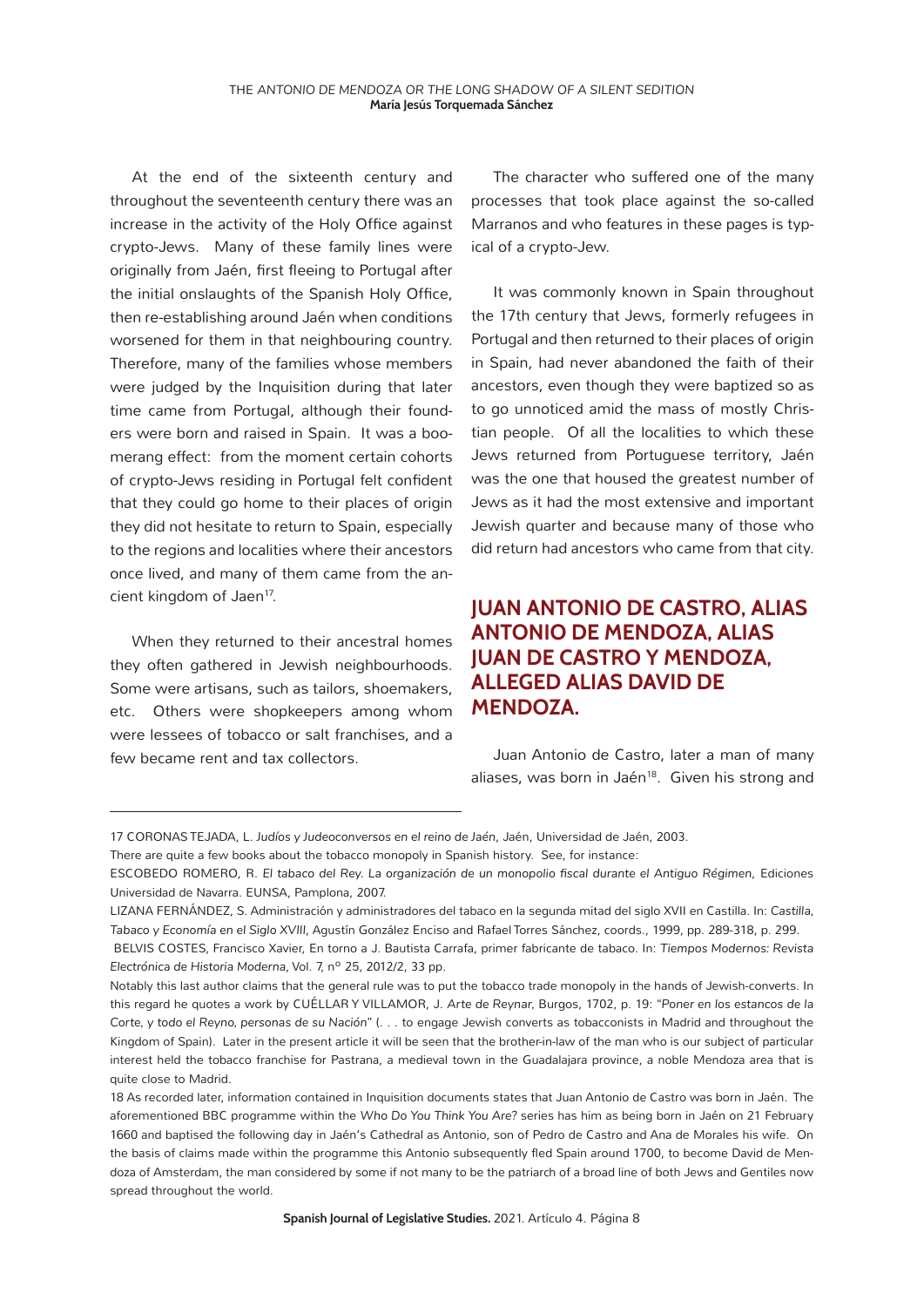At the end of the sixteenth century and throughout the seventeenth century there was an increase in the activity of the Holy Office against crypto-Jews. Many of these family lines were originally from Jaén, first fleeing to Portugal after the initial onslaughts of the Spanish Holy Office, then re-establishing around Jaén when conditions worsened for them in that neighbouring country. Therefore, many of the families whose members were judged by the Inquisition during that later time came from Portugal, although their founders were born and raised in Spain. It was a boomerang effect: from the moment certain cohorts of crypto-Jews residing in Portugal felt confident that they could go home to their places of origin they did not hesitate to return to Spain, especially to the regions and localities where their ancestors once lived, and many of them came from the ancient kingdom of Jaen[17].

When they returned to their ancestral homes they often gathered in Jewish neighbourhoods. Some were artisans, such as tailors, shoemakers, etc. Others were shopkeepers among whom were lessees of tobacco or salt franchises, and a few became rent and tax collectors.

The character who suffered one of the many processes that took place against the so-called Marranos and who features in these pages is typical of a crypto-Jew.

It was commonly known in Spain throughout the 17th century that Jews, formerly refugees in Portugal and then returned to their places of origin in Spain, had never abandoned the faith of their ancestors, even though they were baptized so as to go unnoticed amid the mass of mostly Christian people. Of all the localities to which these Jews returned from Portuguese territory, Jaén was the one that housed the greatest number of Jews as it had the most extensive and important Jewish quarter and because many of those who did return had ancestors who came from that city.

## JUAN ANTONIO DE CASTRO, ALIAS ANTONIO DE MENDOZA, ALIAS JUAN DE CASTRO Y MENDOZA, ALLEGED ALIAS DAVID DE MENDOZA.

Juan Antonio de Castro, later a man of many aliases, was born in Jaén[18]. Given his strong and

---

17 CORONAS TEJADA, L. *Judíos y Judeoconversos en el reino de Jaén*, Jaén, Universidad de Jaén, 2003.

There are quite a few books about the tobacco monopoly in Spanish history. See, for instance:

ESCOBEDO ROMERO, R. *El tabaco del Rey. La organización de un monopolio fiscal durante el Antiguo Régimen*, Ediciones Universidad de Navarra. EUNSA, Pamplona, 2007.

LIZANA FERNÁNDEZ, S. Administración y administradores del tabaco en la segunda mitad del siglo XVII en Castilla. In: *Castilla, Tabaco y Economía en el Siglo XVIII*, Agustín González Enciso and Rafael Torres Sánchez, coords., 1999, pp. 289-318, p. 299.

BELVIS COSTES, Francisco Xavier, En torno a J. Bautista Carrafa, primer fabricante de tabaco. In: *Tiempos Modernos: Revista Electrónica de Historia Moderna*, Vol. 7, nº 25, 2012/2, 33 pp.

Notably this last author claims that the general rule was to put the tobacco trade monopoly in the hands of Jewish-converts. In this regard he quotes a work by CUÉLLAR Y VILLAMOR, J. *Arte de Reynar*, Burgos, 1702, p. 19: "*Poner en los estancos de la Corte, y todo el Reyno, personas de su Nación*" (. . . to engage Jewish converts as tobacconists in Madrid and throughout the Kingdom of Spain). Later in the present article it will be seen that the brother-in-law of the man who is our subject of particular interest held the tobacco franchise for Pastrana, a medieval town in the Guadalajara province, a noble Mendoza area that is quite close to Madrid.

18 As recorded later, information contained in Inquisition documents states that Juan Antonio de Castro was born in Jaén. The aforementioned BBC programme within the *Who Do You Think You Are?* series has him as being born in Jaén on 21 February 1660 and baptised the following day in Jaén's Cathedral as Antonio, son of Pedro de Castro and Ana de Morales his wife. On the basis of claims made within the programme this Antonio subsequently fled Spain around 1700, to become David de Mendoza of Amsterdam, the man considered by some if not many to be the patriarch of a broad line of both Jews and Gentiles now spread throughout the world.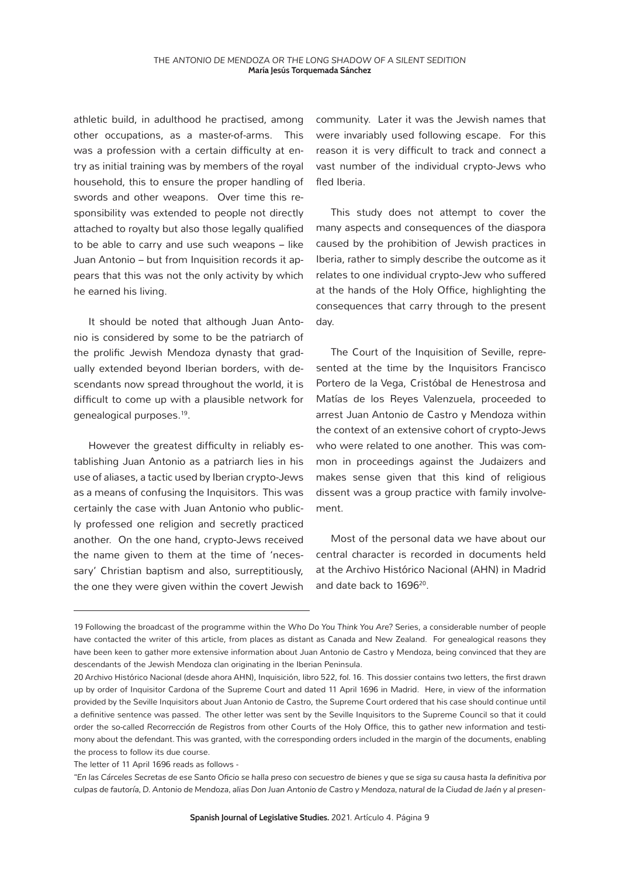athletic build, in adulthood he practised, among other occupations, as a master-of-arms. This was a profession with a certain difficulty at entry as initial training was by members of the royal household, this to ensure the proper handling of swords and other weapons. Over time this responsibility was extended to people not directly attached to royalty but also those legally qualified to be able to carry and use such weapons – like Juan Antonio – but from Inquisition records it appears that this was not the only activity by which he earned his living.

It should be noted that although Juan Antonio is considered by some to be the patriarch of the prolific Jewish Mendoza dynasty that gradually extended beyond Iberian borders, with descendants now spread throughout the world, it is difficult to come up with a plausible network for genealogical purposes.[19].

However the greatest difficulty in reliably establishing Juan Antonio as a patriarch lies in his use of aliases, a tactic used by Iberian crypto-Jews as a means of confusing the Inquisitors. This was certainly the case with Juan Antonio who publicly professed one religion and secretly practiced another. On the one hand, crypto-Jews received the name given to them at the time of 'necessary' Christian baptism and also, surreptitiously, the one they were given within the covert Jewish community. Later it was the Jewish names that were invariably used following escape. For this reason it is very difficult to track and connect a vast number of the individual crypto-Jews who fled Iberia.

This study does not attempt to cover the many aspects and consequences of the diaspora caused by the prohibition of Jewish practices in Iberia, rather to simply describe the outcome as it relates to one individual crypto-Jew who suffered at the hands of the Holy Office, highlighting the consequences that carry through to the present day.

The Court of the Inquisition of Seville, represented at the time by the Inquisitors Francisco Portero de la Vega, Cristóbal de Henestrosa and Matías de los Reyes Valenzuela, proceeded to arrest Juan Antonio de Castro y Mendoza within the context of an extensive cohort of crypto-Jews who were related to one another. This was common in proceedings against the Judaizers and makes sense given that this kind of religious dissent was a group practice with family involvement.

Most of the personal data we have about our central character is recorded in documents held at the Archivo Histórico Nacional (AHN) in Madrid and date back to 1696[20].

---

19 Following the broadcast of the programme within the *Who Do You Think You Are?* Series, a considerable number of people have contacted the writer of this article, from places as distant as Canada and New Zealand. For genealogical reasons they have been keen to gather more extensive information about Juan Antonio de Castro y Mendoza, being convinced that they are descendants of the Jewish Mendoza clan originating in the Iberian Peninsula.

20 Archivo Histórico Nacional (desde ahora AHN), Inquisición, libro 522, fol. 16. This dossier contains two letters, the first drawn up by order of Inquisitor Cardona of the Supreme Court and dated 11 April 1696 in Madrid. Here, in view of the information provided by the Seville Inquisitors about Juan Antonio de Castro, the Supreme Court ordered that his case should continue until a definitive sentence was passed. The other letter was sent by the Seville Inquisitors to the Supreme Council so that it could order the so-called *Recorrección de Registros* from other Courts of the Holy Office, this to gather new information and testimony about the defendant. This was granted, with the corresponding orders included in the margin of the documents, enabling the process to follow its due course.

The letter of 11 April 1696 reads as follows -

*"En las Cárceles Secretas de ese Santo Oficio se halla preso con secuestro de bienes y que se siga su causa hasta la definitiva por culpas de fautoría, D. Antonio de Mendoza, alias Don Juan Antonio de Castro y Mendoza, natural de la Ciudad de Jaén y al presen-*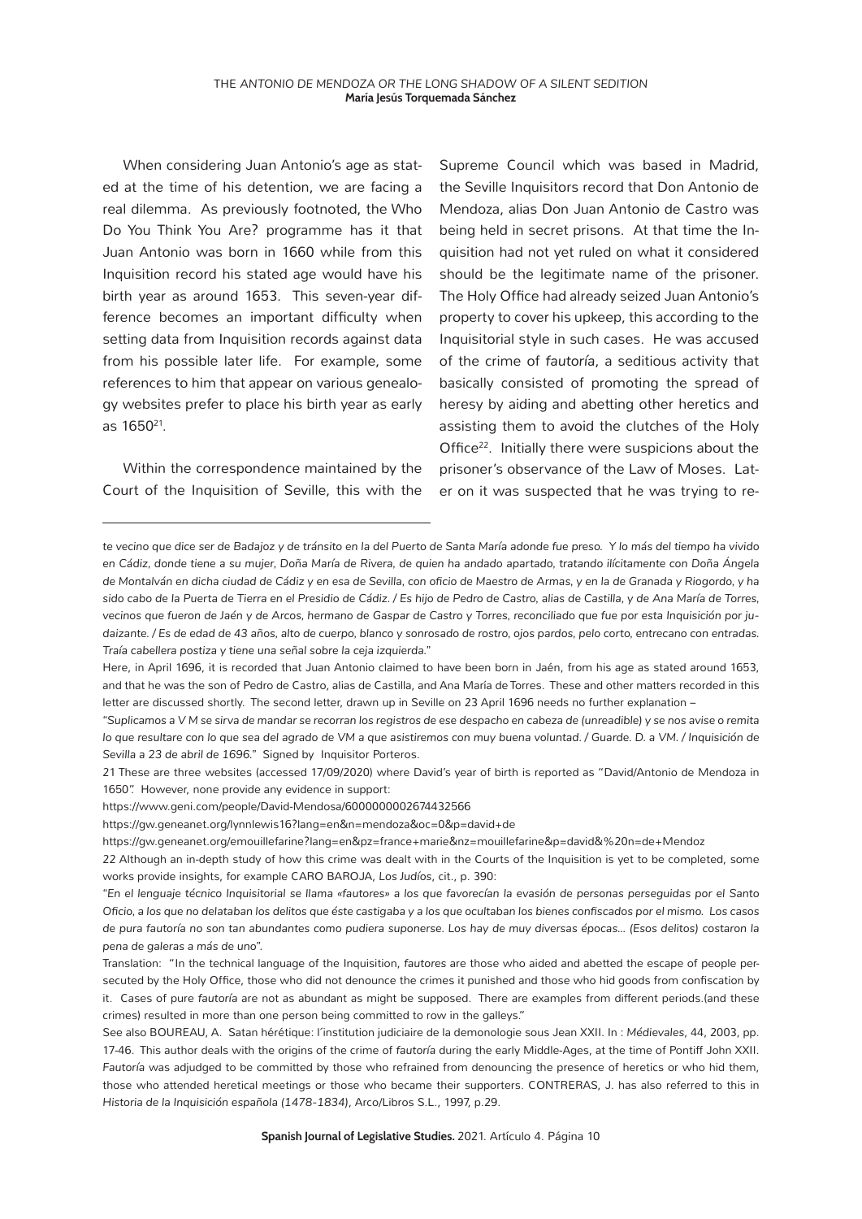When considering Juan Antonio's age as stated at the time of his detention, we are facing a real dilemma. As previously footnoted, the Who Do You Think You Are? programme has it that Juan Antonio was born in 1660 while from this Inquisition record his stated age would have his birth year as around 1653. This seven-year difference becomes an important difficulty when setting data from Inquisition records against data from his possible later life. For example, some references to him that appear on various genealogy websites prefer to place his birth year as early as 1650[21].

Within the correspondence maintained by the Court of the Inquisition of Seville, this with the Supreme Council which was based in Madrid, the Seville Inquisitors record that Don Antonio de Mendoza, alias Don Juan Antonio de Castro was being held in secret prisons. At that time the Inquisition had not yet ruled on what it considered should be the legitimate name of the prisoner. The Holy Office had already seized Juan Antonio's property to cover his upkeep, this according to the Inquisitorial style in such cases. He was accused of the crime of *fautoría*, a seditious activity that basically consisted of promoting the spread of heresy by aiding and abetting other heretics and assisting them to avoid the clutches of the Holy Office[22]. Initially there were suspicions about the prisoner's observance of the Law of Moses. Later on it was suspected that he was trying to re-

---

*te vecino que dice ser de Badajoz y de tránsito en la del Puerto de Santa María adonde fue preso. Y lo más del tiempo ha vivido en Cádiz, donde tiene a su mujer, Doña María de Rivera, de quien ha andado apartado, tratando ilícitamente con Doña Ángela de Montalván en dicha ciudad de Cádiz y en esa de Sevilla, con oficio de Maestro de Armas, y en la de Granada y Riogordo, y ha sido cabo de la Puerta de Tierra en el Presidio de Cádiz. / Es hijo de Pedro de Castro, alias de Castilla, y de Ana María de Torres, vecinos que fueron de Jaén y de Arcos, hermano de Gaspar de Castro y Torres, reconciliado que fue por esta Inquisición por judaizante. / Es de edad de 43 años, alto de cuerpo, blanco y sonrosado de rostro, ojos pardos, pelo corto, entrecano con entradas. Traía cabellera postiza y tiene una señal sobre la ceja izquierda.*"

Here, in April 1696, it is recorded that Juan Antonio claimed to have been born in Jaén, from his age as stated around 1653, and that he was the son of Pedro de Castro, alias de Castilla, and Ana María de Torres. These and other matters recorded in this letter are discussed shortly. The second letter, drawn up in Seville on 23 April 1696 needs no further explanation –

"*Suplicamos a V M se sirva de mandar se recorran los registros de ese despacho en cabeza de (unreadible) y se nos avise o remita lo que resultare con lo que sea del agrado de VM a que asistiremos con muy buena voluntad. / Guarde. D. a VM. / Inquisición de Sevilla a 23 de abril de 1696.*" Signed by Inquisitor Porteros.

21 These are three websites (accessed 17/09/2020) where David's year of birth is reported as "David/Antonio de Mendoza in 1650". However, none provide any evidence in support:

https://www.geni.com/people/David-Mendosa/6000000002674432566

https://gw.geneanet.org/lynnlewis16?lang=en&n=mendoza&oc=0&p=david+de

https://gw.geneanet.org/emouillefarine?lang=en&pz=france+marie&nz=mouillefarine&p=david&%20n=de+Mendoz

22 Although an in-depth study of how this crime was dealt with in the Courts of the Inquisition is yet to be completed, some works provide insights, for example CARO BAROJA, *Los Judíos*, cit., p. 390:

"*En el lenguaje técnico Inquisitorial se llama «fautores» a los que favorecían la evasión de personas perseguidas por el Santo Oficio, a los que no delataban los delitos que éste castigaba y a los que ocultaban los bienes confiscados por el mismo. Los casos de pura fautoría no son tan abundantes como pudiera suponerse. Los hay de muy diversas épocas... (Esos delitos) costaron la pena de galeras a más de uno*".

Translation: "In the technical language of the Inquisition, *fautores* are those who aided and abetted the escape of people persecuted by the Holy Office, those who did not denounce the crimes it punished and those who hid goods from confiscation by it. Cases of pure *fautoría* are not as abundant as might be supposed. There are examples from different periods.(and these crimes) resulted in more than one person being committed to row in the galleys."

See also BOUREAU, A. Satan hérétique: l´institution judiciaire de la demonologie sous Jean XXII. In : *Médievales*, 44, 2003, pp. 17-46. This author deals with the origins of the crime of *fautoría* during the early Middle-Ages, at the time of Pontiff John XXII. *Fautoría* was adjudged to be committed by those who refrained from denouncing the presence of heretics or who hid them, those who attended heretical meetings or those who became their supporters. CONTRERAS, J. has also referred to this in *Historia de la Inquisición española (1478-1834)*, Arco/Libros S.L., 1997, p.29.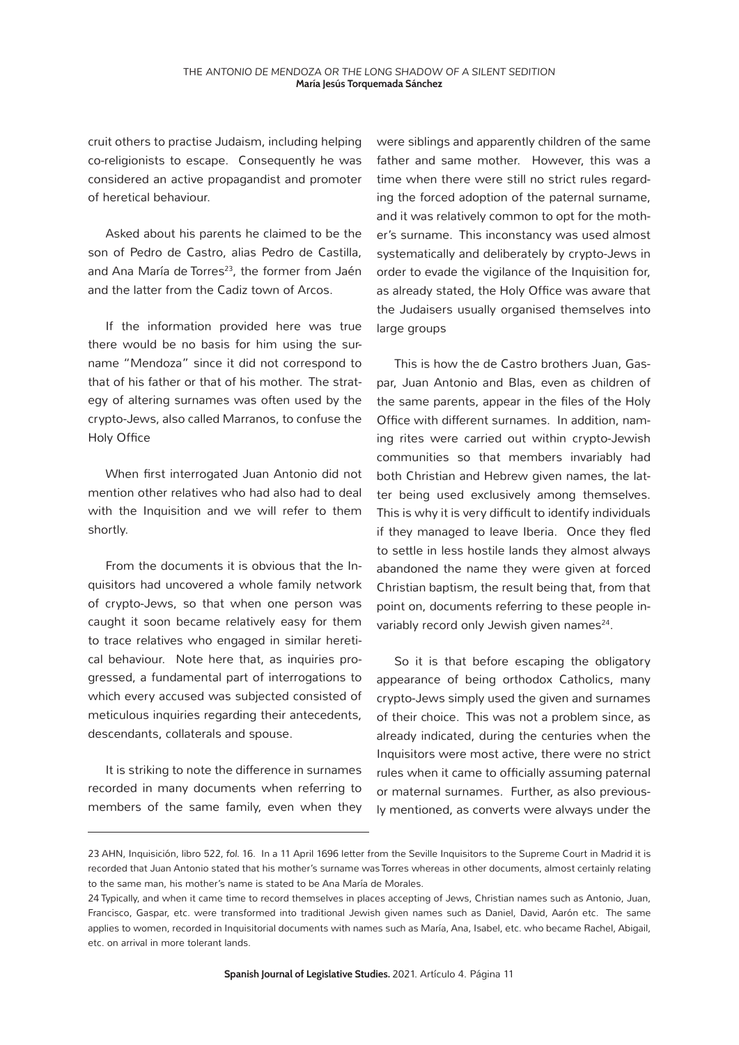cruit others to practise Judaism, including helping co-religionists to escape. Consequently he was considered an active propagandist and promoter of heretical behaviour.

Asked about his parents he claimed to be the son of Pedro de Castro, alias Pedro de Castilla, and Ana María de Torres[23], the former from Jaén and the latter from the Cadiz town of Arcos.

If the information provided here was true there would be no basis for him using the surname "Mendoza" since it did not correspond to that of his father or that of his mother. The strategy of altering surnames was often used by the crypto-Jews, also called Marranos, to confuse the Holy Office

When first interrogated Juan Antonio did not mention other relatives who had also had to deal with the Inquisition and we will refer to them shortly.

From the documents it is obvious that the Inquisitors had uncovered a whole family network of crypto-Jews, so that when one person was caught it soon became relatively easy for them to trace relatives who engaged in similar heretical behaviour. Note here that, as inquiries progressed, a fundamental part of interrogations to which every accused was subjected consisted of meticulous inquiries regarding their antecedents, descendants, collaterals and spouse.

It is striking to note the difference in surnames recorded in many documents when referring to members of the same family, even when they were siblings and apparently children of the same father and same mother. However, this was a time when there were still no strict rules regarding the forced adoption of the paternal surname, and it was relatively common to opt for the mother's surname. This inconstancy was used almost systematically and deliberately by crypto-Jews in order to evade the vigilance of the Inquisition for, as already stated, the Holy Office was aware that the Judaisers usually organised themselves into large groups

This is how the de Castro brothers Juan, Gaspar, Juan Antonio and Blas, even as children of the same parents, appear in the files of the Holy Office with different surnames. In addition, naming rites were carried out within crypto-Jewish communities so that members invariably had both Christian and Hebrew given names, the latter being used exclusively among themselves. This is why it is very difficult to identify individuals if they managed to leave Iberia. Once they fled to settle in less hostile lands they almost always abandoned the name they were given at forced Christian baptism, the result being that, from that point on, documents referring to these people invariably record only Jewish given names[24].

So it is that before escaping the obligatory appearance of being orthodox Catholics, many crypto-Jews simply used the given and surnames of their choice. This was not a problem since, as already indicated, during the centuries when the Inquisitors were most active, there were no strict rules when it came to officially assuming paternal or maternal surnames. Further, as also previously mentioned, as converts were always under the

---

23 AHN, Inquisición, libro 522, *fol.* 16. In a 11 April 1696 letter from the Seville Inquisitors to the Supreme Court in Madrid it is recorded that Juan Antonio stated that his mother's surname was Torres whereas in other documents, almost certainly relating to the same man, his mother's name is stated to be Ana María de Morales.

24 Typically, and when it came time to record themselves in places accepting of Jews, Christian names such as Antonio, Juan, Francisco, Gaspar, etc. were transformed into traditional Jewish given names such as Daniel, David, Aarón etc. The same applies to women, recorded in Inquisitorial documents with names such as María, Ana, Isabel, etc. who became Rachel, Abigail, etc. on arrival in more tolerant lands.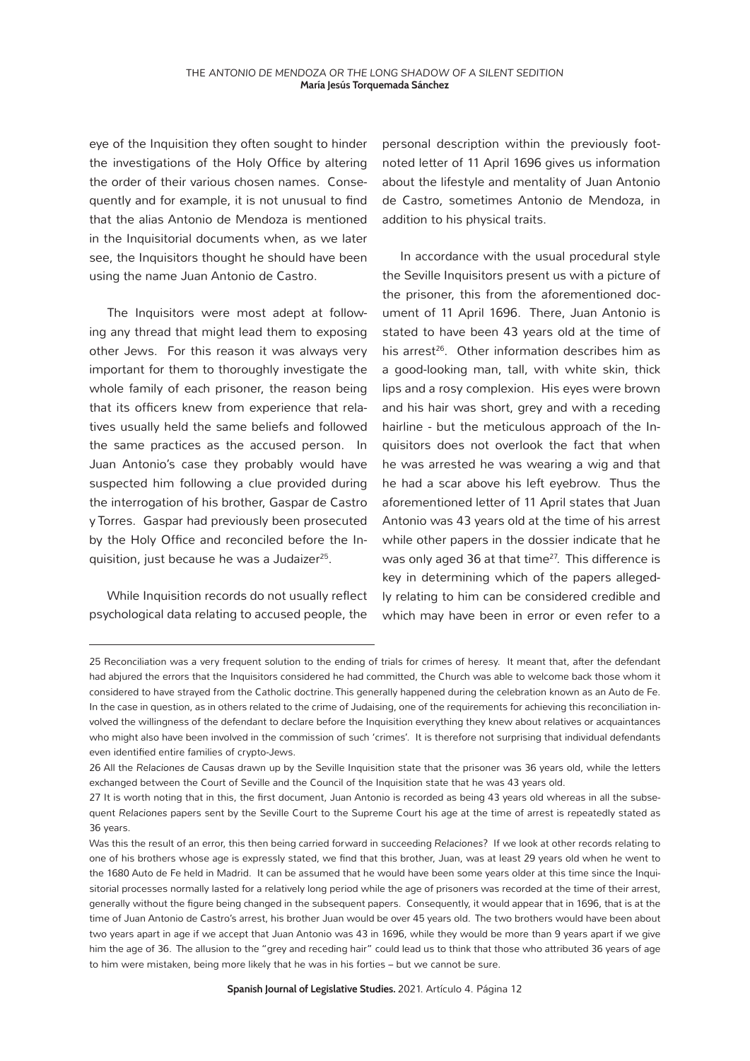eye of the Inquisition they often sought to hinder the investigations of the Holy Office by altering the order of their various chosen names. Consequently and for example, it is not unusual to find that the alias Antonio de Mendoza is mentioned in the Inquisitorial documents when, as we later see, the Inquisitors thought he should have been using the name Juan Antonio de Castro.

The Inquisitors were most adept at following any thread that might lead them to exposing other Jews. For this reason it was always very important for them to thoroughly investigate the whole family of each prisoner, the reason being that its officers knew from experience that relatives usually held the same beliefs and followed the same practices as the accused person. In Juan Antonio's case they probably would have suspected him following a clue provided during the interrogation of his brother, Gaspar de Castro y Torres. Gaspar had previously been prosecuted by the Holy Office and reconciled before the Inquisition, just because he was a Judaizer[25].

While Inquisition records do not usually reflect psychological data relating to accused people, the personal description within the previously footnoted letter of 11 April 1696 gives us information about the lifestyle and mentality of Juan Antonio de Castro, sometimes Antonio de Mendoza, in addition to his physical traits.

In accordance with the usual procedural style the Seville Inquisitors present us with a picture of the prisoner, this from the aforementioned document of 11 April 1696. There, Juan Antonio is stated to have been 43 years old at the time of his arrest[26]. Other information describes him as a good-looking man, tall, with white skin, thick lips and a rosy complexion. His eyes were brown and his hair was short, grey and with a receding hairline - but the meticulous approach of the Inquisitors does not overlook the fact that when he was arrested he was wearing a wig and that he had a scar above his left eyebrow. Thus the aforementioned letter of 11 April states that Juan Antonio was 43 years old at the time of his arrest while other papers in the dossier indicate that he was only aged 36 at that time[27]. This difference is key in determining which of the papers allegedly relating to him can be considered credible and which may have been in error or even refer to a

---

25 Reconciliation was a very frequent solution to the ending of trials for crimes of heresy. It meant that, after the defendant had abjured the errors that the Inquisitors considered he had committed, the Church was able to welcome back those whom it considered to have strayed from the Catholic doctrine. This generally happened during the celebration known as an Auto de Fe. In the case in question, as in others related to the crime of Judaising, one of the requirements for achieving this reconciliation involved the willingness of the defendant to declare before the Inquisition everything they knew about relatives or acquaintances who might also have been involved in the commission of such 'crimes'. It is therefore not surprising that individual defendants even identified entire families of crypto-Jews.

26 All the *Relaciones de Causas* drawn up by the Seville Inquisition state that the prisoner was 36 years old, while the letters exchanged between the Court of Seville and the Council of the Inquisition state that he was 43 years old.

27 It is worth noting that in this, the first document, Juan Antonio is recorded as being 43 years old whereas in all the subsequent *Relaciones* papers sent by the Seville Court to the Supreme Court his age at the time of arrest is repeatedly stated as 36 years.

Was this the result of an error, this then being carried forward in succeeding *Relaciones*? If we look at other records relating to one of his brothers whose age is expressly stated, we find that this brother, Juan, was at least 29 years old when he went to the 1680 Auto de Fe held in Madrid. It can be assumed that he would have been some years older at this time since the Inquisitorial processes normally lasted for a relatively long period while the age of prisoners was recorded at the time of their arrest, generally without the figure being changed in the subsequent papers. Consequently, it would appear that in 1696, that is at the time of Juan Antonio de Castro's arrest, his brother Juan would be over 45 years old. The two brothers would have been about two years apart in age if we accept that Juan Antonio was 43 in 1696, while they would be more than 9 years apart if we give him the age of 36. The allusion to the "grey and receding hair" could lead us to think that those who attributed 36 years of age to him were mistaken, being more likely that he was in his forties – but we cannot be sure.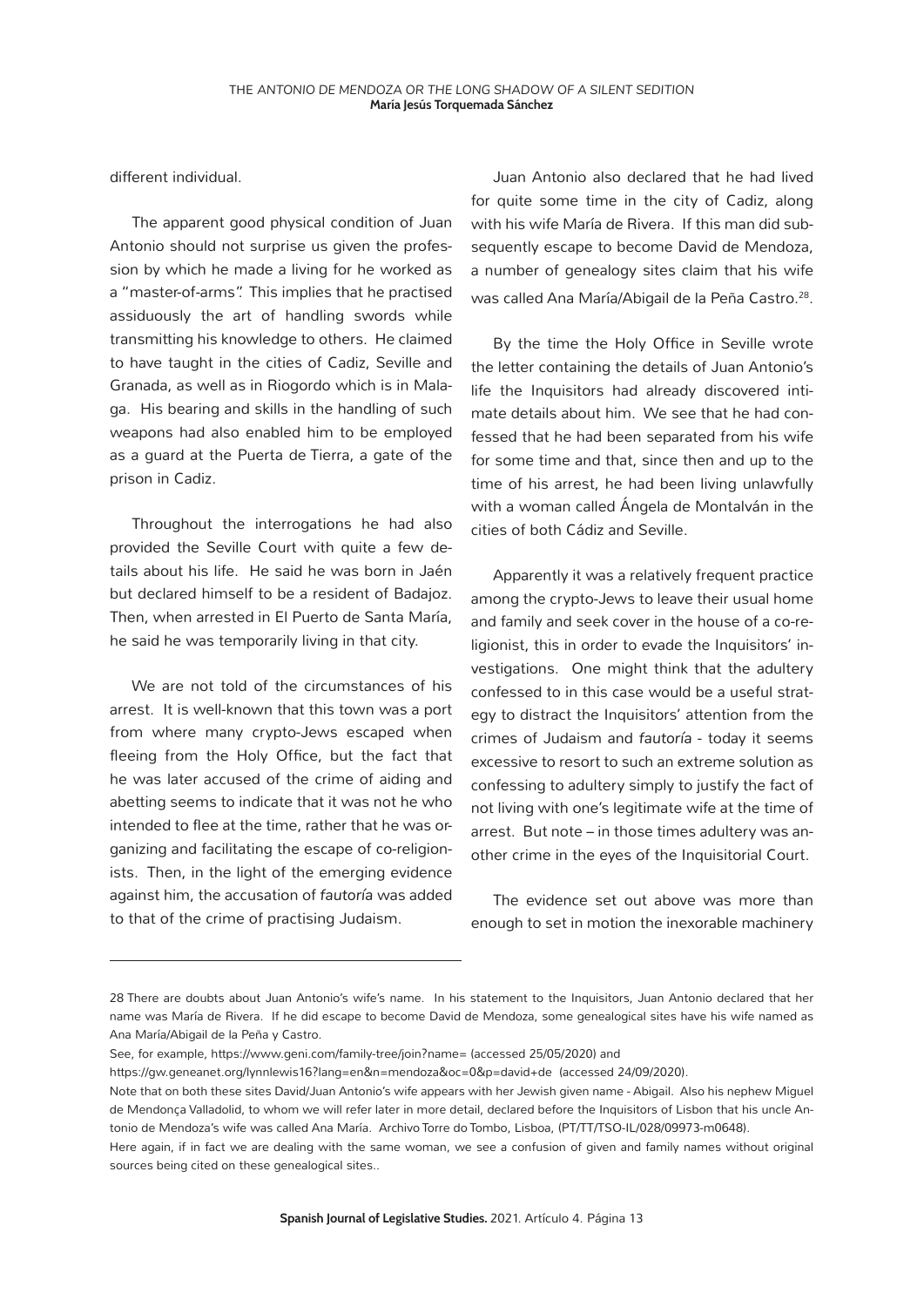different individual.

The apparent good physical condition of Juan Antonio should not surprise us given the profession by which he made a living for he worked as a "master-of-arms". This implies that he practised assiduously the art of handling swords while transmitting his knowledge to others. He claimed to have taught in the cities of Cadiz, Seville and Granada, as well as in Riogordo which is in Malaga. His bearing and skills in the handling of such weapons had also enabled him to be employed as a guard at the Puerta de Tierra, a gate of the prison in Cadiz.

Throughout the interrogations he had also provided the Seville Court with quite a few details about his life. He said he was born in Jaén but declared himself to be a resident of Badajoz. Then, when arrested in El Puerto de Santa María, he said he was temporarily living in that city.

We are not told of the circumstances of his arrest. It is well-known that this town was a port from where many crypto-Jews escaped when fleeing from the Holy Office, but the fact that he was later accused of the crime of aiding and abetting seems to indicate that it was not he who intended to flee at the time, rather that he was organizing and facilitating the escape of co-religionists. Then, in the light of the emerging evidence against him, the accusation of *fautoría* was added to that of the crime of practising Judaism.

Juan Antonio also declared that he had lived for quite some time in the city of Cadiz, along with his wife María de Rivera. If this man did subsequently escape to become David de Mendoza, a number of genealogy sites claim that his wife was called Ana María/Abigail de la Peña Castro.[28].

By the time the Holy Office in Seville wrote the letter containing the details of Juan Antonio's life the Inquisitors had already discovered intimate details about him. We see that he had confessed that he had been separated from his wife for some time and that, since then and up to the time of his arrest, he had been living unlawfully with a woman called Ángela de Montalván in the cities of both Cádiz and Seville.

Apparently it was a relatively frequent practice among the crypto-Jews to leave their usual home and family and seek cover in the house of a co-religionist, this in order to evade the Inquisitors' investigations. One might think that the adultery confessed to in this case would be a useful strategy to distract the Inquisitors' attention from the crimes of Judaism and *fautoría* - today it seems excessive to resort to such an extreme solution as confessing to adultery simply to justify the fact of not living with one's legitimate wife at the time of arrest. But note – in those times adultery was another crime in the eyes of the Inquisitorial Court.

The evidence set out above was more than enough to set in motion the inexorable machinery

---

28 There are doubts about Juan Antonio's wife's name. In his statement to the Inquisitors, Juan Antonio declared that her name was María de Rivera. If he did escape to become David de Mendoza, some genealogical sites have his wife named as Ana María/Abigail de la Peña y Castro.

See, for example, https://www.geni.com/family-tree/join?name= (accessed 25/05/2020) and

https://gw.geneanet.org/lynnlewis16?lang=en&n=mendoza&oc=0&p=david+de (accessed 24/09/2020).

Note that on both these sites David/Juan Antonio's wife appears with her Jewish given name - Abigail. Also his nephew Miguel de Mendonça Valladolid, to whom we will refer later in more detail, declared before the Inquisitors of Lisbon that his uncle Antonio de Mendoza's wife was called Ana María. Archivo Torre do Tombo, Lisboa, (PT/TT/TSO-IL/028/09973-m0648).

Here again, if in fact we are dealing with the same woman, we see a confusion of given and family names without original sources being cited on these genealogical sites..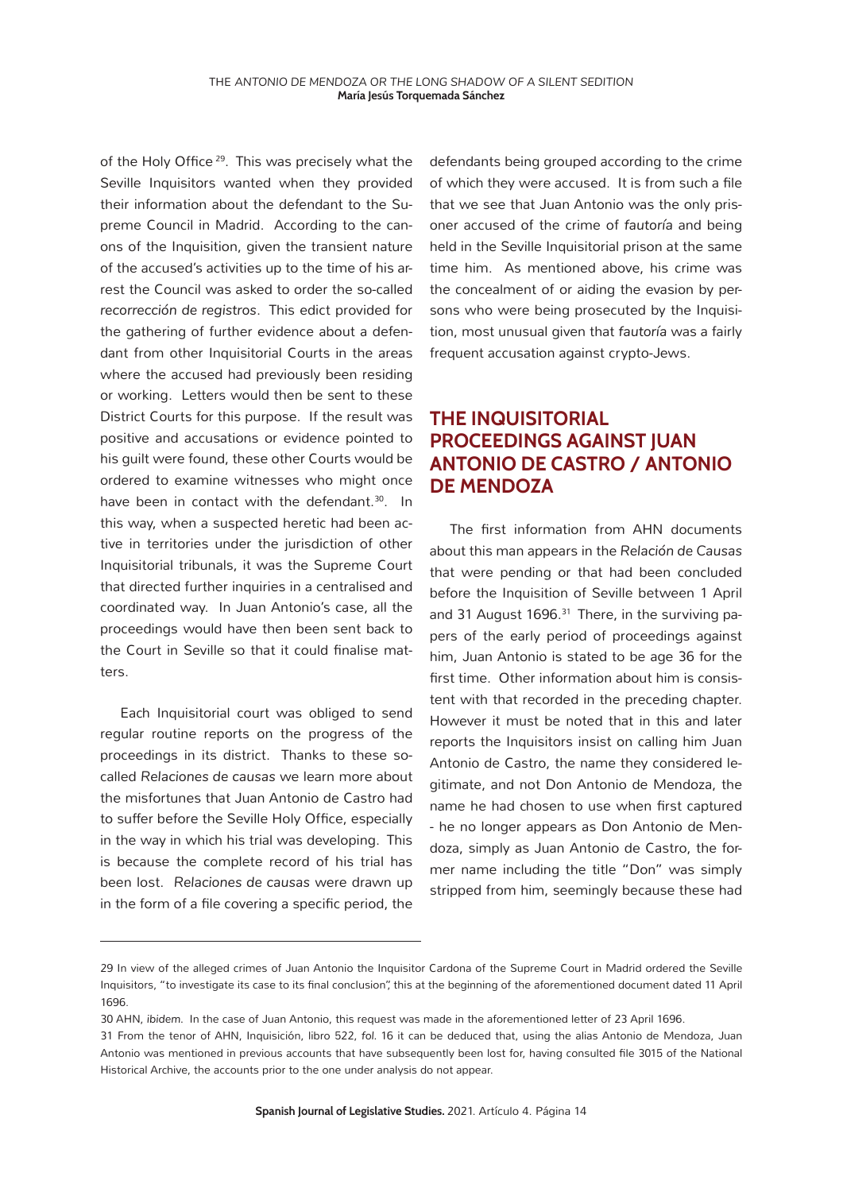of the Holy Office [29]. This was precisely what the Seville Inquisitors wanted when they provided their information about the defendant to the Supreme Council in Madrid. According to the canons of the Inquisition, given the transient nature of the accused's activities up to the time of his arrest the Council was asked to order the so-called *recorrección de registros*. This edict provided for the gathering of further evidence about a defendant from other Inquisitorial Courts in the areas where the accused had previously been residing or working. Letters would then be sent to these District Courts for this purpose. If the result was positive and accusations or evidence pointed to his guilt were found, these other Courts would be ordered to examine witnesses who might once have been in contact with the defendant.[30]. In this way, when a suspected heretic had been active in territories under the jurisdiction of other Inquisitorial tribunals, it was the Supreme Court that directed further inquiries in a centralised and coordinated way. In Juan Antonio's case, all the proceedings would have then been sent back to the Court in Seville so that it could finalise matters.

Each Inquisitorial court was obliged to send regular routine reports on the progress of the proceedings in its district. Thanks to these so-called *Relaciones de causas* we learn more about the misfortunes that Juan Antonio de Castro had to suffer before the Seville Holy Office, especially in the way in which his trial was developing. This is because the complete record of his trial has been lost. *Relaciones de causas* were drawn up in the form of a file covering a specific period, the defendants being grouped according to the crime of which they were accused. It is from such a file that we see that Juan Antonio was the only prisoner accused of the crime of *fautoría* and being held in the Seville Inquisitorial prison at the same time him. As mentioned above, his crime was the concealment of or aiding the evasion by persons who were being prosecuted by the Inquisition, most unusual given that *fautoría* was a fairly frequent accusation against crypto-Jews.

## THE INQUISITORIAL PROCEEDINGS AGAINST JUAN ANTONIO DE CASTRO / ANTONIO DE MENDOZA

The first information from AHN documents about this man appears in the *Relación de Causas* that were pending or that had been concluded before the Inquisition of Seville between 1 April and 31 August 1696.[31] There, in the surviving papers of the early period of proceedings against him, Juan Antonio is stated to be age 36 for the first time. Other information about him is consistent with that recorded in the preceding chapter. However it must be noted that in this and later reports the Inquisitors insist on calling him Juan Antonio de Castro, the name they considered legitimate, and not Don Antonio de Mendoza, the name he had chosen to use when first captured - he no longer appears as Don Antonio de Mendoza, simply as Juan Antonio de Castro, the former name including the title "Don" was simply stripped from him, seemingly because these had

---

29 In view of the alleged crimes of Juan Antonio the Inquisitor Cardona of the Supreme Court in Madrid ordered the Seville Inquisitors, "to investigate its case to its final conclusion", this at the beginning of the aforementioned document dated 11 April 1696.

30 AHN, *ibidem*. In the case of Juan Antonio, this request was made in the aforementioned letter of 23 April 1696.

31 From the tenor of AHN, Inquisición, libro 522, fol. 16 it can be deduced that, using the alias Antonio de Mendoza, Juan Antonio was mentioned in previous accounts that have subsequently been lost for, having consulted file 3015 of the National Historical Archive, the accounts prior to the one under analysis do not appear.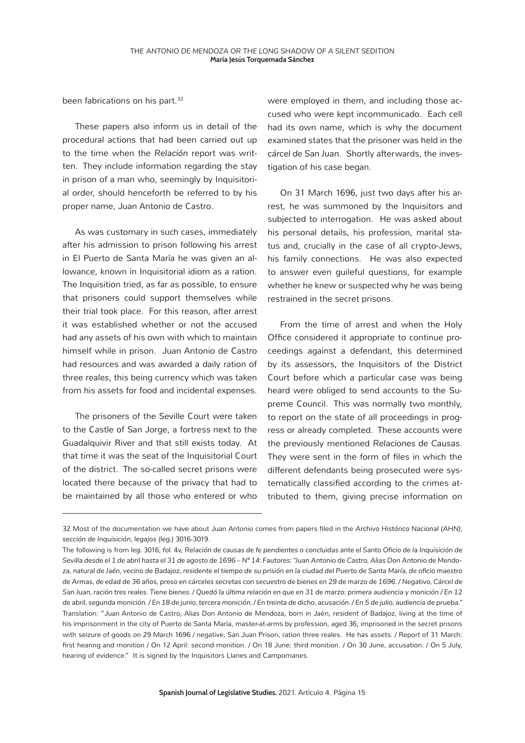been fabrications on his part.[32]

These papers also inform us in detail of the procedural actions that had been carried out up to the time when the *Relación* report was written. They include information regarding the stay in prison of a man who, seemingly by Inquisitorial order, should henceforth be referred to by his proper name, Juan Antonio de Castro.

As was customary in such cases, immediately after his admission to prison following his arrest in El Puerto de Santa María he was given an allowance, known in Inquisitorial idiom as a ration. The Inquisition tried, as far as possible, to ensure that prisoners could support themselves while their trial took place. For this reason, after arrest it was established whether or not the accused had any assets of his own with which to maintain himself while in prison. Juan Antonio de Castro had resources and was awarded a daily ration of three *reales*, this being currency which was taken from his assets for food and incidental expenses.

The prisoners of the Seville Court were taken to the Castle of San Jorge, a fortress next to the Guadalquivir River and that still exists today. At that time it was the seat of the Inquisitorial Court of the district. The so-called secret prisons were located there because of the privacy that had to be maintained by all those who entered or who were employed in them, and including those accused who were kept incommunicado. Each cell had its own name, which is why the document examined states that the prisoner was held in the *cárcel de San Juan*. Shortly afterwards, the investigation of his case began.

On 31 March 1696, just two days after his arrest, he was summoned by the Inquisitors and subjected to interrogation. He was asked about his personal details, his profession, marital status and, crucially in the case of all crypto-Jews, his family connections. He was also expected to answer even guileful questions, for example whether he knew or suspected why he was being restrained in the secret prisons.

From the time of arrest and when the Holy Office considered it appropriate to continue proceedings against a defendant, this determined by its assessors, the Inquisitors of the District Court before which a particular case was being heard were obliged to send accounts to the Supreme Council. This was normally two monthly, to report on the state of all proceedings in progress or already completed. These accounts were the previously mentioned *Relaciones de Causas*. They were sent in the form of files in which the different defendants being prosecuted were systematically classified according to the crimes attributed to them, giving precise information on

---

32 Most of the documentation we have about Juan Antonio comes from papers filed in the *Archivo Histórico Nacional (AHN)*, *sección de Inquisición*, *legajos (leg.)* 3016-3019.

The following is from *leg.* 3016, *fol.* 4v, *Relación de causas de fe pendientes o concluidas ante el Santo Oficio de la Inquisición de Sevilla desde el 1 de abril hasta el 31 de agosto de 1696 – Nº 14: Fautores: "Juan Antonio de Castro, Alias Don Antonio de Mendoza, natural de Jaén, vecino de Badajoz, residente el tiempo de su prisión en la ciudad del Puerto de Santa María, de oficio maestro de Armas, de edad de 36 años, preso en cárceles secretas con secuestro de bienes en 29 de marzo de 1696. / Negativo, Cárcel de San Juan, ración tres reales. Tiene bienes. / Quedó la última relación en que en 31 de marzo: primera audiencia y monición / En 12 de abril, segunda monición. / En 18 de junio, tercera monición. / En treinta de dicho, acusación. / En 5 de julio, audiencia de prueba."* Translation: "Juan Antonio de Castro, Alias Don Antonio de Mendoza, born in Jaén, resident of Badajoz, living at the time of his imprisonment in the city of Puerto de Santa María, master-at-arms by profession, aged 36, imprisoned in the secret prisons with seizure of goods on 29 March 1696 / negative, San Juan Prison, ration three reales. He has assets. / Report of 31 March: first hearing and monition / On 12 April: second monition. / On 18 June: third monition. / On 30 June, accusation. / On 5 July, hearing of evidence." It is signed by the Inquisitors Llanes and Campomanes.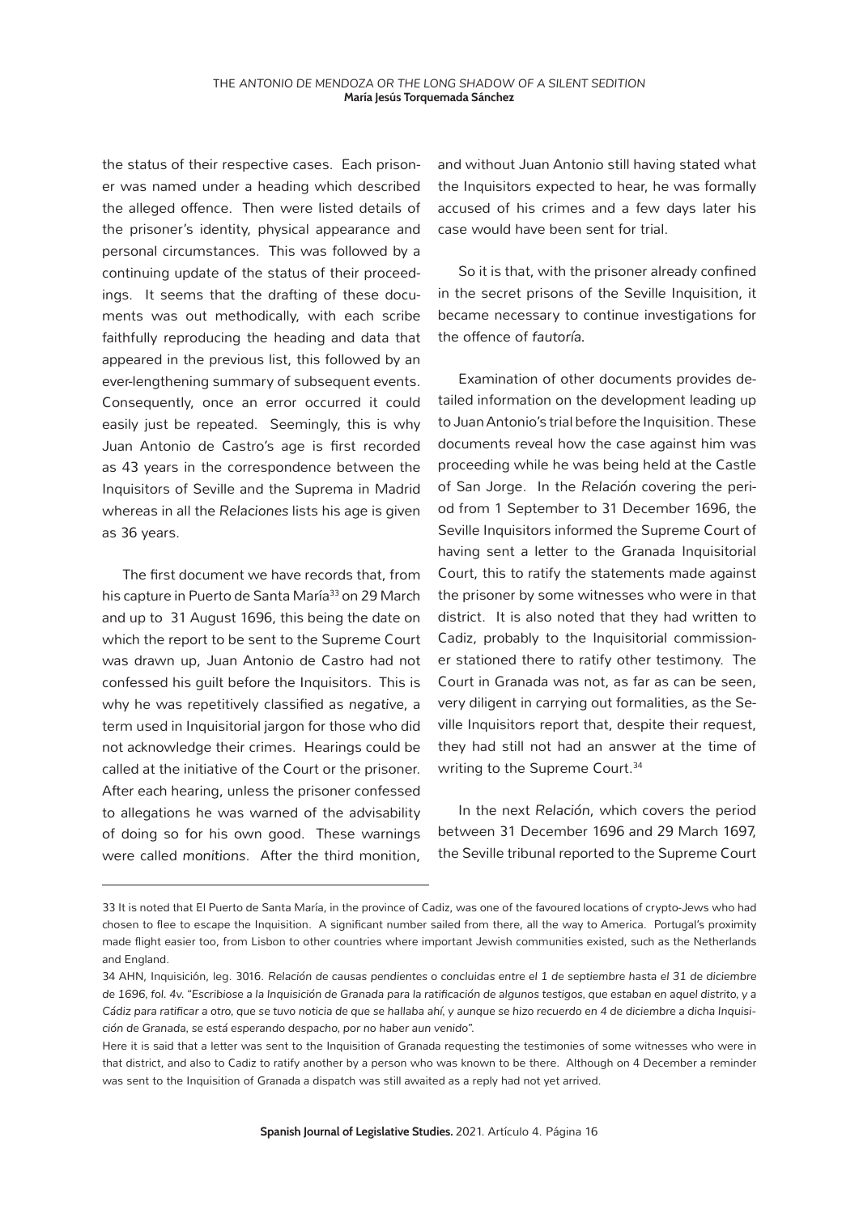the status of their respective cases. Each prisoner was named under a heading which described the alleged offence. Then were listed details of the prisoner's identity, physical appearance and personal circumstances. This was followed by a continuing update of the status of their proceedings. It seems that the drafting of these documents was out methodically, with each scribe faithfully reproducing the heading and data that appeared in the previous list, this followed by an ever-lengthening summary of subsequent events. Consequently, once an error occurred it could easily just be repeated. Seemingly, this is why Juan Antonio de Castro's age is first recorded as 43 years in the correspondence between the Inquisitors of Seville and the Suprema in Madrid whereas in all the *Relaciones* lists his age is given as 36 years.

The first document we have records that, from his capture in Puerto de Santa María[33] on 29 March and up to 31 August 1696, this being the date on which the report to be sent to the Supreme Court was drawn up, Juan Antonio de Castro had not confessed his guilt before the Inquisitors. This is why he was repetitively classified as *negative*, a term used in Inquisitorial jargon for those who did not acknowledge their crimes. Hearings could be called at the initiative of the Court or the prisoner. After each hearing, unless the prisoner confessed to allegations he was warned of the advisability of doing so for his own good. These warnings were called *monitions*. After the third monition, and without Juan Antonio still having stated what the Inquisitors expected to hear, he was formally accused of his crimes and a few days later his case would have been sent for trial.

So it is that, with the prisoner already confined in the secret prisons of the Seville Inquisition, it became necessary to continue investigations for the offence of *fautoría*.

Examination of other documents provides detailed information on the development leading up to Juan Antonio's trial before the Inquisition. These documents reveal how the case against him was proceeding while he was being held at the Castle of San Jorge. In the *Relación* covering the period from 1 September to 31 December 1696, the Seville Inquisitors informed the Supreme Court of having sent a letter to the Granada Inquisitorial Court, this to ratify the statements made against the prisoner by some witnesses who were in that district. It is also noted that they had written to Cadiz, probably to the Inquisitorial commissioner stationed there to ratify other testimony. The Court in Granada was not, as far as can be seen, very diligent in carrying out formalities, as the Seville Inquisitors report that, despite their request, they had still not had an answer at the time of writing to the Supreme Court.[34]

In the next *Relación*, which covers the period between 31 December 1696 and 29 March 1697, the Seville tribunal reported to the Supreme Court

---

33 It is noted that El Puerto de Santa María, in the province of Cadiz, was one of the favoured locations of crypto-Jews who had chosen to flee to escape the Inquisition. A significant number sailed from there, all the way to America. Portugal's proximity made flight easier too, from Lisbon to other countries where important Jewish communities existed, such as the Netherlands and England.

34 AHN, Inquisición, leg. 3016. *Relación de causas pendientes o concluidas entre el 1 de septiembre hasta el 31 de diciembre de 1696, fol. 4v. "Escribiose a la Inquisición de Granada para la ratificación de algunos testigos, que estaban en aquel distrito, y a Cádiz para ratificar a otro, que se tuvo noticia de que se hallaba ahí, y aunque se hizo recuerdo en 4 de diciembre a dicha Inquisición de Granada, se está esperando despacho, por no haber aun venido".*

Here it is said that a letter was sent to the Inquisition of Granada requesting the testimonies of some witnesses who were in that district, and also to Cadiz to ratify another by a person who was known to be there. Although on 4 December a reminder was sent to the Inquisition of Granada a dispatch was still awaited as a reply had not yet arrived.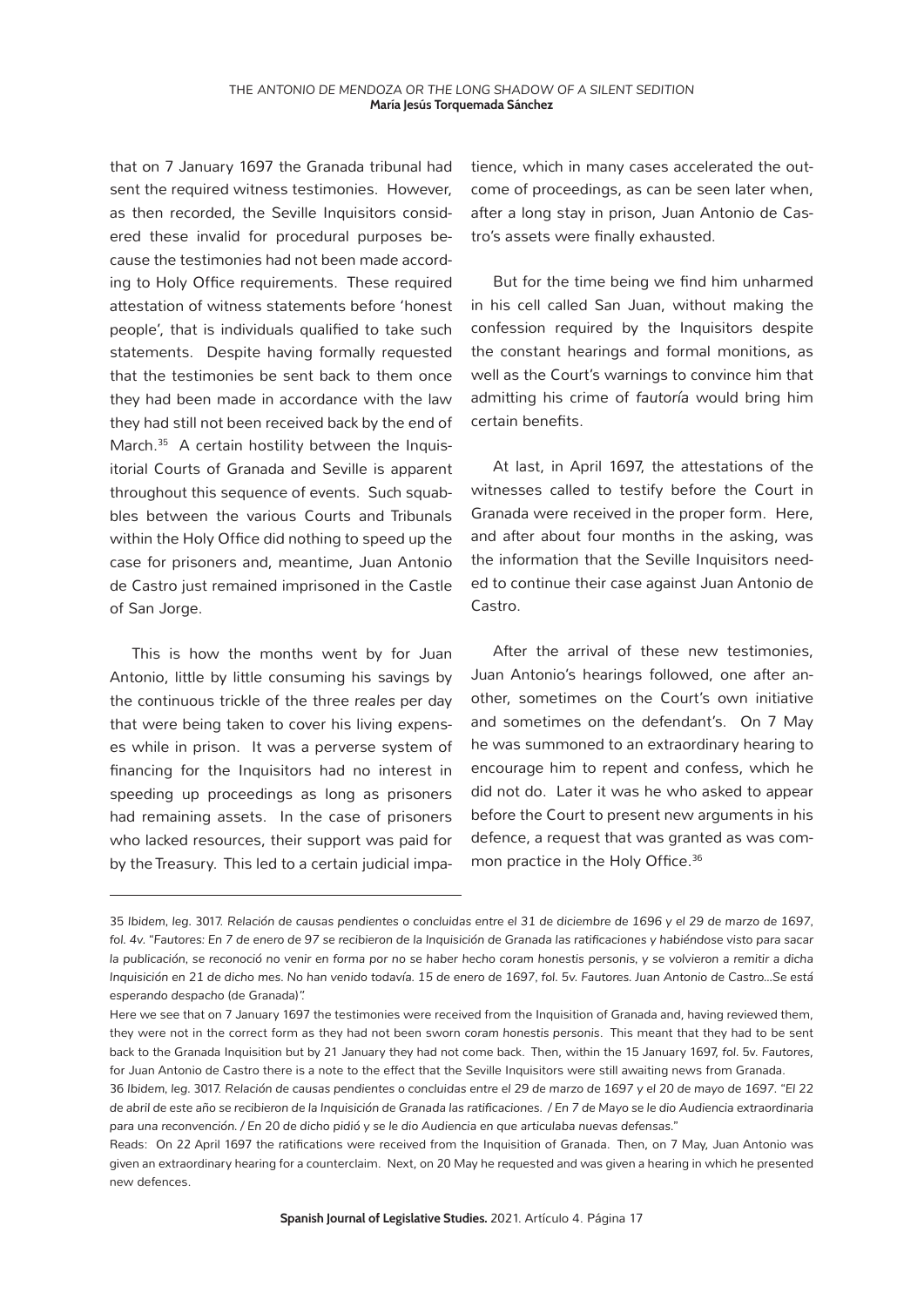that on 7 January 1697 the Granada tribunal had sent the required witness testimonies. However, as then recorded, the Seville Inquisitors considered these invalid for procedural purposes because the testimonies had not been made according to Holy Office requirements. These required attestation of witness statements before 'honest people', that is individuals qualified to take such statements. Despite having formally requested that the testimonies be sent back to them once they had been made in accordance with the law they had still not been received back by the end of March.[35] A certain hostility between the Inquisitorial Courts of Granada and Seville is apparent throughout this sequence of events. Such squabbles between the various Courts and Tribunals within the Holy Office did nothing to speed up the case for prisoners and, meantime, Juan Antonio de Castro just remained imprisoned in the Castle of San Jorge.

This is how the months went by for Juan Antonio, little by little consuming his savings by the continuous trickle of the three *reales* per day that were being taken to cover his living expenses while in prison. It was a perverse system of financing for the Inquisitors had no interest in speeding up proceedings as long as prisoners had remaining assets. In the case of prisoners who lacked resources, their support was paid for by the Treasury. This led to a certain judicial impatience, which in many cases accelerated the outcome of proceedings, as can be seen later when, after a long stay in prison, Juan Antonio de Castro's assets were finally exhausted.

But for the time being we find him unharmed in his cell called San Juan, without making the confession required by the Inquisitors despite the constant hearings and formal monitions, as well as the Court's warnings to convince him that admitting his crime of *fautoría* would bring him certain benefits.

At last, in April 1697, the attestations of the witnesses called to testify before the Court in Granada were received in the proper form. Here, and after about four months in the asking, was the information that the Seville Inquisitors needed to continue their case against Juan Antonio de Castro.

After the arrival of these new testimonies, Juan Antonio's hearings followed, one after another, sometimes on the Court's own initiative and sometimes on the defendant's. On 7 May he was summoned to an extraordinary hearing to encourage him to repent and confess, which he did not do. Later it was he who asked to appear before the Court to present new arguments in his defence, a request that was granted as was common practice in the Holy Office.[36]

---

35 *Ibidem, leg.* 3017. *Relación de causas pendientes o concluidas entre el 31 de diciembre de 1696 y el 29 de marzo de 1697, fol. 4v.* "*Fautores: En 7 de enero de 97 se recibieron de la Inquisición de Granada las ratificaciones y habiéndose visto para sacar la publicación, se reconoció no venir en forma por no se haber hecho coram honestis personis, y se volvieron a remitir a dicha Inquisición en 21 de dicho mes. No han venido todavía. 15 de enero de 1697, fol. 5v. Fautores. Juan Antonio de Castro...Se está esperando despacho* (de Granada)".

Here we see that on 7 January 1697 the testimonies were received from the Inquisition of Granada and, having reviewed them, they were not in the correct form as they had not been sworn *coram honestis personis*. This meant that they had to be sent back to the Granada Inquisition but by 21 January they had not come back. Then, within the 15 January 1697, *fol.* 5v. *Fautores*, for Juan Antonio de Castro there is a note to the effect that the Seville Inquisitors were still awaiting news from Granada.

36 *Ibidem, leg.* 3017. *Relación de causas pendientes o concluidas entre el 29 de marzo de 1697 y el 20 de mayo de 1697.* "*El 22 de abril de este año se recibieron de la Inquisición de Granada las ratificaciones. / En 7 de Mayo se le dio Audiencia extraordinaria para una reconvención. / En 20 de dicho pidió y se le dio Audiencia en que articulaba nuevas defensas.*"

Reads: On 22 April 1697 the ratifications were received from the Inquisition of Granada. Then, on 7 May, Juan Antonio was given an extraordinary hearing for a counterclaim. Next, on 20 May he requested and was given a hearing in which he presented new defences.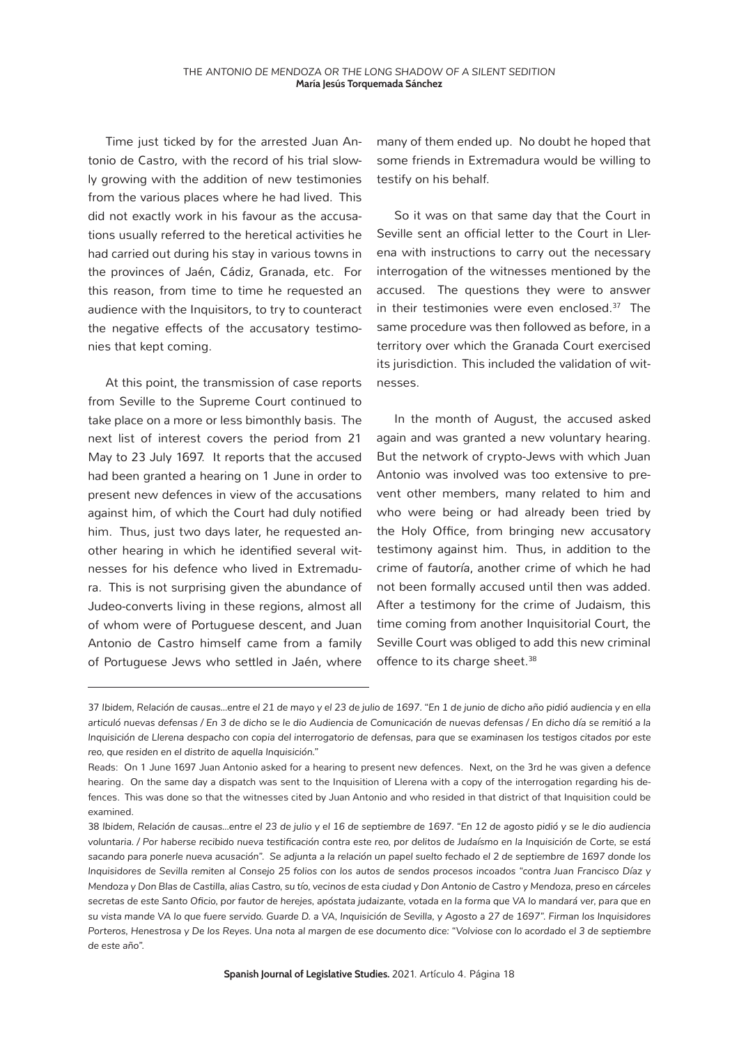Time just ticked by for the arrested Juan Antonio de Castro, with the record of his trial slowly growing with the addition of new testimonies from the various places where he had lived. This did not exactly work in his favour as the accusations usually referred to the heretical activities he had carried out during his stay in various towns in the provinces of Jaén, Cádiz, Granada, etc. For this reason, from time to time he requested an audience with the Inquisitors, to try to counteract the negative effects of the accusatory testimonies that kept coming.

At this point, the transmission of case reports from Seville to the Supreme Court continued to take place on a more or less bimonthly basis. The next list of interest covers the period from 21 May to 23 July 1697. It reports that the accused had been granted a hearing on 1 June in order to present new defences in view of the accusations against him, of which the Court had duly notified him. Thus, just two days later, he requested another hearing in which he identified several witnesses for his defence who lived in Extremadura. This is not surprising given the abundance of Judeo-converts living in these regions, almost all of whom were of Portuguese descent, and Juan Antonio de Castro himself came from a family of Portuguese Jews who settled in Jaén, where many of them ended up. No doubt he hoped that some friends in Extremadura would be willing to testify on his behalf.

So it was on that same day that the Court in Seville sent an official letter to the Court in Llerena with instructions to carry out the necessary interrogation of the witnesses mentioned by the accused. The questions they were to answer in their testimonies were even enclosed.[37] The same procedure was then followed as before, in a territory over which the Granada Court exercised its jurisdiction. This included the validation of witnesses.

In the month of August, the accused asked again and was granted a new voluntary hearing. But the network of crypto-Jews with which Juan Antonio was involved was too extensive to prevent other members, many related to him and who were being or had already been tried by the Holy Office, from bringing new accusatory testimony against him. Thus, in addition to the crime of *fautoría*, another crime of which he had not been formally accused until then was added. After a testimony for the crime of Judaism, this time coming from another Inquisitorial Court, the Seville Court was obliged to add this new criminal offence to its charge sheet.[38]

---

37 *Ibidem*, *Relación de causas…entre el 21 de mayo y el 23 de julio de 1697*. *"En 1 de junio de dicho año pidió audiencia y en ella articuló nuevas defensas / En 3 de dicho se le dio Audiencia de Comunicación de nuevas defensas / En dicho día se remitió a la Inquisición de Llerena despacho con copia del interrogatorio de defensas, para que se examinasen los testigos citados por este reo, que residen en el distrito de aquella Inquisición."*

Reads: On 1 June 1697 Juan Antonio asked for a hearing to present new defences. Next, on the 3rd he was given a defence hearing. On the same day a dispatch was sent to the Inquisition of Llerena with a copy of the interrogation regarding his defences. This was done so that the witnesses cited by Juan Antonio and who resided in that district of that Inquisition could be examined.

38 *Ibidem*, *Relación de causas…entre el 23 de julio y el 16 de septiembre de 1697*. *"En 12 de agosto pidió y se le dio audiencia voluntaria. / Por haberse recibido nueva testificación contra este reo, por delitos de Judaísmo en la Inquisición de Corte, se está sacando para ponerle nueva acusación". Se adjunta a la relación un papel suelto fechado el 2 de septiembre de 1697 donde los Inquisidores de Sevilla remiten al Consejo 25 folios con los autos de sendos procesos incoados "contra Juan Francisco Díaz y Mendoza y Don Blas de Castilla, alias Castro, su tío, vecinos de esta ciudad y Don Antonio de Castro y Mendoza, preso en cárceles secretas de este Santo Oficio, por fautor de herejes, apóstata judaizante, votada en la forma que VA lo mandará ver, para que en su vista mande VA lo que fuere servido. Guarde D. a VA, Inquisición de Sevilla, y Agosto a 27 de 1697". Firman los Inquisidores Porteros, Henestrosa y De los Reyes. Una nota al margen de ese documento dice: "Volviose con lo acordado el 3 de septiembre de este año".*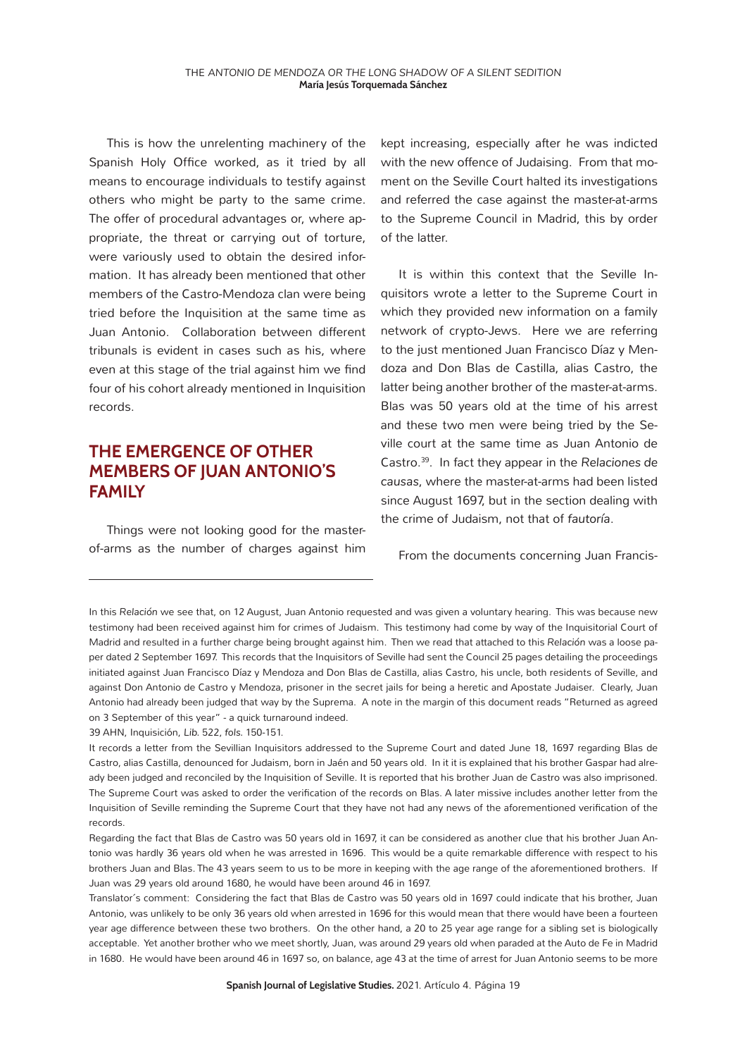This is how the unrelenting machinery of the Spanish Holy Office worked, as it tried by all means to encourage individuals to testify against others who might be party to the same crime. The offer of procedural advantages or, where appropriate, the threat or carrying out of torture, were variously used to obtain the desired information. It has already been mentioned that other members of the Castro-Mendoza clan were being tried before the Inquisition at the same time as Juan Antonio. Collaboration between different tribunals is evident in cases such as his, where even at this stage of the trial against him we find four of his cohort already mentioned in Inquisition records.

## THE EMERGENCE OF OTHER MEMBERS OF JUAN ANTONIO'S FAMILY

Things were not looking good for the master-of-arms as the number of charges against him kept increasing, especially after he was indicted with the new offence of Judaising. From that moment on the Seville Court halted its investigations and referred the case against the master-at-arms to the Supreme Council in Madrid, this by order of the latter.

It is within this context that the Seville Inquisitors wrote a letter to the Supreme Court in which they provided new information on a family network of crypto-Jews. Here we are referring to the just mentioned Juan Francisco Díaz y Mendoza and Don Blas de Castilla, alias Castro, the latter being another brother of the master-at-arms. Blas was 50 years old at the time of his arrest and these two men were being tried by the Seville court at the same time as Juan Antonio de Castro.[39]. In fact they appear in the *Relaciones de causas*, where the master-at-arms had been listed since August 1697, but in the section dealing with the crime of Judaism, not that of *fautoría*.

From the documents concerning Juan Francis-

---

In this *Relación* we see that, on 12 August, Juan Antonio requested and was given a voluntary hearing. This was because new testimony had been received against him for crimes of Judaism. This testimony had come by way of the Inquisitorial Court of Madrid and resulted in a further charge being brought against him. Then we read that attached to this *Relación* was a loose paper dated 2 September 1697. This records that the Inquisitors of Seville had sent the Council 25 pages detailing the proceedings initiated against Juan Francisco Díaz y Mendoza and Don Blas de Castilla, alias Castro, his uncle, both residents of Seville, and against Don Antonio de Castro y Mendoza, prisoner in the secret jails for being a heretic and Apostate Judaiser. Clearly, Juan Antonio had already been judged that way by the Suprema. A note in the margin of this document reads "Returned as agreed on 3 September of this year" - a quick turnaround indeed.

39 AHN, Inquisición, *Lib.* 522, *fols.* 150-151.

It records a letter from the Sevillian Inquisitors addressed to the Supreme Court and dated June 18, 1697 regarding Blas de Castro, alias Castilla, denounced for Judaism, born in Jaén and 50 years old. In it it is explained that his brother Gaspar had already been judged and reconciled by the Inquisition of Seville. It is reported that his brother Juan de Castro was also imprisoned. The Supreme Court was asked to order the verification of the records on Blas. A later missive includes another letter from the Inquisition of Seville reminding the Supreme Court that they have not had any news of the aforementioned verification of the records.

Regarding the fact that Blas de Castro was 50 years old in 1697, it can be considered as another clue that his brother Juan Antonio was hardly 36 years old when he was arrested in 1696. This would be a quite remarkable difference with respect to his brothers Juan and Blas. The 43 years seem to us to be more in keeping with the age range of the aforementioned brothers. If Juan was 29 years old around 1680, he would have been around 46 in 1697.

Translator´s comment: Considering the fact that Blas de Castro was 50 years old in 1697 could indicate that his brother, Juan Antonio, was unlikely to be only 36 years old when arrested in 1696 for this would mean that there would have been a fourteen year age difference between these two brothers. On the other hand, a 20 to 25 year age range for a sibling set is biologically acceptable. Yet another brother who we meet shortly, Juan, was around 29 years old when paraded at the Auto de Fe in Madrid in 1680. He would have been around 46 in 1697 so, on balance, age 43 at the time of arrest for Juan Antonio seems to be more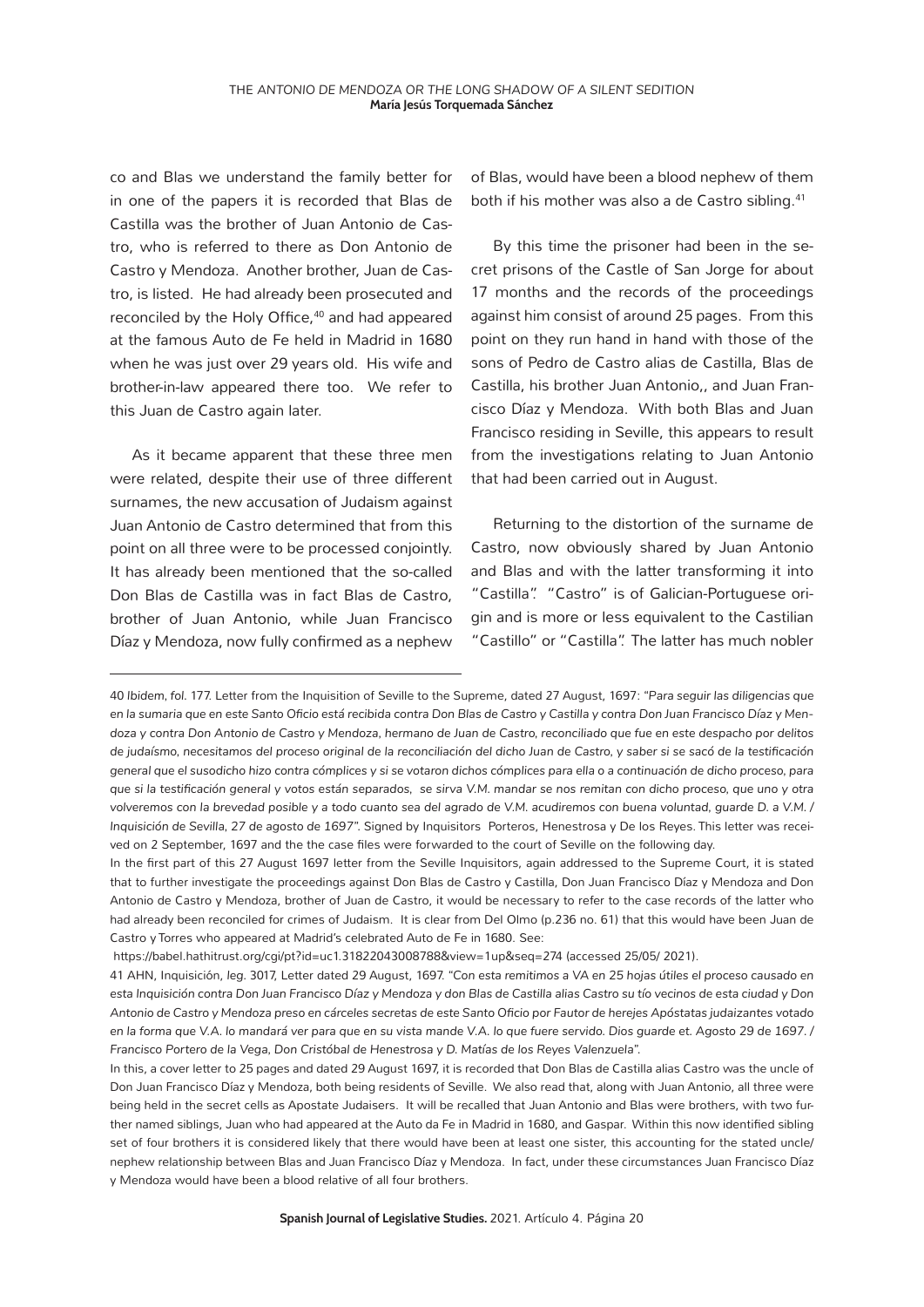co and Blas we understand the family better for in one of the papers it is recorded that Blas de Castilla was the brother of Juan Antonio de Castro, who is referred to there as Don Antonio de Castro y Mendoza. Another brother, Juan de Castro, is listed. He had already been prosecuted and reconciled by the Holy Office,[40] and had appeared at the famous Auto de Fe held in Madrid in 1680 when he was just over 29 years old. His wife and brother-in-law appeared there too. We refer to this Juan de Castro again later.

As it became apparent that these three men were related, despite their use of three different surnames, the new accusation of Judaism against Juan Antonio de Castro determined that from this point on all three were to be processed conjointly. It has already been mentioned that the so-called Don Blas de Castilla was in fact Blas de Castro, brother of Juan Antonio, while Juan Francisco Díaz y Mendoza, now fully confirmed as a nephew of Blas, would have been a blood nephew of them both if his mother was also a de Castro sibling.[41]

By this time the prisoner had been in the secret prisons of the Castle of San Jorge for about 17 months and the records of the proceedings against him consist of around 25 pages. From this point on they run hand in hand with those of the sons of Pedro de Castro alias de Castilla, Blas de Castilla, his brother Juan Antonio,, and Juan Francisco Díaz y Mendoza. With both Blas and Juan Francisco residing in Seville, this appears to result from the investigations relating to Juan Antonio that had been carried out in August.

Returning to the distortion of the surname de Castro, now obviously shared by Juan Antonio and Blas and with the latter transforming it into "Castilla". "Castro" is of Galician-Portuguese origin and is more or less equivalent to the Castilian "Castillo" or "Castilla". The latter has much nobler

---

40 *Ibidem*, *fol.* 177. Letter from the Inquisition of Seville to the Supreme, dated 27 August, 1697: "*Para seguir las diligencias que en la sumaria que en este Santo Oficio está recibida contra Don Blas de Castro y Castilla y contra Don Juan Francisco Díaz y Mendoza y contra Don Antonio de Castro y Mendoza, hermano de Juan de Castro, reconciliado que fue en este despacho por delitos de judaísmo, necesitamos del proceso original de la reconciliación del dicho Juan de Castro, y saber si se sacó de la testificación general que el susodicho hizo contra cómplices y si se votaron dichos cómplices para ella o a continuación de dicho proceso, para que si la testificación general y votos están separados, se sirva V.M. mandar se nos remitan con dicho proceso, que uno y otra volveremos con la brevedad posible y a todo cuanto sea del agrado de V.M. acudiremos con buena voluntad, guarde D. a V.M. / Inquisición de Sevilla, 27 de agosto de 1697*". Signed by Inquisitors Porteros, Henestrosa y De los Reyes. This letter was received on 2 September, 1697 and the the case files were forwarded to the court of Seville on the following day.

In the first part of this 27 August 1697 letter from the Seville Inquisitors, again addressed to the Supreme Court, it is stated that to further investigate the proceedings against Don Blas de Castro y Castilla, Don Juan Francisco Díaz y Mendoza and Don Antonio de Castro y Mendoza, brother of Juan de Castro, it would be necessary to refer to the case records of the latter who had already been reconciled for crimes of Judaism. It is clear from Del Olmo (p.236 no. 61) that this would have been Juan de Castro y Torres who appeared at Madrid's celebrated Auto de Fe in 1680. See:

https://babel.hathitrust.org/cgi/pt?id=uc1.31822043008788&view=1up&seq=274 (accessed 25/05/ 2021).

41 AHN, Inquisición, *leg*. 3017, Letter dated 29 August, 1697. "*Con esta remitimos a VA en 25 hojas útiles el proceso causado en esta Inquisición contra Don Juan Francisco Díaz y Mendoza y don Blas de Castilla alias Castro su tío vecinos de esta ciudad y Don Antonio de Castro y Mendoza preso en cárceles secretas de este Santo Oficio por Fautor de herejes Apóstatas judaizantes votado en la forma que V.A. lo mandará ver para que en su vista mande V.A. lo que fuere servido. Dios guarde et. Agosto 29 de 1697. / Francisco Portero de la Vega, Don Cristóbal de Henestrosa y D. Matías de los Reyes Valenzuela*".

In this, a cover letter to 25 pages and dated 29 August 1697, it is recorded that Don Blas de Castilla alias Castro was the uncle of Don Juan Francisco Díaz y Mendoza, both being residents of Seville. We also read that, along with Juan Antonio, all three were being held in the secret cells as Apostate Judaisers. It will be recalled that Juan Antonio and Blas were brothers, with two further named siblings, Juan who had appeared at the Auto da Fe in Madrid in 1680, and Gaspar. Within this now identified sibling set of four brothers it is considered likely that there would have been at least one sister, this accounting for the stated uncle/nephew relationship between Blas and Juan Francisco Díaz y Mendoza. In fact, under these circumstances Juan Francisco Díaz y Mendoza would have been a blood relative of all four brothers.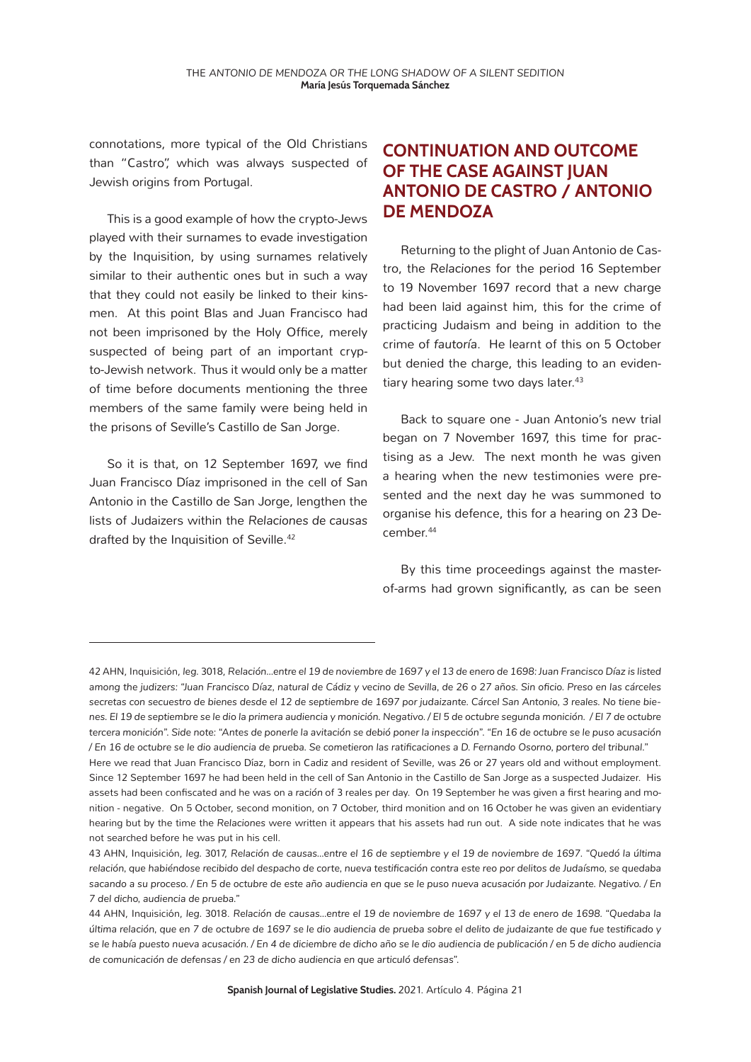connotations, more typical of the Old Christians than "Castro", which was always suspected of Jewish origins from Portugal.

This is a good example of how the crypto-Jews played with their surnames to evade investigation by the Inquisition, by using surnames relatively similar to their authentic ones but in such a way that they could not easily be linked to their kinsmen. At this point Blas and Juan Francisco had not been imprisoned by the Holy Office, merely suspected of being part of an important crypto-Jewish network. Thus it would only be a matter of time before documents mentioning the three members of the same family were being held in the prisons of Seville's Castillo de San Jorge.

So it is that, on 12 September 1697, we find Juan Francisco Díaz imprisoned in the cell of San Antonio in the Castillo de San Jorge, lengthen the lists of Judaizers within the *Relaciones de causas* drafted by the Inquisition of Seville.[42]

## CONTINUATION AND OUTCOME OF THE CASE AGAINST JUAN ANTONIO DE CASTRO / ANTONIO DE MENDOZA

Returning to the plight of Juan Antonio de Castro, the *Relaciones* for the period 16 September to 19 November 1697 record that a new charge had been laid against him, this for the crime of practicing Judaism and being in addition to the crime of *fautoría*. He learnt of this on 5 October but denied the charge, this leading to an evidentiary hearing some two days later.[43]

Back to square one - Juan Antonio's new trial began on 7 November 1697, this time for practising as a Jew. The next month he was given a hearing when the new testimonies were presented and the next day he was summoned to organise his defence, this for a hearing on 23 December.[44]

By this time proceedings against the master-of-arms had grown significantly, as can be seen

---

42 AHN, Inquisición, leg. 3018, *Relación…entre el 19 de noviembre de 1697 y el 13 de enero de 1698: Juan Francisco Díaz is listed among the judizers: "Juan Francisco Díaz, natural de Cádiz y vecino de Sevilla, de 26 o 27 años. Sin oficio. Preso en las cárceles secretas con secuestro de bienes desde el 12 de septiembre de 1697 por judaizante. Cárcel San Antonio, 3 reales. No tiene bienes. El 19 de septiembre se le dio la primera audiencia y monición. Negativo. / El 5 de octubre segunda monición. / El 7 de octubre tercera monición". Side note: "Antes de ponerle la avitación se debió poner la inspección". "En 16 de octubre se le puso acusación / En 16 de octubre se le dio audiencia de prueba. Se cometieron las ratificaciones a D. Fernando Osorno, portero del tribunal."*

Here we read that Juan Francisco Díaz, born in Cadiz and resident of Seville, was 26 or 27 years old and without employment. Since 12 September 1697 he had been held in the cell of San Antonio in the Castillo de San Jorge as a suspected Judaizer. His assets had been confiscated and he was on a *ración* of 3 reales per day. On 19 September he was given a first hearing and monition - negative. On 5 October, second monition, on 7 October, third monition and on 16 October he was given an evidentiary hearing but by the time the *Relaciones* were written it appears that his assets had run out. A side note indicates that he was not searched before he was put in his cell.

43 AHN, Inquisición, leg. 3017, *Relación de causas…entre el 16 de septiembre y el 19 de noviembre de 1697*. *"Quedó la última relación, que habiéndose recibido del despacho de corte, nueva testificación contra este reo por delitos de Judaísmo, se quedaba sacando a su proceso. / En 5 de octubre de este año audiencia en que se le puso nueva acusación por Judaizante. Negativo. / En 7 del dicho, audiencia de prueba."*

44 AHN, Inquisición, leg. 3018. *Relación de causas…entre el 19 de noviembre de 1697 y el 13 de enero de 1698*. *"Quedaba la última relación, que en 7 de octubre de 1697 se le dio audiencia de prueba sobre el delito de judaizante de que fue testificado y se le había puesto nueva acusación. / En 4 de diciembre de dicho año se le dio audiencia de publicación / en 5 de dicho audiencia de comunicación de defensas / en 23 de dicho audiencia en que articuló defensas".*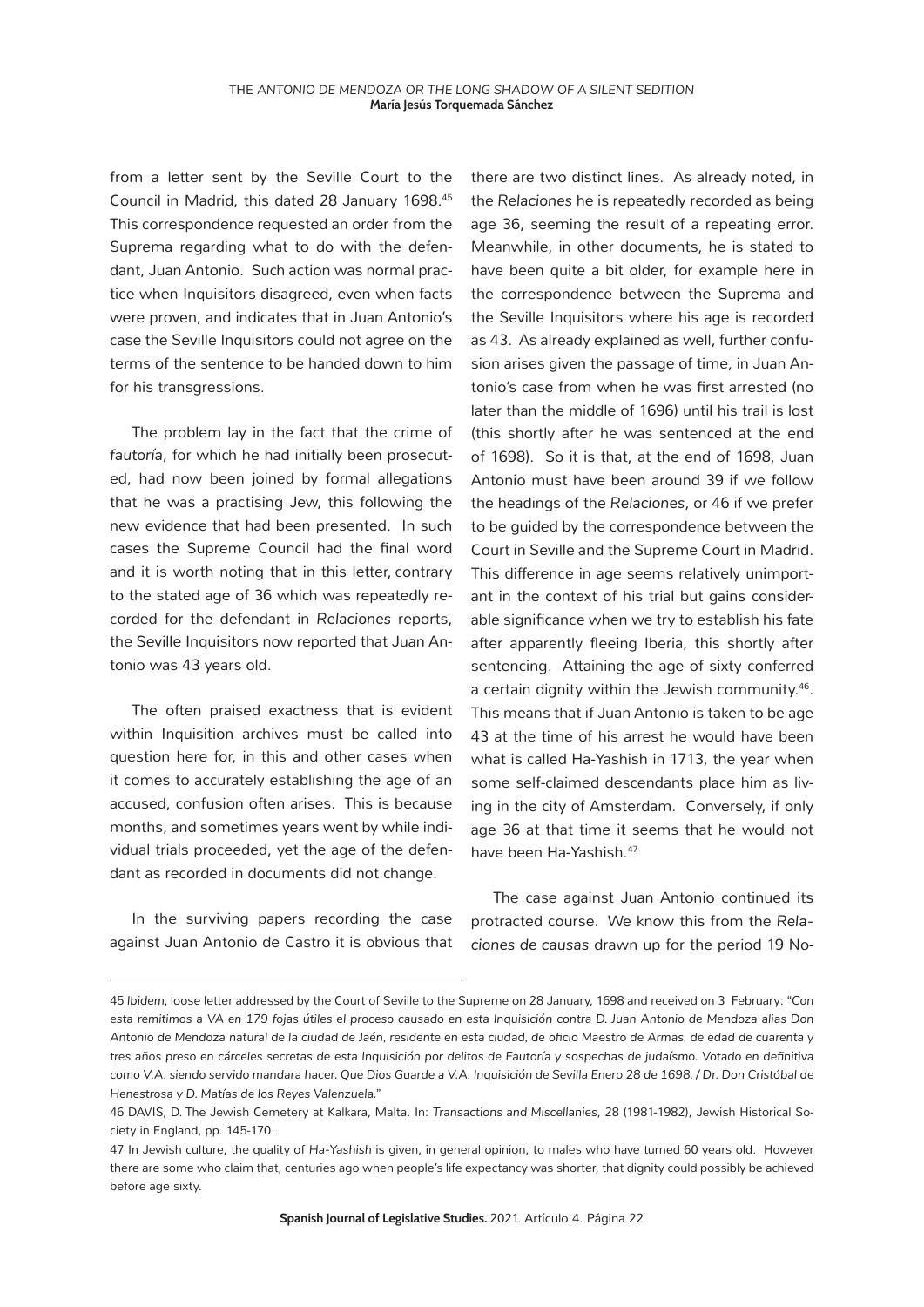from a letter sent by the Seville Court to the Council in Madrid, this dated 28 January 1698.[45] This correspondence requested an order from the Suprema regarding what to do with the defendant, Juan Antonio. Such action was normal practice when Inquisitors disagreed, even when facts were proven, and indicates that in Juan Antonio's case the Seville Inquisitors could not agree on the terms of the sentence to be handed down to him for his transgressions.

The problem lay in the fact that the crime of *fautoría*, for which he had initially been prosecuted, had now been joined by formal allegations that he was a practising Jew, this following the new evidence that had been presented. In such cases the Supreme Council had the final word and it is worth noting that in this letter, contrary to the stated age of 36 which was repeatedly recorded for the defendant in *Relaciones* reports, the Seville Inquisitors now reported that Juan Antonio was 43 years old.

The often praised exactness that is evident within Inquisition archives must be called into question here for, in this and other cases when it comes to accurately establishing the age of an accused, confusion often arises. This is because months, and sometimes years went by while individual trials proceeded, yet the age of the defendant as recorded in documents did not change.

In the surviving papers recording the case against Juan Antonio de Castro it is obvious that there are two distinct lines. As already noted, in the *Relaciones* he is repeatedly recorded as being age 36, seeming the result of a repeating error. Meanwhile, in other documents, he is stated to have been quite a bit older, for example here in the correspondence between the Suprema and the Seville Inquisitors where his age is recorded as 43. As already explained as well, further confusion arises given the passage of time, in Juan Antonio's case from when he was first arrested (no later than the middle of 1696) until his trail is lost (this shortly after he was sentenced at the end of 1698). So it is that, at the end of 1698, Juan Antonio must have been around 39 if we follow the headings of the *Relaciones*, or 46 if we prefer to be guided by the correspondence between the Court in Seville and the Supreme Court in Madrid. This difference in age seems relatively unimportant in the context of his trial but gains considerable significance when we try to establish his fate after apparently fleeing Iberia, this shortly after sentencing. Attaining the age of sixty conferred a certain dignity within the Jewish community.[46]. This means that if Juan Antonio is taken to be age 43 at the time of his arrest he would have been what is called Ha-Yashish in 1713, the year when some self-claimed descendants place him as living in the city of Amsterdam. Conversely, if only age 36 at that time it seems that he would not have been Ha-Yashish.[47]

The case against Juan Antonio continued its protracted course. We know this from the *Relaciones de causas* drawn up for the period 19 No-

---

45 *Ibidem*, loose letter addressed by the Court of Seville to the Supreme on 28 January, 1698 and received on 3 February: "*Con esta remitimos a VA en 179 fojas útiles el proceso causado en esta Inquisición contra D. Juan Antonio de Mendoza alias Don Antonio de Mendoza natural de la ciudad de Jaén, residente en esta ciudad, de oficio Maestro de Armas, de edad de cuarenta y tres años preso en cárceles secretas de esta Inquisición por delitos de Fautoría y sospechas de judaísmo. Votado en definitiva como V.A. siendo servido mandara hacer. Que Dios Guarde a V.A. Inquisición de Sevilla Enero 28 de 1698. / Dr. Don Cristóbal de Henestrosa y D. Matías de los Reyes Valenzuela.*"

46 DAVIS, D. The Jewish Cemetery at Kalkara, Malta. In: *Transactions and Miscellanies*, 28 (1981-1982), Jewish Historical Society in England, pp. 145-170.

47 In Jewish culture, the quality of *Ha-Yashish* is given, in general opinion, to males who have turned 60 years old. However there are some who claim that, centuries ago when people's life expectancy was shorter, that dignity could possibly be achieved before age sixty.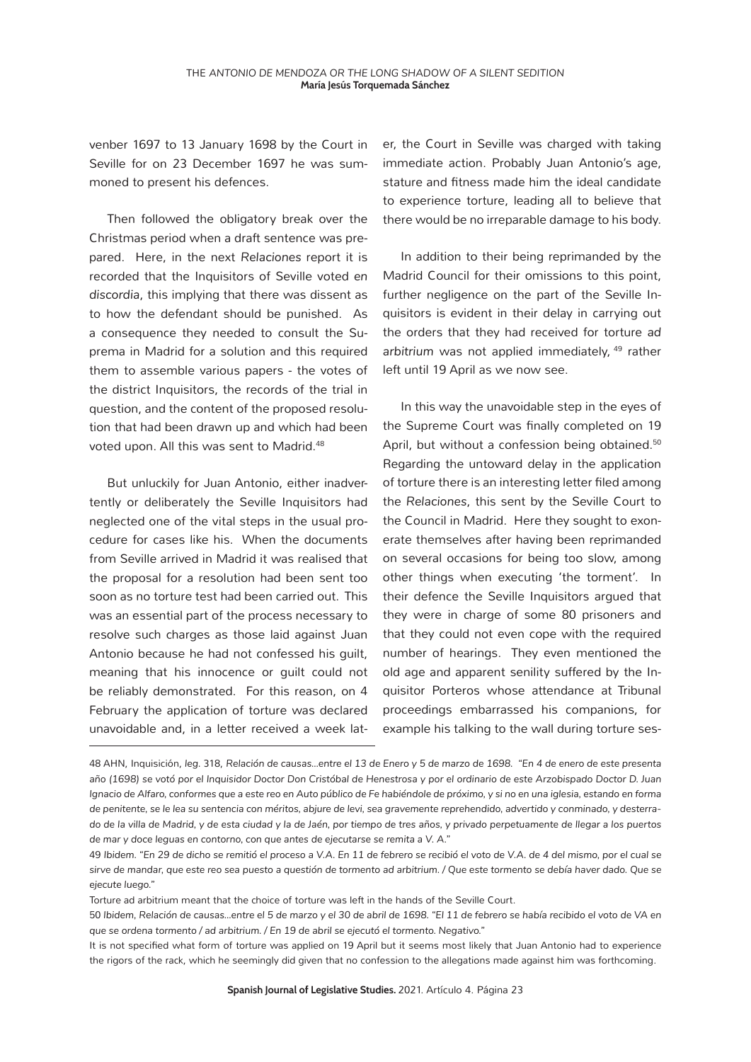venber 1697 to 13 January 1698 by the Court in Seville for on 23 December 1697 he was summoned to present his defences.

Then followed the obligatory break over the Christmas period when a draft sentence was prepared. Here, in the next *Relaciones* report it is recorded that the Inquisitors of Seville voted *en discordia*, this implying that there was dissent as to how the defendant should be punished. As a consequence they needed to consult the Suprema in Madrid for a solution and this required them to assemble various papers - the votes of the district Inquisitors, the records of the trial in question, and the content of the proposed resolution that had been drawn up and which had been voted upon. All this was sent to Madrid.[48]

But unluckily for Juan Antonio, either inadvertently or deliberately the Seville Inquisitors had neglected one of the vital steps in the usual procedure for cases like his. When the documents from Seville arrived in Madrid it was realised that the proposal for a resolution had been sent too soon as no torture test had been carried out. This was an essential part of the process necessary to resolve such charges as those laid against Juan Antonio because he had not confessed his guilt, meaning that his innocence or guilt could not be reliably demonstrated. For this reason, on 4 February the application of torture was declared unavoidable and, in a letter received a week later, the Court in Seville was charged with taking immediate action. Probably Juan Antonio's age, stature and fitness made him the ideal candidate to experience torture, leading all to believe that there would be no irreparable damage to his body.

In addition to their being reprimanded by the Madrid Council for their omissions to this point, further negligence on the part of the Seville Inquisitors is evident in their delay in carrying out the orders that they had received for torture *ad arbitrium* was not applied immediately, [49] rather left until 19 April as we now see.

In this way the unavoidable step in the eyes of the Supreme Court was finally completed on 19 April, but without a confession being obtained.[50] Regarding the untoward delay in the application of torture there is an interesting letter filed among the *Relaciones*, this sent by the Seville Court to the Council in Madrid. Here they sought to exonerate themselves after having been reprimanded on several occasions for being too slow, among other things when executing 'the torment'. In their defence the Seville Inquisitors argued that they were in charge of some 80 prisoners and that they could not even cope with the required number of hearings. They even mentioned the old age and apparent senility suffered by the Inquisitor Porteros whose attendance at Tribunal proceedings embarrassed his companions, for example his talking to the wall during torture ses-

---

48 AHN, Inquisición, leg. 318, *Relación de causas...entre el 13 de Enero y 5 de marzo de 1698*. *"En 4 de enero de este presenta año (1698) se votó por el Inquisidor Doctor Don Cristóbal de Henestrosa y por el ordinario de este Arzobispado Doctor D. Juan Ignacio de Alfaro, conformes que a este reo en Auto público de Fe habiéndole de próximo, y si no en una iglesia, estando en forma de penitente, se le lea su sentencia con méritos, abjure de levi, sea gravemente reprehendido, advertido y conminado, y desterrado de la villa de Madrid, y de esta ciudad y la de Jaén, por tiempo de tres años, y privado perpetuamente de llegar a los puertos de mar y doce leguas en contorno, con que antes de ejecutarse se remita a V. A."*

49 *Ibidem*. *"En 29 de dicho se remitió el proceso a V.A. En 11 de febrero se recibió el voto de V.A. de 4 del mismo, por el cual se sirve de mandar, que este reo sea puesto a qüestión de tormento ad arbitrium. / Que este tormento se debía haver dado. Que se ejecute luego."*

Torture ad arbitrium meant that the choice of torture was left in the hands of the Seville Court.

50 *Ibidem*, *Relación de causas...entre el 5 de marzo y el 30 de abril de 1698*. *"El 11 de febrero se había recibido el voto de VA en que se ordena tormento / ad arbitrium. / En 19 de abril se ejecutó el tormento. Negativo."*

It is not specified what form of torture was applied on 19 April but it seems most likely that Juan Antonio had to experience the rigors of the rack, which he seemingly did given that no confession to the allegations made against him was forthcoming.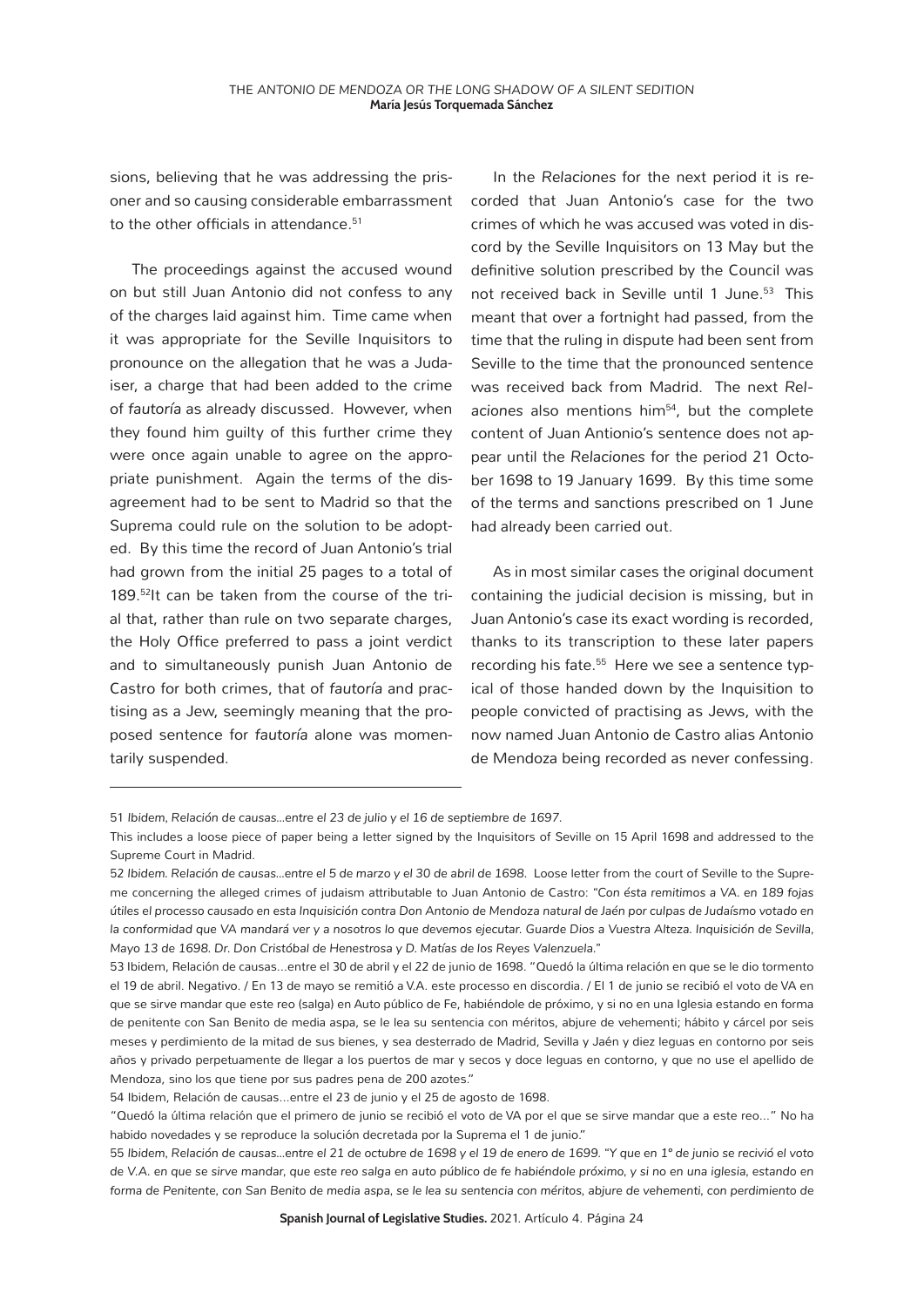sions, believing that he was addressing the prisoner and so causing considerable embarrassment to the other officials in attendance.[51]

The proceedings against the accused wound on but still Juan Antonio did not confess to any of the charges laid against him. Time came when it was appropriate for the Seville Inquisitors to pronounce on the allegation that he was a Judaiser, a charge that had been added to the crime of *fautoría* as already discussed. However, when they found him guilty of this further crime they were once again unable to agree on the appropriate punishment. Again the terms of the disagreement had to be sent to Madrid so that the Suprema could rule on the solution to be adopted. By this time the record of Juan Antonio's trial had grown from the initial 25 pages to a total of 189.[52]It can be taken from the course of the trial that, rather than rule on two separate charges, the Holy Office preferred to pass a joint verdict and to simultaneously punish Juan Antonio de Castro for both crimes, that of *fautoría* and practising as a Jew, seemingly meaning that the proposed sentence for *fautoría* alone was momentarily suspended.

In the *Relaciones* for the next period it is recorded that Juan Antonio's case for the two crimes of which he was accused was voted in discord by the Seville Inquisitors on 13 May but the definitive solution prescribed by the Council was not received back in Seville until 1 June.[53] This meant that over a fortnight had passed, from the time that the ruling in dispute had been sent from Seville to the time that the pronounced sentence was received back from Madrid. The next *Relaciones* also mentions him[54], but the complete content of Juan Antionio's sentence does not appear until the *Relaciones* for the period 21 October 1698 to 19 January 1699. By this time some of the terms and sanctions prescribed on 1 June had already been carried out.

As in most similar cases the original document containing the judicial decision is missing, but in Juan Antonio's case its exact wording is recorded, thanks to its transcription to these later papers recording his fate.[55] Here we see a sentence typical of those handed down by the Inquisition to people convicted of practising as Jews, with the now named Juan Antonio de Castro alias Antonio de Mendoza being recorded as never confessing.

---

51 *Ibidem*, *Relación de causas...entre el 23 de julio y el 16 de septiembre de 1697*.

This includes a loose piece of paper being a letter signed by the Inquisitors of Seville on 15 April 1698 and addressed to the Supreme Court in Madrid.

52 *Ibidem. Relación de causas...entre el 5 de marzo y el 30 de abril de 1698.* Loose letter from the court of Seville to the Supreme concerning the alleged crimes of judaism attributable to Juan Antonio de Castro: "*Con ésta remitimos a VA. en 189 fojas útiles el processo causado en esta Inquisición contra Don Antonio de Mendoza natural de Jaén por culpas de Judaísmo votado en la conformidad que VA mandará ver y a nosotros lo que devemos ejecutar. Guarde Dios a Vuestra Alteza. Inquisición de Sevilla, Mayo 13 de 1698. Dr. Don Cristóbal de Henestrosa y D. Matías de los Reyes Valenzuela*."

53 Ibidem, Relación de causas…entre el 30 de abril y el 22 de junio de 1698. "Quedó la última relación en que se le dio tormento el 19 de abril. Negativo. / En 13 de mayo se remitió a V.A. este processo en discordia. / El 1 de junio se recibió el voto de VA en que se sirve mandar que este reo (salga) en Auto público de Fe, habiéndole de próximo, y si no en una Iglesia estando en forma de penitente con San Benito de media aspa, se le lea su sentencia con méritos, abjure de vehementi; hábito y cárcel por seis meses y perdimiento de la mitad de sus bienes, y sea desterrado de Madrid, Sevilla y Jaén y diez leguas en contorno por seis años y privado perpetuamente de llegar a los puertos de mar y secos y doce leguas en contorno, y que no use el apellido de Mendoza, sino los que tiene por sus padres pena de 200 azotes."

54 Ibidem, Relación de causas…entre el 23 de junio y el 25 de agosto de 1698.

"Quedó la última relación que el primero de junio se recibió el voto de VA por el que se sirve mandar que a este reo…" No ha habido novedades y se reproduce la solución decretada por la Suprema el 1 de junio."

55 *Ibidem*, *Relación de causas…entre el 21 de octubre de 1698 y el 19 de enero de 1699*. "*Y que en 1º de junio se recivió el voto de V.A. en que se sirve mandar, que este reo salga en auto público de fe habiéndole próximo, y si no en una iglesia, estando en forma de Penitente, con San Benito de media aspa, se le lea su sentencia con méritos, abjure de vehementi, con perdimiento de*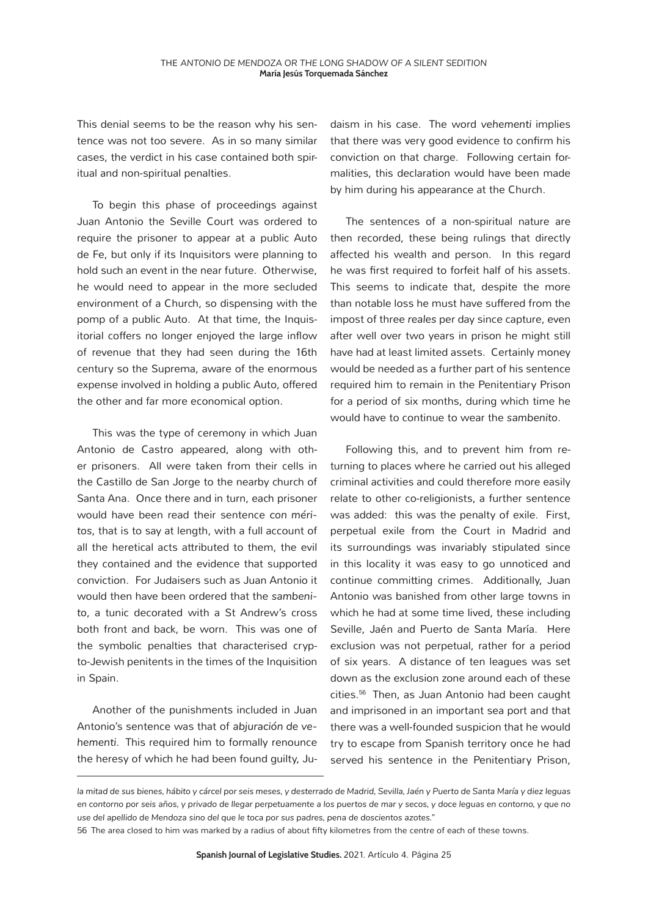This denial seems to be the reason why his sentence was not too severe. As in so many similar cases, the verdict in his case contained both spiritual and non-spiritual penalties.

To begin this phase of proceedings against Juan Antonio the Seville Court was ordered to require the prisoner to appear at a public Auto de Fe, but only if its Inquisitors were planning to hold such an event in the near future. Otherwise, he would need to appear in the more secluded environment of a Church, so dispensing with the pomp of a public Auto. At that time, the Inquisitorial coffers no longer enjoyed the large inflow of revenue that they had seen during the 16th century so the Suprema, aware of the enormous expense involved in holding a public Auto, offered the other and far more economical option.

This was the type of ceremony in which Juan Antonio de Castro appeared, along with other prisoners. All were taken from their cells in the Castillo de San Jorge to the nearby church of Santa Ana. Once there and in turn, each prisoner would have been read their sentence *con méritos*, that is to say at length, with a full account of all the heretical acts attributed to them, the evil they contained and the evidence that supported conviction. For Judaisers such as Juan Antonio it would then have been ordered that the *sambenito*, a tunic decorated with a St Andrew's cross both front and back, be worn. This was one of the symbolic penalties that characterised crypto-Jewish penitents in the times of the Inquisition in Spain.

Another of the punishments included in Juan Antonio's sentence was that of *abjuración de vehementi*. This required him to formally renounce the heresy of which he had been found guilty, Judaism in his case. The word *vehementi* implies that there was very good evidence to confirm his conviction on that charge. Following certain formalities, this declaration would have been made by him during his appearance at the Church.

The sentences of a non-spiritual nature are then recorded, these being rulings that directly affected his wealth and person. In this regard he was first required to forfeit half of his assets. This seems to indicate that, despite the more than notable loss he must have suffered from the impost of three *reales* per day since capture, even after well over two years in prison he might still have had at least limited assets. Certainly money would be needed as a further part of his sentence required him to remain in the Penitentiary Prison for a period of six months, during which time he would have to continue to wear the *sambenito*.

Following this, and to prevent him from returning to places where he carried out his alleged criminal activities and could therefore more easily relate to other co-religionists, a further sentence was added: this was the penalty of exile. First, perpetual exile from the Court in Madrid and its surroundings was invariably stipulated since in this locality it was easy to go unnoticed and continue committing crimes. Additionally, Juan Antonio was banished from other large towns in which he had at some time lived, these including Seville, Jaén and Puerto de Santa María. Here exclusion was not perpetual, rather for a period of six years. A distance of ten leagues was set down as the exclusion zone around each of these cities.[56] Then, as Juan Antonio had been caught and imprisoned in an important sea port and that there was a well-founded suspicion that he would try to escape from Spanish territory once he had served his sentence in the Penitentiary Prison,

---

*la mitad de sus bienes, hábito y cárcel por seis meses, y desterrado de Madrid, Sevilla, Jaén y Puerto de Santa María y diez leguas en contorno por seis años, y privado de llegar perpetuamente a los puertos de mar y secos, y doce leguas en contorno, y que no use del apellido de Mendoza sino del que le toca por sus padres, pena de doscientos azotes."*

56 The area closed to him was marked by a radius of about fifty kilometres from the centre of each of these towns.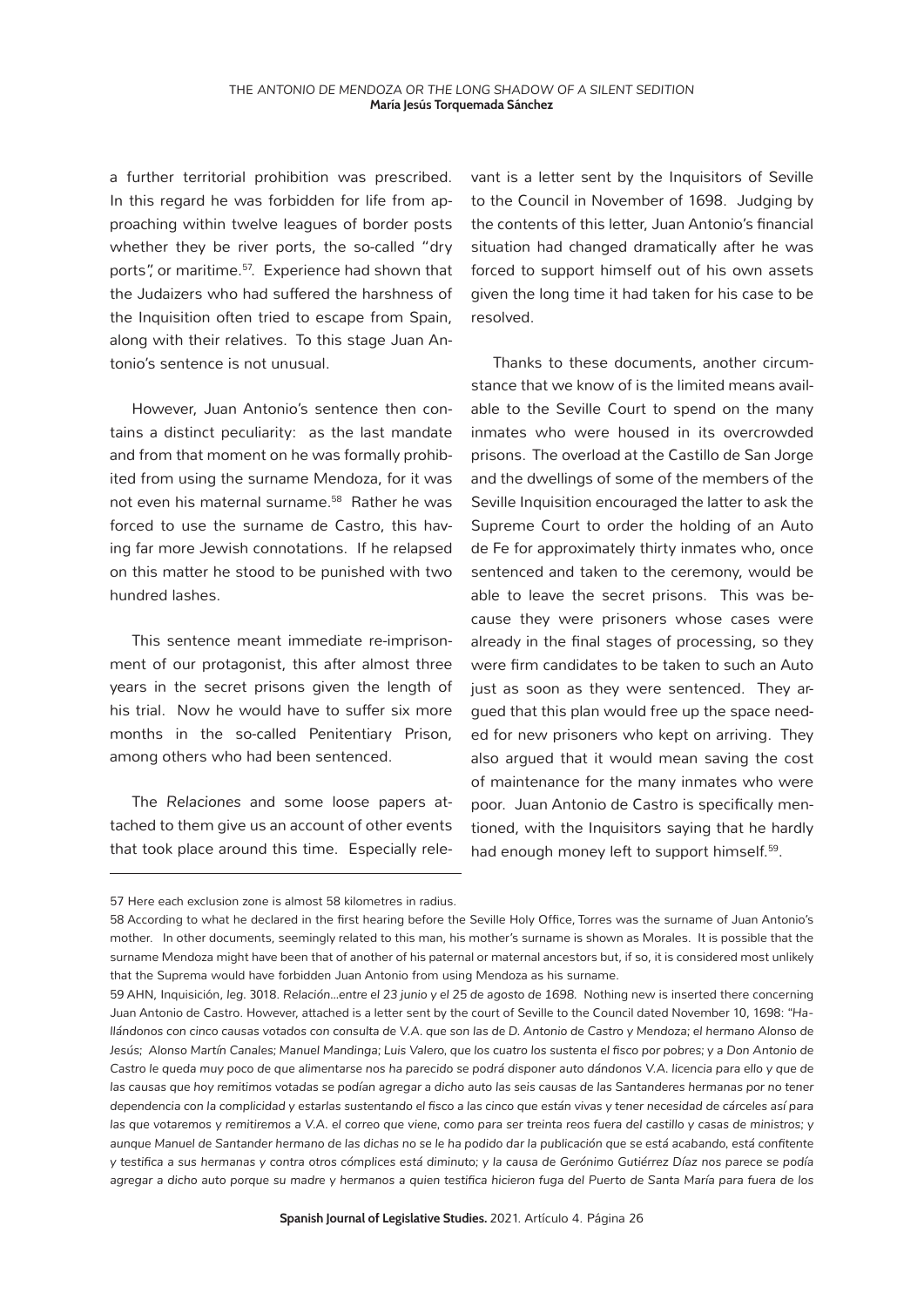a further territorial prohibition was prescribed. In this regard he was forbidden for life from approaching within twelve leagues of border posts whether they be river ports, the so-called "dry ports", or maritime.[57]. Experience had shown that the Judaizers who had suffered the harshness of the Inquisition often tried to escape from Spain, along with their relatives. To this stage Juan Antonio's sentence is not unusual.

However, Juan Antonio's sentence then contains a distinct peculiarity: as the last mandate and from that moment on he was formally prohibited from using the surname Mendoza, for it was not even his maternal surname.[58] Rather he was forced to use the surname de Castro, this having far more Jewish connotations. If he relapsed on this matter he stood to be punished with two hundred lashes.

This sentence meant immediate re-imprisonment of our protagonist, this after almost three years in the secret prisons given the length of his trial. Now he would have to suffer six more months in the so-called Penitentiary Prison, among others who had been sentenced.

The *Relaciones* and some loose papers attached to them give us an account of other events that took place around this time. Especially relevant is a letter sent by the Inquisitors of Seville to the Council in November of 1698. Judging by the contents of this letter, Juan Antonio's financial situation had changed dramatically after he was forced to support himself out of his own assets given the long time it had taken for his case to be resolved.

Thanks to these documents, another circumstance that we know of is the limited means available to the Seville Court to spend on the many inmates who were housed in its overcrowded prisons. The overload at the Castillo de San Jorge and the dwellings of some of the members of the Seville Inquisition encouraged the latter to ask the Supreme Court to order the holding of an Auto de Fe for approximately thirty inmates who, once sentenced and taken to the ceremony, would be able to leave the secret prisons. This was because they were prisoners whose cases were already in the final stages of processing, so they were firm candidates to be taken to such an Auto just as soon as they were sentenced. They argued that this plan would free up the space needed for new prisoners who kept on arriving. They also argued that it would mean saving the cost of maintenance for the many inmates who were poor. Juan Antonio de Castro is specifically mentioned, with the Inquisitors saying that he hardly had enough money left to support himself.[59].

---

57 Here each exclusion zone is almost 58 kilometres in radius.

58 According to what he declared in the first hearing before the Seville Holy Office, Torres was the surname of Juan Antonio's mother. In other documents, seemingly related to this man, his mother's surname is shown as Morales. It is possible that the surname Mendoza might have been that of another of his paternal or maternal ancestors but, if so, it is considered most unlikely that the Suprema would have forbidden Juan Antonio from using Mendoza as his surname.

59 AHN, Inquisición, leg. 3018. *Relación…entre el 23 junio y el 25 de agosto de 1698.* Nothing new is inserted there concerning Juan Antonio de Castro. However, attached is a letter sent by the court of Seville to the Council dated November 10, 1698: "*Hallándonos con cinco causas votados con consulta de V.A. que son las de D. Antonio de Castro y Mendoza; el hermano Alonso de Jesús; Alonso Martín Canales; Manuel Mandinga; Luis Valero, que los cuatro los sustenta el fisco por pobres; y a Don Antonio de Castro le queda muy poco de que alimentarse nos ha parecido se podrá disponer auto dándonos V.A. licencia para ello y que de las causas que hoy remitimos votadas se podían agregar a dicho auto las seis causas de las Santanderes hermanas por no tener dependencia con la complicidad y estarlas sustentando el fisco a las cinco que están vivas y tener necesidad de cárceles así para las que votaremos y remitiremos a V.A. el correo que viene, como para ser treinta reos fuera del castillo y casas de ministros; y aunque Manuel de Santander hermano de las dichas no se le ha podido dar la publicación que se está acabando, está confitente y testifica a sus hermanas y contra otros cómplices está diminuto; y la causa de Gerónimo Gutiérrez Díaz nos parece se podía agregar a dicho auto porque su madre y hermanos a quien testifica hicieron fuga del Puerto de Santa María para fuera de los*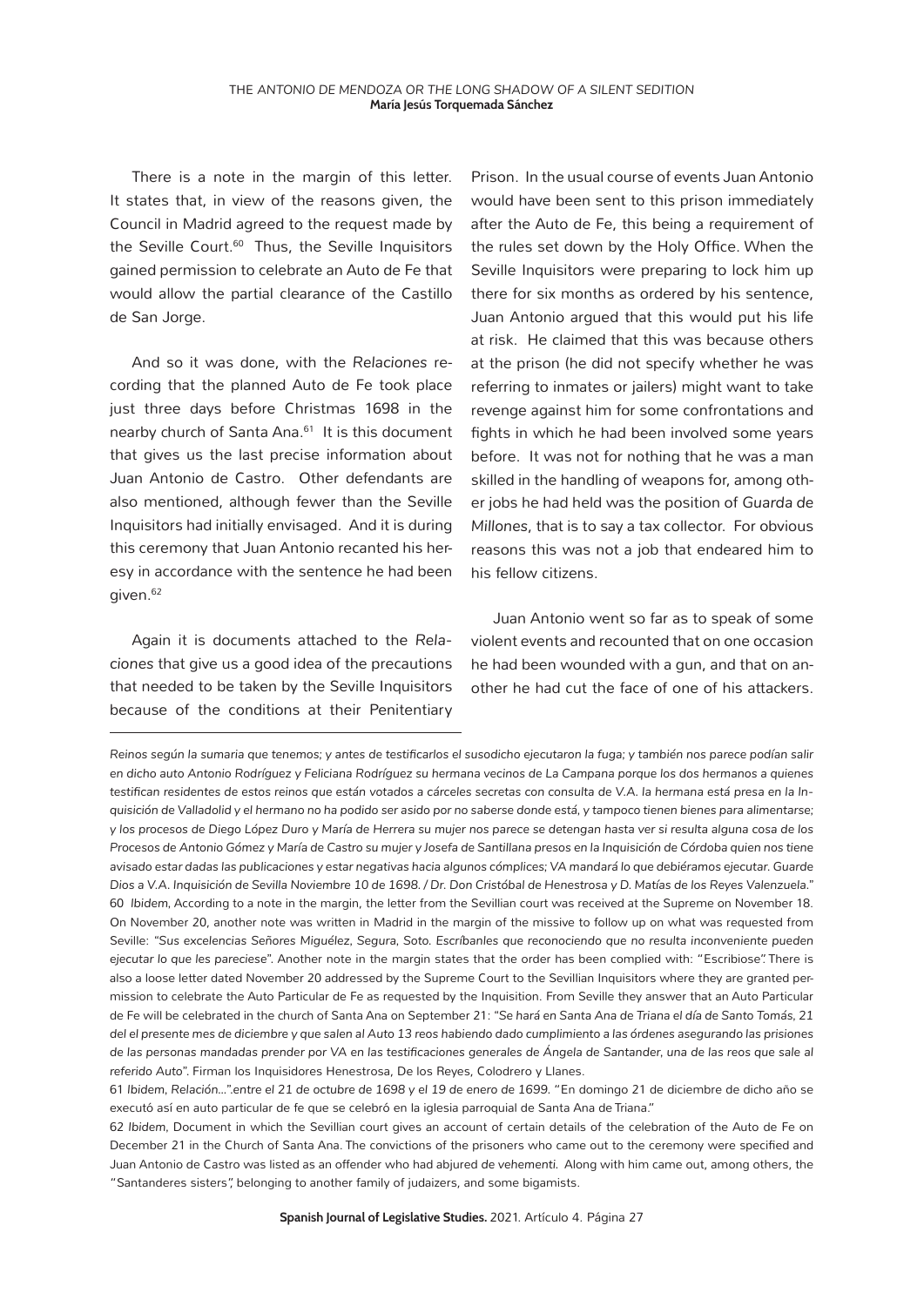There is a note in the margin of this letter. It states that, in view of the reasons given, the Council in Madrid agreed to the request made by the Seville Court.[60] Thus, the Seville Inquisitors gained permission to celebrate an Auto de Fe that would allow the partial clearance of the Castillo de San Jorge.

And so it was done, with the *Relaciones* recording that the planned Auto de Fe took place just three days before Christmas 1698 in the nearby church of Santa Ana.[61] It is this document that gives us the last precise information about Juan Antonio de Castro. Other defendants are also mentioned, although fewer than the Seville Inquisitors had initially envisaged. And it is during this ceremony that Juan Antonio recanted his heresy in accordance with the sentence he had been given.[62]

Again it is documents attached to the *Relaciones* that give us a good idea of the precautions that needed to be taken by the Seville Inquisitors because of the conditions at their Penitentiary Prison. In the usual course of events Juan Antonio would have been sent to this prison immediately after the Auto de Fe, this being a requirement of the rules set down by the Holy Office. When the Seville Inquisitors were preparing to lock him up there for six months as ordered by his sentence, Juan Antonio argued that this would put his life at risk. He claimed that this was because others at the prison (he did not specify whether he was referring to inmates or jailers) might want to take revenge against him for some confrontations and fights in which he had been involved some years before. It was not for nothing that he was a man skilled in the handling of weapons for, among other jobs he had held was the position of *Guarda de Millones*, that is to say a tax collector. For obvious reasons this was not a job that endeared him to his fellow citizens.

Juan Antonio went so far as to speak of some violent events and recounted that on one occasion he had been wounded with a gun, and that on another he had cut the face of one of his attackers.

---

*Reinos según la sumaria que tenemos; y antes de testificarlos el susodicho ejecutaron la fuga; y también nos parece podían salir en dicho auto Antonio Rodríguez y Feliciana Rodríguez su hermana vecinos de La Campana porque los dos hermanos a quienes testifican residentes de estos reinos que están votados a cárceles secretas con consulta de V.A. la hermana está presa en la Inquisición de Valladolid y el hermano no ha podido ser asido por no saberse donde está, y tampoco tienen bienes para alimentarse; y los procesos de Diego López Duro y María de Herrera su mujer nos parece se detengan hasta ver si resulta alguna cosa de los Procesos de Antonio Gómez y María de Castro su mujer y Josefa de Santillana presos en la Inquisición de Córdoba quien nos tiene avisado estar dadas las publicaciones y estar negativas hacia algunos cómplices; VA mandará lo que debiéramos ejecutar. Guarde Dios a V.A. Inquisición de Sevilla Noviembre 10 de 1698. / Dr. Don Cristóbal de Henestrosa y D. Matías de los Reyes Valenzuela.*"

60 *Ibidem*, According to a note in the margin, the letter from the Sevillian court was received at the Supreme on November 18. On November 20, another note was written in Madrid in the margin of the missive to follow up on what was requested from Seville: "*Sus excelencias Señores Miguélez, Segura, Soto. Escríbanles que reconociendo que no resulta inconveniente pueden ejecutar lo que les pareciese*". Another note in the margin states that the order has been complied with: "Escribiose". There is also a loose letter dated November 20 addressed by the Supreme Court to the Sevillian Inquisitors where they are granted permission to celebrate the Auto Particular de Fe as requested by the Inquisition. From Seville they answer that an Auto Particular de Fe will be celebrated in the church of Santa Ana on September 21: "*Se hará en Santa Ana de Triana el día de Santo Tomás, 21 del el presente mes de diciembre y que salen al Auto 13 reos habiendo dado cumplimiento a las órdenes asegurando las prisiones de las personas mandadas prender por VA en las testificaciones generales de Ángela de Santander, una de las reos que sale al referido Auto*". Firman los Inquisidores Henestrosa, De los Reyes, Colodrero y Llanes.

61 *Ibidem*, *Relación...".entre el 21 de octubre de 1698 y el 19 de enero de 1699*. "En domingo 21 de diciembre de dicho año se executó así en auto particular de fe que se celebró en la iglesia parroquial de Santa Ana de Triana."

62 *Ibidem*, Document in which the Sevillian court gives an account of certain details of the celebration of the Auto de Fe on December 21 in the Church of Santa Ana. The convictions of the prisoners who came out to the ceremony were specified and Juan Antonio de Castro was listed as an offender who had abjured *de vehementi*. Along with him came out, among others, the "Santanderes sisters", belonging to another family of judaizers, and some bigamists.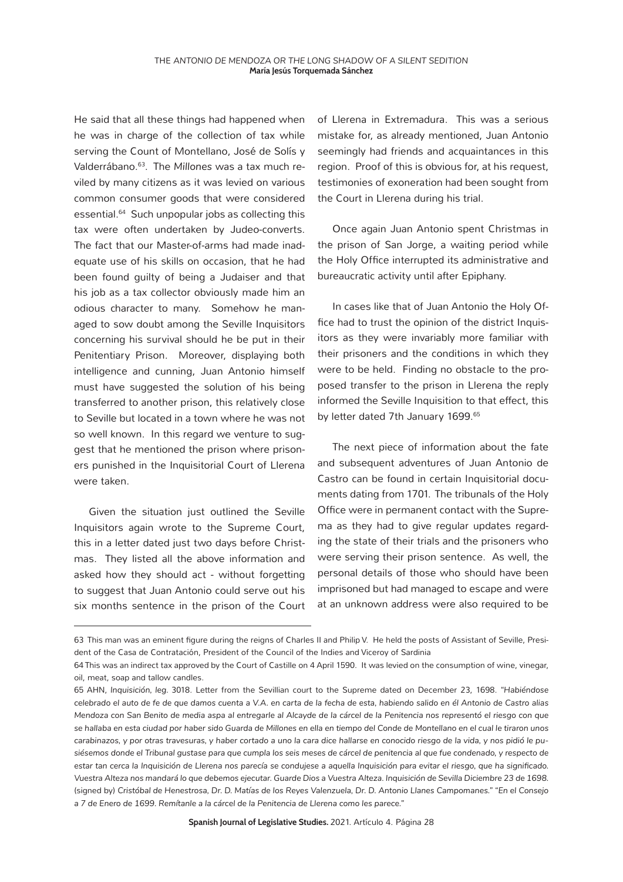He said that all these things had happened when he was in charge of the collection of tax while serving the Count of Montellano, José de Solís y Valderrábano.[63]. The *Millones* was a tax much reviled by many citizens as it was levied on various common consumer goods that were considered essential.[64] Such unpopular jobs as collecting this tax were often undertaken by Judeo-converts. The fact that our Master-of-arms had made inadequate use of his skills on occasion, that he had been found guilty of being a Judaiser and that his job as a tax collector obviously made him an odious character to many. Somehow he managed to sow doubt among the Seville Inquisitors concerning his survival should he be put in their Penitentiary Prison. Moreover, displaying both intelligence and cunning, Juan Antonio himself must have suggested the solution of his being transferred to another prison, this relatively close to Seville but located in a town where he was not so well known. In this regard we venture to suggest that he mentioned the prison where prisoners punished in the Inquisitorial Court of Llerena were taken.

Given the situation just outlined the Seville Inquisitors again wrote to the Supreme Court, this in a letter dated just two days before Christmas. They listed all the above information and asked how they should act - without forgetting to suggest that Juan Antonio could serve out his six months sentence in the prison of the Court of Llerena in Extremadura. This was a serious mistake for, as already mentioned, Juan Antonio seemingly had friends and acquaintances in this region. Proof of this is obvious for, at his request, testimonies of exoneration had been sought from the Court in Llerena during his trial.

Once again Juan Antonio spent Christmas in the prison of San Jorge, a waiting period while the Holy Office interrupted its administrative and bureaucratic activity until after Epiphany.

In cases like that of Juan Antonio the Holy Office had to trust the opinion of the district Inquisitors as they were invariably more familiar with their prisoners and the conditions in which they were to be held. Finding no obstacle to the proposed transfer to the prison in Llerena the reply informed the Seville Inquisition to that effect, this by letter dated 7th January 1699.[65]

The next piece of information about the fate and subsequent adventures of Juan Antonio de Castro can be found in certain Inquisitorial documents dating from 1701. The tribunals of the Holy Office were in permanent contact with the Suprema as they had to give regular updates regarding the state of their trials and the prisoners who were serving their prison sentence. As well, the personal details of those who should have been imprisoned but had managed to escape and were at an unknown address were also required to be

---

63 This man was an eminent figure during the reigns of Charles II and Philip V. He held the posts of Assistant of Seville, President of the Casa de Contratación, President of the Council of the Indies and Viceroy of Sardinia

64 This was an indirect tax approved by the Court of Castille on 4 April 1590. It was levied on the consumption of wine, vinegar, oil, meat, soap and tallow candles.

65 AHN, *Inquisición, leg.* 3018. Letter from the Sevillian court to the Supreme dated on December 23, 1698. "*Habiéndose celebrado el auto de fe de que damos cuenta a V.A. en carta de la fecha de esta, habiendo salido en él Antonio de Castro alias Mendoza con San Benito de media aspa al entregarle al Alcayde de la cárcel de la Penitencia nos representó el riesgo con que se hallaba en esta ciudad por haber sido Guarda de Millones en ella en tiempo del Conde de Montellano en el cual le tiraron unos carabinazos, y por otras travesuras, y haber cortado a uno la cara dice hallarse en conocido riesgo de la vida, y nos pidió le pusiésemos donde el Tribunal gustase para que cumpla los seis meses de cárcel de penitencia al que fue condenado, y respecto de estar tan cerca la Inquisición de Llerena nos parecía se condujese a aquella Inquisición para evitar el riesgo, que ha significado. Vuestra Alteza nos mandará lo que debemos ejecutar. Guarde Dios a Vuestra Alteza. Inquisición de Sevilla Diciembre 23 de 1698.* (signed by) *Cristóbal de Henestrosa, Dr. D. Matías de los Reyes Valenzuela, Dr. D. Antonio Llanes Campomanes.*" "*En el Consejo a 7 de Enero de 1699. Remítanle a la cárcel de la Penitencia de Llerena como les parece.*"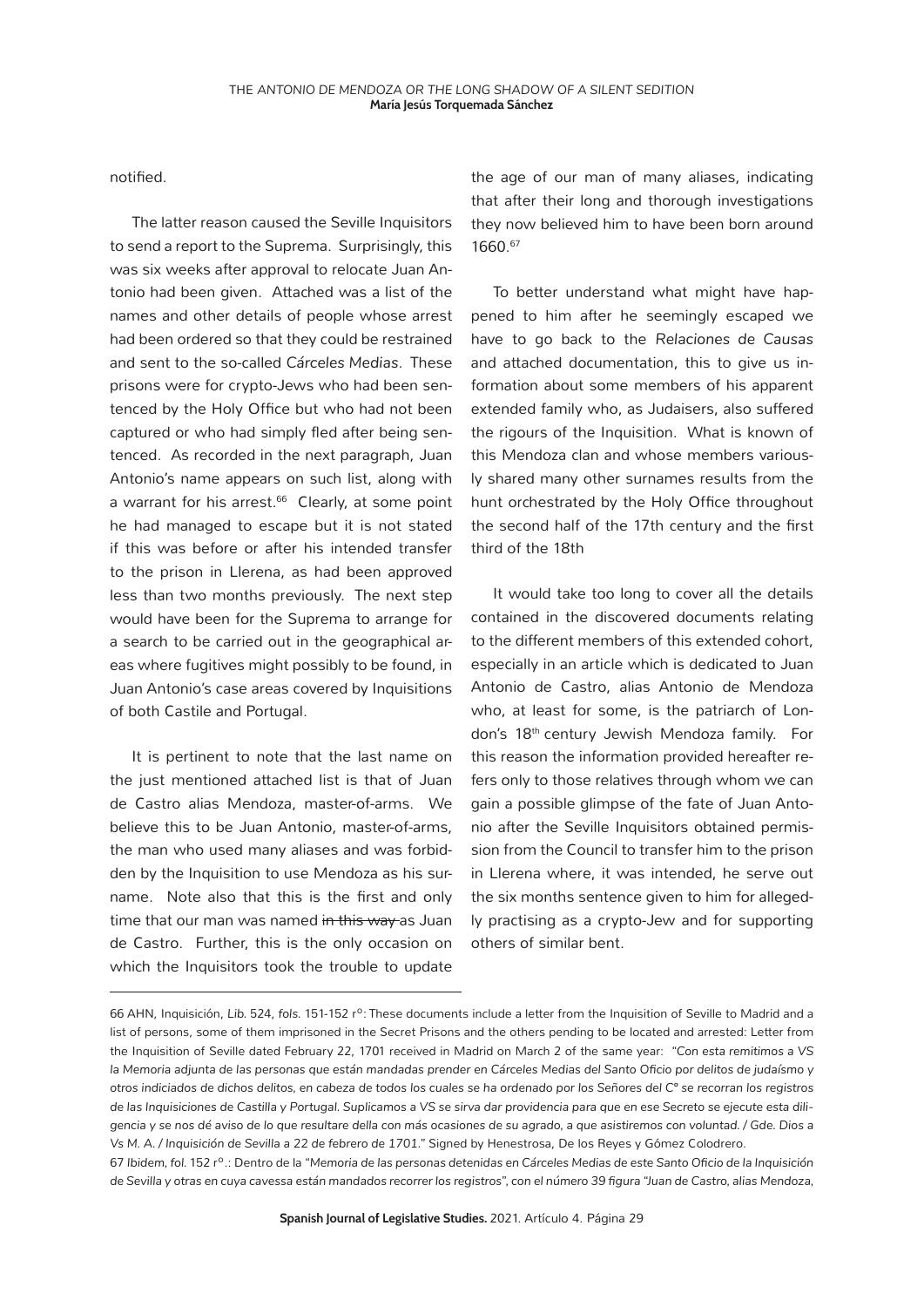notified.

The latter reason caused the Seville Inquisitors to send a report to the Suprema. Surprisingly, this was six weeks after approval to relocate Juan Antonio had been given. Attached was a list of the names and other details of people whose arrest had been ordered so that they could be restrained and sent to the so-called *Cárceles Medias*. These prisons were for crypto-Jews who had been sentenced by the Holy Office but who had not been captured or who had simply fled after being sentenced. As recorded in the next paragraph, Juan Antonio's name appears on such list, along with a warrant for his arrest.[66] Clearly, at some point he had managed to escape but it is not stated if this was before or after his intended transfer to the prison in Llerena, as had been approved less than two months previously. The next step would have been for the Suprema to arrange for a search to be carried out in the geographical areas where fugitives might possibly to be found, in Juan Antonio's case areas covered by Inquisitions of both Castile and Portugal.

It is pertinent to note that the last name on the just mentioned attached list is that of Juan de Castro alias Mendoza, master-of-arms. We believe this to be Juan Antonio, master-of-arms, the man who used many aliases and was forbidden by the Inquisition to use Mendoza as his surname. Note also that this is the first and only time that our man was named ~~in this way~~ as Juan de Castro. Further, this is the only occasion on which the Inquisitors took the trouble to update the age of our man of many aliases, indicating that after their long and thorough investigations they now believed him to have been born around 1660.[67]

To better understand what might have happened to him after he seemingly escaped we have to go back to the *Relaciones de Causas* and attached documentation, this to give us information about some members of his apparent extended family who, as Judaisers, also suffered the rigours of the Inquisition. What is known of this Mendoza clan and whose members variously shared many other surnames results from the hunt orchestrated by the Holy Office throughout the second half of the 17th century and the first third of the 18th

It would take too long to cover all the details contained in the discovered documents relating to the different members of this extended cohort, especially in an article which is dedicated to Juan Antonio de Castro, alias Antonio de Mendoza who, at least for some, is the patriarch of London's 18th century Jewish Mendoza family. For this reason the information provided hereafter refers only to those relatives through whom we can gain a possible glimpse of the fate of Juan Antonio after the Seville Inquisitors obtained permission from the Council to transfer him to the prison in Llerena where, it was intended, he serve out the six months sentence given to him for allegedly practising as a crypto-Jew and for supporting others of similar bent.

---

66 AHN, Inquisición, *Lib.* 524, *fols.* 151-152 rº: These documents include a letter from the Inquisition of Seville to Madrid and a list of persons, some of them imprisoned in the Secret Prisons and the others pending to be located and arrested: Letter from the Inquisition of Seville dated February 22, 1701 received in Madrid on March 2 of the same year: "*Con esta remitimos a VS la Memoria adjunta de las personas que están mandadas prender en Cárceles Medias del Santo Oficio por delitos de judaísmo y otros indiciados de dichos delitos, en cabeza de todos los cuales se ha ordenado por los Señores del Cº se recorran los registros de las Inquisiciones de Castilla y Portugal. Suplicamos a VS se sirva dar providencia para que en ese Secreto se ejecute esta diligencia y se nos dé aviso de lo que resultare della con más ocasiones de su agrado, a que asistiremos con voluntad. / Gde. Dios a Vs M. A. / Inquisición de Sevilla a 22 de febrero de 1701.*" Signed by Henestrosa, De los Reyes y Gómez Colodrero.

67 *Ibidem*, *fol.* 152 rº.: Dentro de la "*Memoria de las personas detenidas en Cárceles Medias de este Santo Oficio de la Inquisición de Sevilla y otras en cuya cavessa están mandados recorrer los registros*", con el número 39 figura "*Juan de Castro, alias Mendoza,*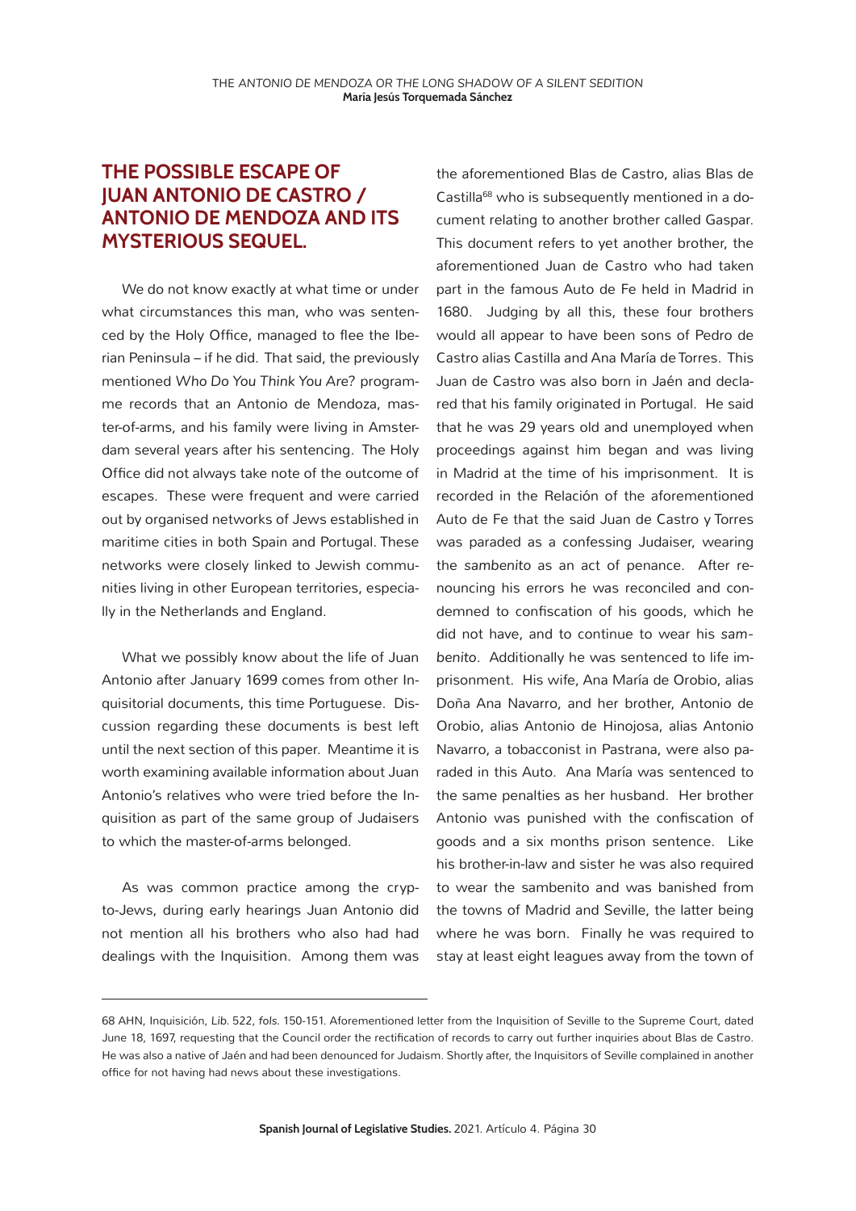## THE POSSIBLE ESCAPE OF JUAN ANTONIO DE CASTRO / ANTONIO DE MENDOZA AND ITS MYSTERIOUS SEQUEL.

We do not know exactly at what time or under what circumstances this man, who was sentenced by the Holy Office, managed to flee the Iberian Peninsula – if he did. That said, the previously mentioned *Who Do You Think You Are?* programme records that an Antonio de Mendoza, master-of-arms, and his family were living in Amsterdam several years after his sentencing. The Holy Office did not always take note of the outcome of escapes. These were frequent and were carried out by organised networks of Jews established in maritime cities in both Spain and Portugal. These networks were closely linked to Jewish communities living in other European territories, especially in the Netherlands and England.

What we possibly know about the life of Juan Antonio after January 1699 comes from other Inquisitorial documents, this time Portuguese. Discussion regarding these documents is best left until the next section of this paper. Meantime it is worth examining available information about Juan Antonio's relatives who were tried before the Inquisition as part of the same group of Judaisers to which the master-of-arms belonged.

As was common practice among the crypto-Jews, during early hearings Juan Antonio did not mention all his brothers who also had had dealings with the Inquisition. Among them was the aforementioned Blas de Castro, alias Blas de Castilla[68] who is subsequently mentioned in a document relating to another brother called Gaspar. This document refers to yet another brother, the aforementioned Juan de Castro who had taken part in the famous Auto de Fe held in Madrid in 1680. Judging by all this, these four brothers would all appear to have been sons of Pedro de Castro alias Castilla and Ana María de Torres. This Juan de Castro was also born in Jaén and declared that his family originated in Portugal. He said that he was 29 years old and unemployed when proceedings against him began and was living in Madrid at the time of his imprisonment. It is recorded in the Relación of the aforementioned Auto de Fe that the said Juan de Castro y Torres was paraded as a confessing Judaiser, wearing the *sambenito* as an act of penance. After renouncing his errors he was reconciled and condemned to confiscation of his goods, which he did not have, and to continue to wear his *sambenito*. Additionally he was sentenced to life imprisonment. His wife, Ana María de Orobio, alias Doña Ana Navarro, and her brother, Antonio de Orobio, alias Antonio de Hinojosa, alias Antonio Navarro, a tobacconist in Pastrana, were also paraded in this Auto. Ana María was sentenced to the same penalties as her husband. Her brother Antonio was punished with the confiscation of goods and a six months prison sentence. Like his brother-in-law and sister he was also required to wear the sambenito and was banished from the towns of Madrid and Seville, the latter being where he was born. Finally he was required to stay at least eight leagues away from the town of

---

68 AHN, Inquisición, *Lib.* 522, *fols.* 150-151. Aforementioned letter from the Inquisition of Seville to the Supreme Court, dated June 18, 1697, requesting that the Council order the rectification of records to carry out further inquiries about Blas de Castro. He was also a native of Jaén and had been denounced for Judaism. Shortly after, the Inquisitors of Seville complained in another office for not having had news about these investigations.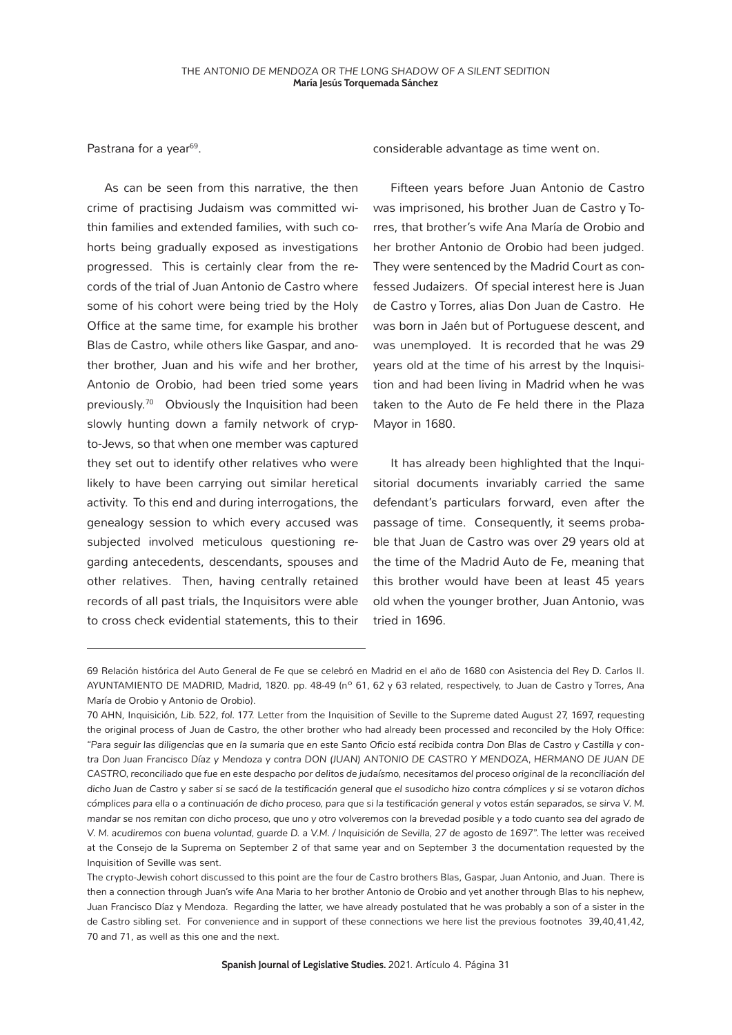Pastrana for a year[69].

As can be seen from this narrative, the then crime of practising Judaism was committed within families and extended families, with such cohorts being gradually exposed as investigations progressed. This is certainly clear from the records of the trial of Juan Antonio de Castro where some of his cohort were being tried by the Holy Office at the same time, for example his brother Blas de Castro, while others like Gaspar, and another brother, Juan and his wife and her brother, Antonio de Orobio, had been tried some years previously.[70] Obviously the Inquisition had been slowly hunting down a family network of crypto-Jews, so that when one member was captured they set out to identify other relatives who were likely to have been carrying out similar heretical activity. To this end and during interrogations, the genealogy session to which every accused was subjected involved meticulous questioning regarding antecedents, descendants, spouses and other relatives. Then, having centrally retained records of all past trials, the Inquisitors were able to cross check evidential statements, this to their considerable advantage as time went on.

Fifteen years before Juan Antonio de Castro was imprisoned, his brother Juan de Castro y Torres, that brother's wife Ana María de Orobio and her brother Antonio de Orobio had been judged. They were sentenced by the Madrid Court as confessed Judaizers. Of special interest here is Juan de Castro y Torres, alias Don Juan de Castro. He was born in Jaén but of Portuguese descent, and was unemployed. It is recorded that he was 29 years old at the time of his arrest by the Inquisition and had been living in Madrid when he was taken to the Auto de Fe held there in the Plaza Mayor in 1680.

It has already been highlighted that the Inquisitorial documents invariably carried the same defendant's particulars forward, even after the passage of time. Consequently, it seems probable that Juan de Castro was over 29 years old at the time of the Madrid Auto de Fe, meaning that this brother would have been at least 45 years old when the younger brother, Juan Antonio, was tried in 1696.

---

69 Relación histórica del Auto General de Fe que se celebró en Madrid en el año de 1680 con Asistencia del Rey D. Carlos II. AYUNTAMIENTO DE MADRID, Madrid, 1820. pp. 48-49 (nº 61, 62 y 63 related, respectively, to Juan de Castro y Torres, Ana María de Orobio y Antonio de Orobio).

70 AHN, Inquisición, *Lib.* 522, *fol.* 177. Letter from the Inquisition of Seville to the Supreme dated August 27, 1697, requesting the original process of Juan de Castro, the other brother who had already been processed and reconciled by the Holy Office: *"Para seguir las diligencias que en la sumaria que en este Santo Oficio está recibida contra Don Blas de Castro y Castilla y contra Don Juan Francisco Díaz y Mendoza y contra DON (JUAN) ANTONIO DE CASTRO Y MENDOZA, HERMANO DE JUAN DE CASTRO, reconciliado que fue en este despacho por delitos de judaísmo, necesitamos del proceso original de la reconciliación del dicho Juan de Castro y saber si se sacó de la testificación general que el susodicho hizo contra cómplices y si se votaron dichos cómplices para ella o a continuación de dicho proceso, para que si la testificación general y votos están separados, se sirva V. M. mandar se nos remitan con dicho proceso, que uno y otro volveremos con la brevedad posible y a todo cuanto sea del agrado de V. M. acudiremos con buena voluntad, guarde D. a V.M. / Inquisición de Sevilla, 27 de agosto de 1697".* The letter was received at the Consejo de la Suprema on September 2 of that same year and on September 3 the documentation requested by the Inquisition of Seville was sent.

The crypto-Jewish cohort discussed to this point are the four de Castro brothers Blas, Gaspar, Juan Antonio, and Juan. There is then a connection through Juan's wife Ana Maria to her brother Antonio de Orobio and yet another through Blas to his nephew, Juan Francisco Díaz y Mendoza. Regarding the latter, we have already postulated that he was probably a son of a sister in the de Castro sibling set. For convenience and in support of these connections we here list the previous footnotes 39,40,41,42, 70 and 71, as well as this one and the next.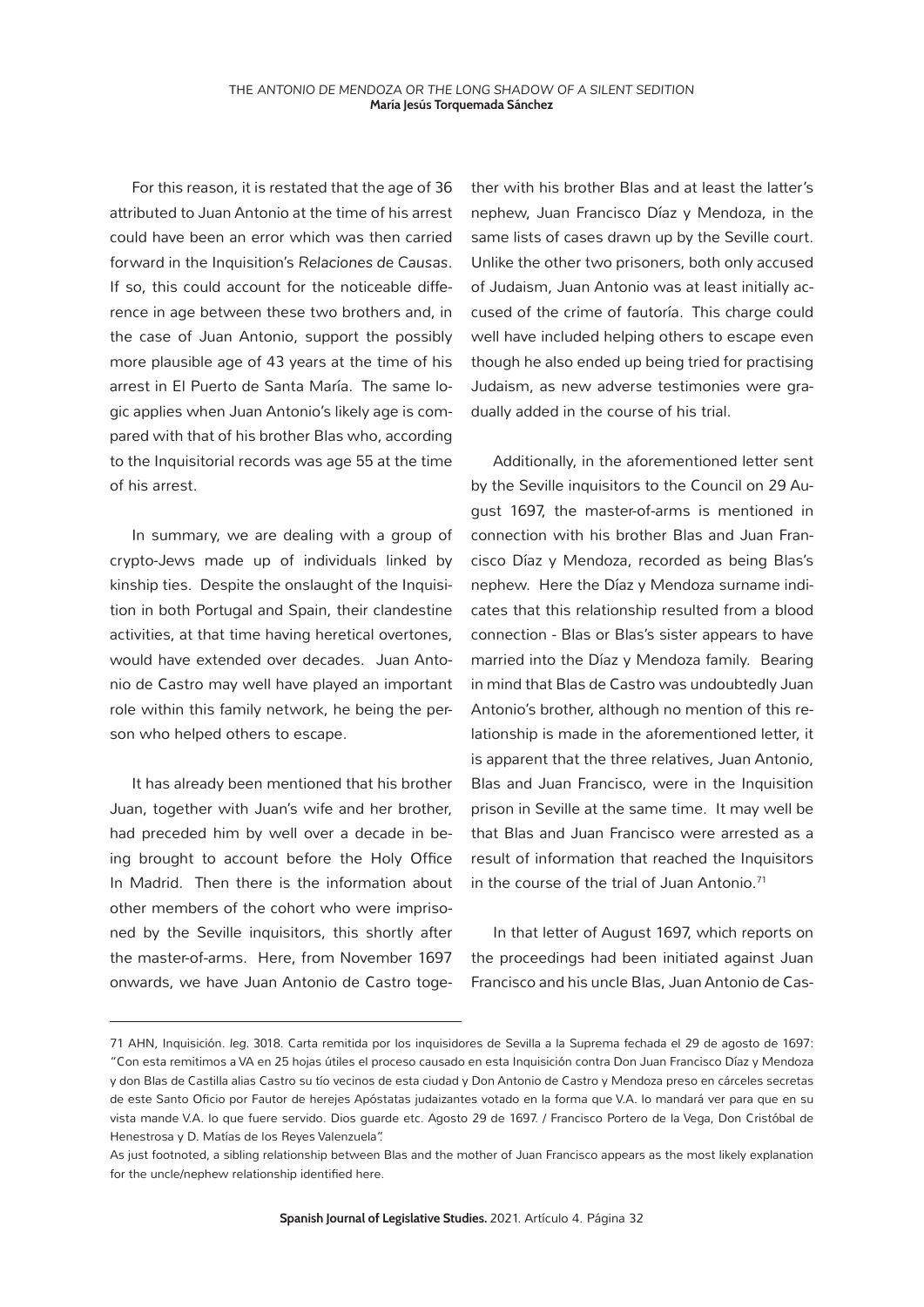For this reason, it is restated that the age of 36 attributed to Juan Antonio at the time of his arrest could have been an error which was then carried forward in the Inquisition's *Relaciones de Causas*. If so, this could account for the noticeable difference in age between these two brothers and, in the case of Juan Antonio, support the possibly more plausible age of 43 years at the time of his arrest in El Puerto de Santa María. The same logic applies when Juan Antonio's likely age is compared with that of his brother Blas who, according to the Inquisitorial records was age 55 at the time of his arrest.

In summary, we are dealing with a group of crypto-Jews made up of individuals linked by kinship ties. Despite the onslaught of the Inquisition in both Portugal and Spain, their clandestine activities, at that time having heretical overtones, would have extended over decades. Juan Antonio de Castro may well have played an important role within this family network, he being the person who helped others to escape.

It has already been mentioned that his brother Juan, together with Juan's wife and her brother, had preceded him by well over a decade in being brought to account before the Holy Office In Madrid. Then there is the information about other members of the cohort who were imprisoned by the Seville inquisitors, this shortly after the master-of-arms. Here, from November 1697 onwards, we have Juan Antonio de Castro together with his brother Blas and at least the latter's nephew, Juan Francisco Díaz y Mendoza, in the same lists of cases drawn up by the Seville court. Unlike the other two prisoners, both only accused of Judaism, Juan Antonio was at least initially accused of the crime of fautoría. This charge could well have included helping others to escape even though he also ended up being tried for practising Judaism, as new adverse testimonies were gradually added in the course of his trial.

Additionally, in the aforementioned letter sent by the Seville inquisitors to the Council on 29 August 1697, the master-of-arms is mentioned in connection with his brother Blas and Juan Francisco Díaz y Mendoza, recorded as being Blas's nephew. Here the Díaz y Mendoza surname indicates that this relationship resulted from a blood connection - Blas or Blas's sister appears to have married into the Díaz y Mendoza family. Bearing in mind that Blas de Castro was undoubtedly Juan Antonio's brother, although no mention of this relationship is made in the aforementioned letter, it is apparent that the three relatives, Juan Antonio, Blas and Juan Francisco, were in the Inquisition prison in Seville at the same time. It may well be that Blas and Juan Francisco were arrested as a result of information that reached the Inquisitors in the course of the trial of Juan Antonio.[71]

In that letter of August 1697, which reports on the proceedings had been initiated against Juan Francisco and his uncle Blas, Juan Antonio de Cas-

---

71 AHN, Inquisición. *leg.* 3018. Carta remitida por los inquisidores de Sevilla a la Suprema fechada el 29 de agosto de 1697: "Con esta remitimos a VA en 25 hojas útiles el proceso causado en esta Inquisición contra Don Juan Francisco Díaz y Mendoza y don Blas de Castilla alias Castro su tío vecinos de esta ciudad y Don Antonio de Castro y Mendoza preso en cárceles secretas de este Santo Oficio por Fautor de herejes Apóstatas judaizantes votado en la forma que V.A. lo mandará ver para que en su vista mande V.A. lo que fuere servido. Dios guarde etc. Agosto 29 de 1697. / Francisco Portero de la Vega, Don Cristóbal de Henestrosa y D. Matías de los Reyes Valenzuela".

As just footnoted, a sibling relationship between Blas and the mother of Juan Francisco appears as the most likely explanation for the uncle/nephew relationship identified here.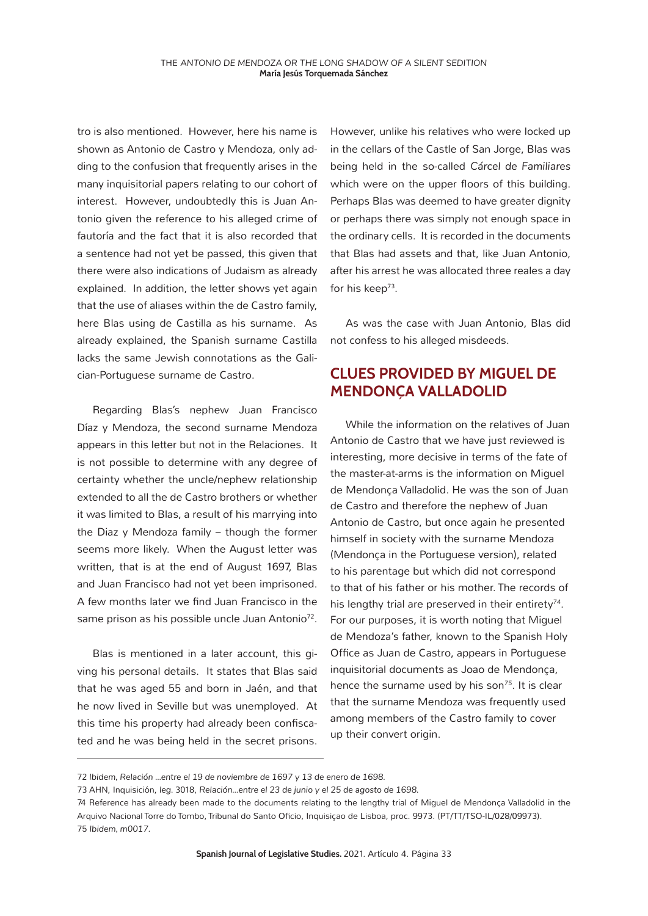tro is also mentioned. However, here his name is shown as Antonio de Castro y Mendoza, only adding to the confusion that frequently arises in the many inquisitorial papers relating to our cohort of interest. However, undoubtedly this is Juan Antonio given the reference to his alleged crime of fautoría and the fact that it is also recorded that a sentence had not yet be passed, this given that there were also indications of Judaism as already explained. In addition, the letter shows yet again that the use of aliases within the de Castro family, here Blas using de Castilla as his surname. As already explained, the Spanish surname Castilla lacks the same Jewish connotations as the Galician-Portuguese surname de Castro.

Regarding Blas's nephew Juan Francisco Díaz y Mendoza, the second surname Mendoza appears in this letter but not in the Relaciones. It is not possible to determine with any degree of certainty whether the uncle/nephew relationship extended to all the de Castro brothers or whether it was limited to Blas, a result of his marrying into the Diaz y Mendoza family – though the former seems more likely. When the August letter was written, that is at the end of August 1697, Blas and Juan Francisco had not yet been imprisoned. A few months later we find Juan Francisco in the same prison as his possible uncle Juan Antonio[72].

Blas is mentioned in a later account, this giving his personal details. It states that Blas said that he was aged 55 and born in Jaén, and that he now lived in Seville but was unemployed. At this time his property had already been confiscated and he was being held in the secret prisons. However, unlike his relatives who were locked up in the cellars of the Castle of San Jorge, Blas was being held in the so-called *Cárcel de Familiares* which were on the upper floors of this building. Perhaps Blas was deemed to have greater dignity or perhaps there was simply not enough space in the ordinary cells. It is recorded in the documents that Blas had assets and that, like Juan Antonio, after his arrest he was allocated three reales a day for his keep[73].

As was the case with Juan Antonio, Blas did not confess to his alleged misdeeds.

## CLUES PROVIDED BY MIGUEL DE MENDONÇA VALLADOLID

While the information on the relatives of Juan Antonio de Castro that we have just reviewed is interesting, more decisive in terms of the fate of the master-at-arms is the information on Miguel de Mendonça Valladolid. He was the son of Juan de Castro and therefore the nephew of Juan Antonio de Castro, but once again he presented himself in society with the surname Mendoza (Mendonça in the Portuguese version), related to his parentage but which did not correspond to that of his father or his mother. The records of his lengthy trial are preserved in their entirety[74]. For our purposes, it is worth noting that Miguel de Mendoza's father, known to the Spanish Holy Office as Juan de Castro, appears in Portuguese inquisitorial documents as Joao de Mendonça, hence the surname used by his son[75]. It is clear that the surname Mendoza was frequently used among members of the Castro family to cover up their convert origin.

---

72 *Ibidem*, *Relación …entre el 19 de noviembre de 1697 y 13 de enero de 1698*.

73 AHN, Inquisición, leg. 3018, *Relación…entre el 23 de junio y el 25 de agosto de 1698*.

74 Reference has already been made to the documents relating to the lengthy trial of Miguel de Mendonça Valladolid in the Arquivo Nacional Torre do Tombo, Tribunal do Santo Oficio, Inquisiçao de Lisboa, proc. 9973. (PT/TT/TSO-IL/028/09973).

75 *Ibidem*, *m0017*.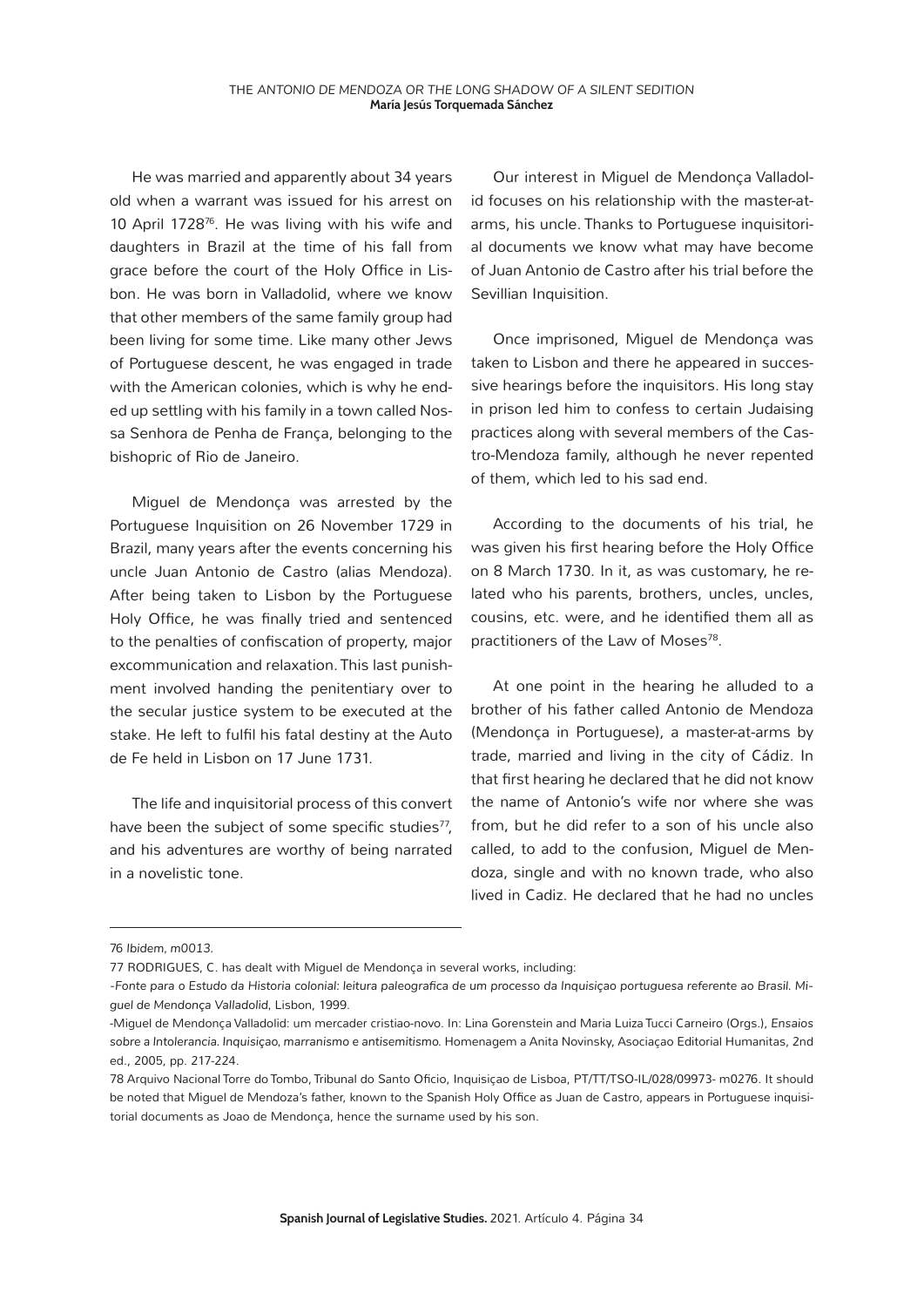He was married and apparently about 34 years old when a warrant was issued for his arrest on 10 April 1728[76]. He was living with his wife and daughters in Brazil at the time of his fall from grace before the court of the Holy Office in Lisbon. He was born in Valladolid, where we know that other members of the same family group had been living for some time. Like many other Jews of Portuguese descent, he was engaged in trade with the American colonies, which is why he ended up settling with his family in a town called Nossa Senhora de Penha de França, belonging to the bishopric of Rio de Janeiro.

Miguel de Mendonça was arrested by the Portuguese Inquisition on 26 November 1729 in Brazil, many years after the events concerning his uncle Juan Antonio de Castro (alias Mendoza). After being taken to Lisbon by the Portuguese Holy Office, he was finally tried and sentenced to the penalties of confiscation of property, major excommunication and relaxation. This last punishment involved handing the penitentiary over to the secular justice system to be executed at the stake. He left to fulfil his fatal destiny at the Auto de Fe held in Lisbon on 17 June 1731.

The life and inquisitorial process of this convert have been the subject of some specific studies[77], and his adventures are worthy of being narrated in a novelistic tone.

Our interest in Miguel de Mendonça Valladolid focuses on his relationship with the master-at-arms, his uncle. Thanks to Portuguese inquisitorial documents we know what may have become of Juan Antonio de Castro after his trial before the Sevillian Inquisition.

Once imprisoned, Miguel de Mendonça was taken to Lisbon and there he appeared in successive hearings before the inquisitors. His long stay in prison led him to confess to certain Judaising practices along with several members of the Castro-Mendoza family, although he never repented of them, which led to his sad end.

According to the documents of his trial, he was given his first hearing before the Holy Office on 8 March 1730. In it, as was customary, he related who his parents, brothers, uncles, uncles, cousins, etc. were, and he identified them all as practitioners of the Law of Moses[78].

At one point in the hearing he alluded to a brother of his father called Antonio de Mendoza (Mendonça in Portuguese), a master-at-arms by trade, married and living in the city of Cádiz. In that first hearing he declared that he did not know the name of Antonio's wife nor where she was from, but he did refer to a son of his uncle also called, to add to the confusion, Miguel de Mendoza, single and with no known trade, who also lived in Cadiz. He declared that he had no uncles

---

76 *Ibidem*, *m0013*.

77 RODRIGUES, C. has dealt with Miguel de Mendonça in several works, including:

-*Fonte para o Estudo da Historia colonial: leitura paleografica de um processo da Inquisiçao portuguesa referente ao Brasil. Miguel de Mendonça Valladolid*, Lisbon, 1999.

-Miguel de Mendonça Valladolid: um mercader cristiao-novo. In: Lina Gorenstein and Maria Luiza Tucci Carneiro (Orgs.), *Ensaios sobre a Intolerancia. Inquisiçao, marranismo e antisemitismo.* Homenagem a Anita Novinsky, Asociaçao Editorial Humanitas, 2nd ed., 2005, pp. 217-224.

78 Arquivo Nacional Torre do Tombo, Tribunal do Santo Oficio, Inquisiçao de Lisboa, PT/TT/TSO-IL/028/09973- m0276. It should be noted that Miguel de Mendoza's father, known to the Spanish Holy Office as Juan de Castro, appears in Portuguese inquisitorial documents as Joao de Mendonça, hence the surname used by his son.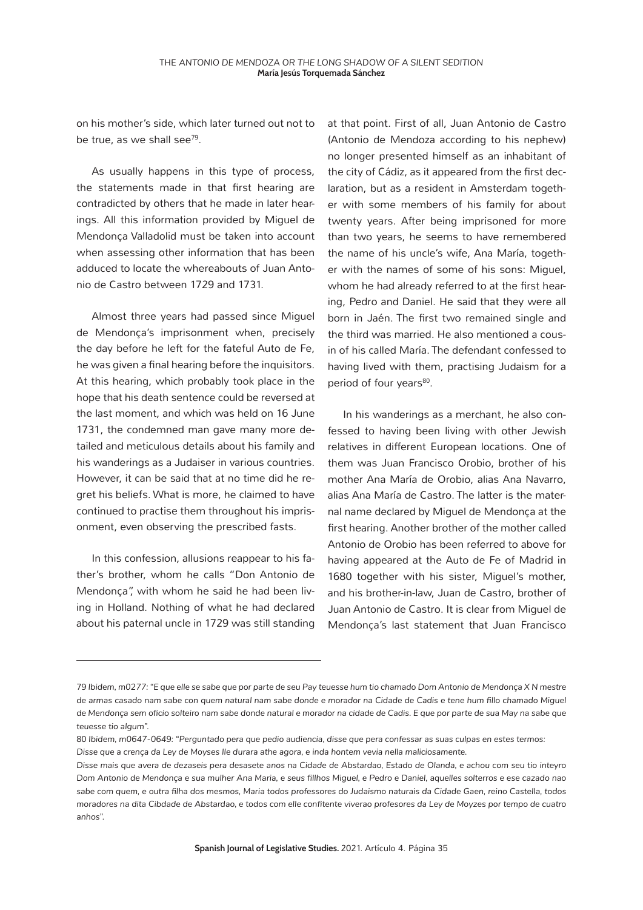on his mother's side, which later turned out not to be true, as we shall see[79].

As usually happens in this type of process, the statements made in that first hearing are contradicted by others that he made in later hearings. All this information provided by Miguel de Mendonça Valladolid must be taken into account when assessing other information that has been adduced to locate the whereabouts of Juan Antonio de Castro between 1729 and 1731.

Almost three years had passed since Miguel de Mendonça's imprisonment when, precisely the day before he left for the fateful Auto de Fe, he was given a final hearing before the inquisitors. At this hearing, which probably took place in the hope that his death sentence could be reversed at the last moment, and which was held on 16 June 1731, the condemned man gave many more detailed and meticulous details about his family and his wanderings as a Judaiser in various countries. However, it can be said that at no time did he regret his beliefs. What is more, he claimed to have continued to practise them throughout his imprisonment, even observing the prescribed fasts.

In this confession, allusions reappear to his father's brother, whom he calls "Don Antonio de Mendonça", with whom he said he had been living in Holland. Nothing of what he had declared about his paternal uncle in 1729 was still standing at that point. First of all, Juan Antonio de Castro (Antonio de Mendoza according to his nephew) no longer presented himself as an inhabitant of the city of Cádiz, as it appeared from the first declaration, but as a resident in Amsterdam together with some members of his family for about twenty years. After being imprisoned for more than two years, he seems to have remembered the name of his uncle's wife, Ana María, together with the names of some of his sons: Miguel, whom he had already referred to at the first hearing, Pedro and Daniel. He said that they were all born in Jaén. The first two remained single and the third was married. He also mentioned a cousin of his called María. The defendant confessed to having lived with them, practising Judaism for a period of four years[80].

In his wanderings as a merchant, he also confessed to having been living with other Jewish relatives in different European locations. One of them was Juan Francisco Orobio, brother of his mother Ana María de Orobio, alias Ana Navarro, alias Ana María de Castro. The latter is the maternal name declared by Miguel de Mendonça at the first hearing. Another brother of the mother called Antonio de Orobio has been referred to above for having appeared at the Auto de Fe of Madrid in 1680 together with his sister, Miguel's mother, and his brother-in-law, Juan de Castro, brother of Juan Antonio de Castro. It is clear from Miguel de Mendonça's last statement that Juan Francisco

---

79 Ibidem, m0277: *"E que elle se sabe que por parte de seu Pay teuesse hum tio chamado Dom Antonio de Mendonça X N mestre de armas casado nam sabe con quem natural nam sabe donde e morador na Cidade de Cadis e tene hum fillo chamado Miguel de Mendonça sem oficio solteiro nam sabe donde natural e morador na cidade de Cadis. E que por parte de sua May na sabe que teuesse tio algum".*

80 Ibidem, m0647-0649: *"Perguntado pera que pedio audiencia, disse que pera confessar as suas culpas en estes termos: Disse que a crença da Ley de Moyses lle durara athe agora, e inda hontem vevia nella maliciosamente.*

*Disse mais que avera de dezaseis pera desasete anos na Cidade de Abstardao, Estado de Olanda, e achou com seu tio inteyro Dom Antonio de Mendonça e sua mulher Ana Maria, e seus fillhos Miguel, e Pedro e Daniel, aquelles solterros e ese cazado nao sabe com quem, e outra filha dos mesmos, Maria todos professores do Judaismo naturais da Cidade Gaen, reino Castella, todos moradores na dita Cibdade de Abstardao, e todos com elle confitente viverao profesores da Ley de Moyzes por tempo de cuatro anhos".*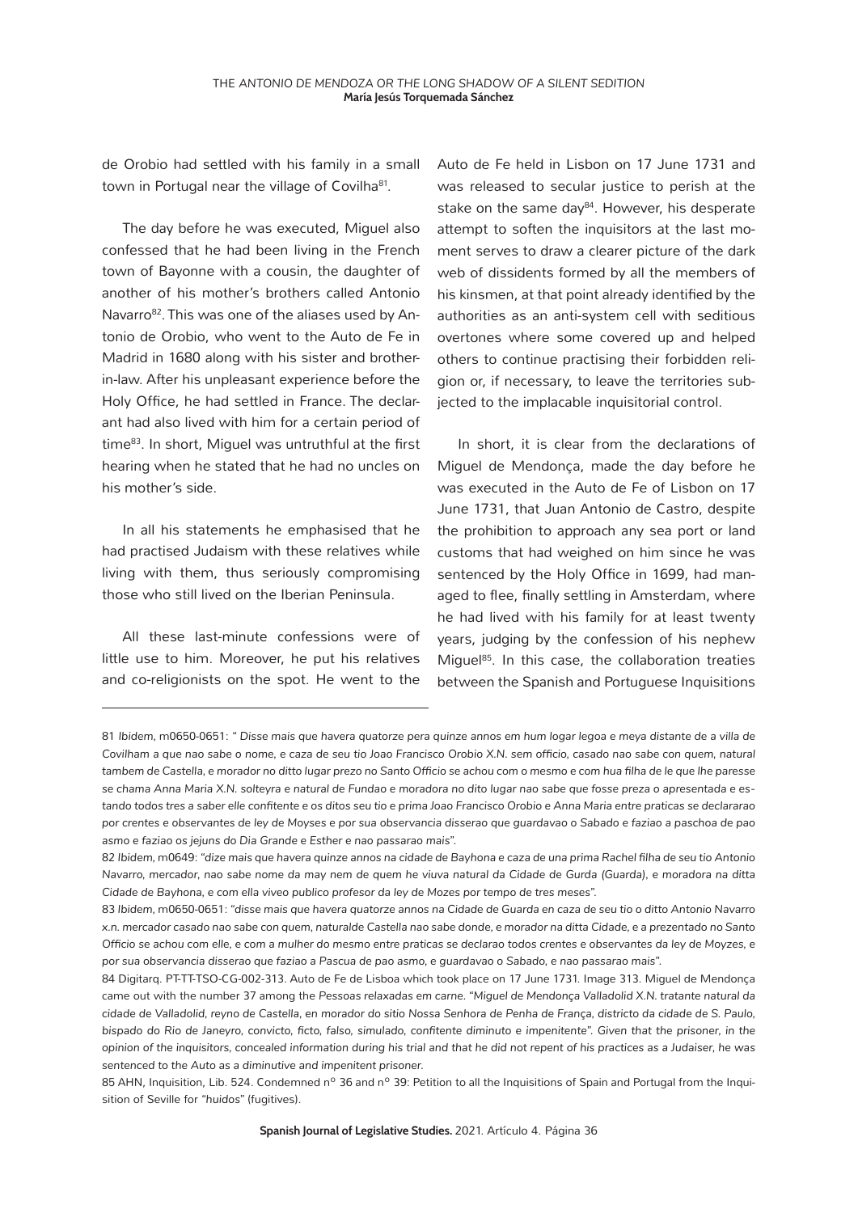de Orobio had settled with his family in a small town in Portugal near the village of Covilha[81].

The day before he was executed, Miguel also confessed that he had been living in the French town of Bayonne with a cousin, the daughter of another of his mother's brothers called Antonio Navarro[82]. This was one of the aliases used by Antonio de Orobio, who went to the Auto de Fe in Madrid in 1680 along with his sister and brother-in-law. After his unpleasant experience before the Holy Office, he had settled in France. The declarant had also lived with him for a certain period of time[83]. In short, Miguel was untruthful at the first hearing when he stated that he had no uncles on his mother's side.

In all his statements he emphasised that he had practised Judaism with these relatives while living with them, thus seriously compromising those who still lived on the Iberian Peninsula.

All these last-minute confessions were of little use to him. Moreover, he put his relatives and co-religionists on the spot. He went to the Auto de Fe held in Lisbon on 17 June 1731 and was released to secular justice to perish at the stake on the same day[84]. However, his desperate attempt to soften the inquisitors at the last moment serves to draw a clearer picture of the dark web of dissidents formed by all the members of his kinsmen, at that point already identified by the authorities as an anti-system cell with seditious overtones where some covered up and helped others to continue practising their forbidden religion or, if necessary, to leave the territories subjected to the implacable inquisitorial control.

In short, it is clear from the declarations of Miguel de Mendonça, made the day before he was executed in the Auto de Fe of Lisbon on 17 June 1731, that Juan Antonio de Castro, despite the prohibition to approach any sea port or land customs that had weighed on him since he was sentenced by the Holy Office in 1699, had managed to flee, finally settling in Amsterdam, where he had lived with his family for at least twenty years, judging by the confession of his nephew Miguel[85]. In this case, the collaboration treaties between the Spanish and Portuguese Inquisitions

---

81 *Ibidem*, m0650-0651: " *Disse mais que havera quatorze pera quinze annos em hum logar legoa e meya distante de a villa de Covilham a que nao sabe o nome, e caza de seu tio Joao Francisco Orobio X.N. sem officio, casado nao sabe con quem, natural tambem de Castella, e morador no ditto lugar prezo no Santo Officio se achou com o mesmo e com hua filha de le que lhe paresse se chama Anna Maria X.N. solteyra e natural de Fundao e moradora no dito lugar nao sabe que fosse preza o apresentada e estando todos tres a saber elle confitente e os ditos seu tio e prima Joao Francisco Orobio e Anna Maria entre praticas se declararao por crentes e observantes de ley de Moyses e por sua observancia disserao que guardavao o Sabado e faziao a paschoa de pao asmo e faziao os jejuns do Dia Grande e Esther e nao passarao mais*".

82 *Ibidem*, m0649: "*dize mais que havera quinze annos na cidade de Bayhona e caza de una prima Rachel filha de seu tio Antonio Navarro, mercador, nao sabe nome da may nem de quem he viuva natural da Cidade de Gurda (Guarda), e moradora na ditta Cidade de Bayhona, e com ella viveo publico profesor da ley de Mozes por tempo de tres meses*".

83 *Ibidem*, m0650-0651: "*disse mais que havera quatorze annos na Cidade de Guarda en caza de seu tio o ditto Antonio Navarro x.n. mercador casado nao sabe con quem, naturalde Castella nao sabe donde, e morador na ditta Cidade, e a prezentado no Santo Officio se achou com elle, e com a mulher do mesmo entre praticas se declarao todos crentes e observantes da ley de Moyzes, e por sua observancia disserao que faziao a Pascua de pao asmo, e guardavao o Sabado, e nao passarao mais*".

84 Digitarq. PT-TT-TSO-CG-002-313. Auto de Fe de Lisboa which took place on 17 June 1731. Image 313. Miguel de Mendonça came out with the number 37 among the *Pessoas relaxadas em carne*. "*Miguel de Mendonça Valladolid X.N. tratante natural da cidade de Valladolid, reyno de Castella, en morador do sitio Nossa Senhora de Penha de França, districto da cidade de S. Paulo, bispado do Rio de Janeyro, convicto, ficto, falso, simulado, confitente diminuto e impenitente*". *Given that the prisoner, in the opinion of the inquisitors, concealed information during his trial and that he did not repent of his practices as a Judaiser, he was sentenced to the Auto as a diminutive and impenitent prisoner.*

85 AHN, Inquisition, Lib. 524. Condemned nº 36 and nº 39: Petition to all the Inquisitions of Spain and Portugal from the Inquisition of Seville for "*huidos*" (fugitives).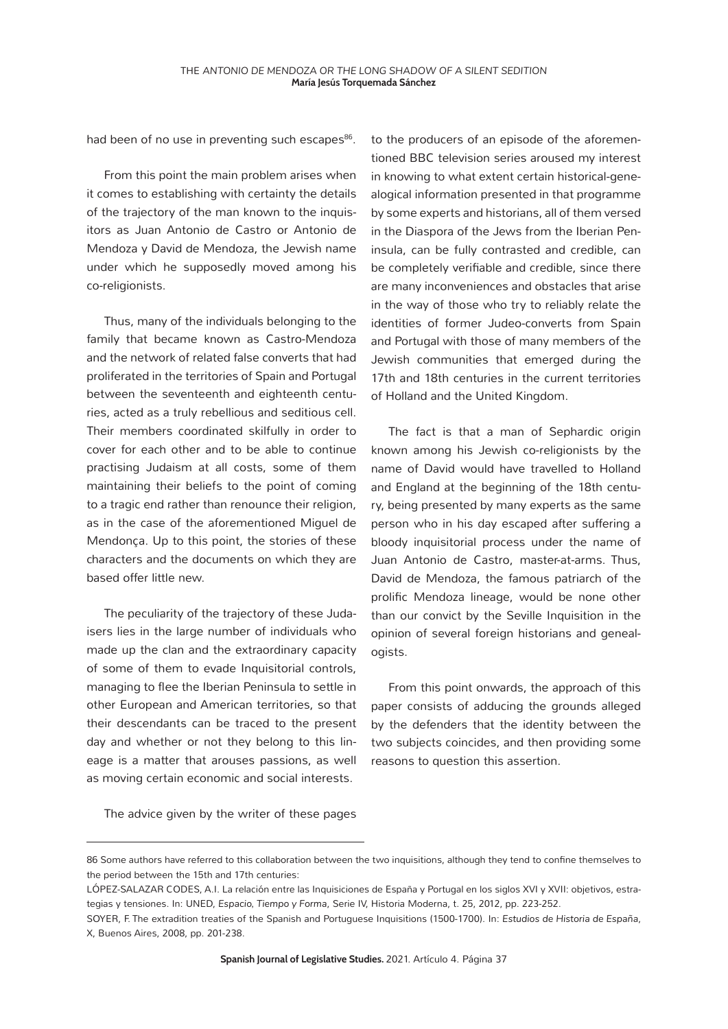had been of no use in preventing such escapes[86].

From this point the main problem arises when it comes to establishing with certainty the details of the trajectory of the man known to the inquisitors as Juan Antonio de Castro or Antonio de Mendoza y David de Mendoza, the Jewish name under which he supposedly moved among his co-religionists.

Thus, many of the individuals belonging to the family that became known as Castro-Mendoza and the network of related false converts that had proliferated in the territories of Spain and Portugal between the seventeenth and eighteenth centuries, acted as a truly rebellious and seditious cell. Their members coordinated skilfully in order to cover for each other and to be able to continue practising Judaism at all costs, some of them maintaining their beliefs to the point of coming to a tragic end rather than renounce their religion, as in the case of the aforementioned Miguel de Mendonça. Up to this point, the stories of these characters and the documents on which they are based offer little new.

The peculiarity of the trajectory of these Judaisers lies in the large number of individuals who made up the clan and the extraordinary capacity of some of them to evade Inquisitorial controls, managing to flee the Iberian Peninsula to settle in other European and American territories, so that their descendants can be traced to the present day and whether or not they belong to this lineage is a matter that arouses passions, as well as moving certain economic and social interests.

The advice given by the writer of these pages to the producers of an episode of the aforementioned BBC television series aroused my interest in knowing to what extent certain historical-genealogical information presented in that programme by some experts and historians, all of them versed in the Diaspora of the Jews from the Iberian Peninsula, can be fully contrasted and credible, can be completely verifiable and credible, since there are many inconveniences and obstacles that arise in the way of those who try to reliably relate the identities of former Judeo-converts from Spain and Portugal with those of many members of the Jewish communities that emerged during the 17th and 18th centuries in the current territories of Holland and the United Kingdom.

The fact is that a man of Sephardic origin known among his Jewish co-religionists by the name of David would have travelled to Holland and England at the beginning of the 18th century, being presented by many experts as the same person who in his day escaped after suffering a bloody inquisitorial process under the name of Juan Antonio de Castro, master-at-arms. Thus, David de Mendoza, the famous patriarch of the prolific Mendoza lineage, would be none other than our convict by the Seville Inquisition in the opinion of several foreign historians and genealogists.

From this point onwards, the approach of this paper consists of adducing the grounds alleged by the defenders that the identity between the two subjects coincides, and then providing some reasons to question this assertion.

---

86 Some authors have referred to this collaboration between the two inquisitions, although they tend to confine themselves to the period between the 15th and 17th centuries:

LÓPEZ-SALAZAR CODES, A.I. La relación entre las Inquisiciones de España y Portugal en los siglos XVI y XVII: objetivos, estrategias y tensiones. In: UNED, *Espacio, Tiempo y Forma*, Serie IV, Historia Moderna, t. 25, 2012, pp. 223-252.

SOYER, F. The extradition treaties of the Spanish and Portuguese Inquisitions (1500-1700). In: *Estudios de Historia de España*, X, Buenos Aires, 2008, pp. 201-238.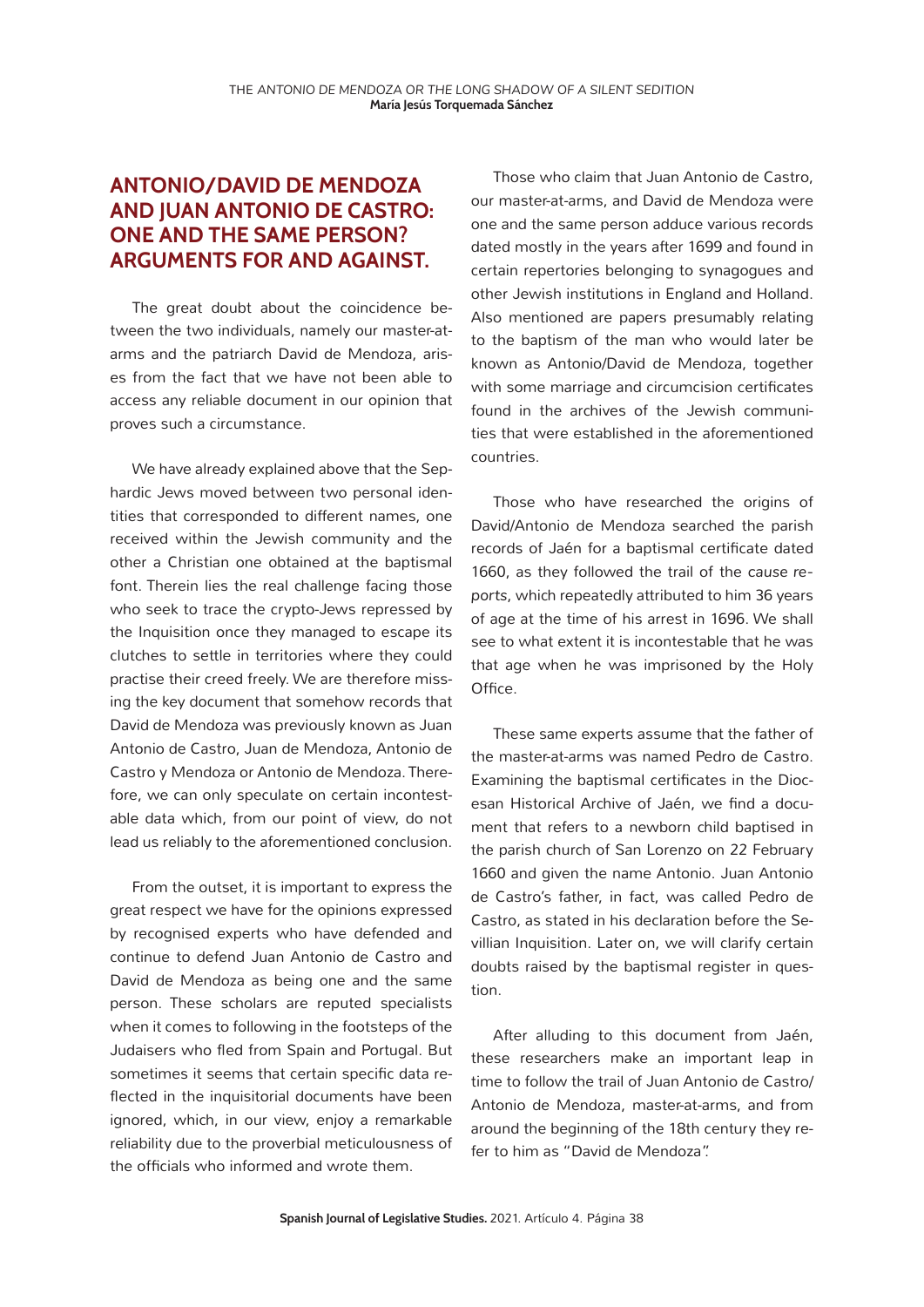## ANTONIO/DAVID DE MENDOZA AND JUAN ANTONIO DE CASTRO: ONE AND THE SAME PERSON? ARGUMENTS FOR AND AGAINST.

The great doubt about the coincidence between the two individuals, namely our master-at-arms and the patriarch David de Mendoza, arises from the fact that we have not been able to access any reliable document in our opinion that proves such a circumstance.

We have already explained above that the Sephardic Jews moved between two personal identities that corresponded to different names, one received within the Jewish community and the other a Christian one obtained at the baptismal font. Therein lies the real challenge facing those who seek to trace the crypto-Jews repressed by the Inquisition once they managed to escape its clutches to settle in territories where they could practise their creed freely. We are therefore missing the key document that somehow records that David de Mendoza was previously known as Juan Antonio de Castro, Juan de Mendoza, Antonio de Castro y Mendoza or Antonio de Mendoza. Therefore, we can only speculate on certain incontestable data which, from our point of view, do not lead us reliably to the aforementioned conclusion.

From the outset, it is important to express the great respect we have for the opinions expressed by recognised experts who have defended and continue to defend Juan Antonio de Castro and David de Mendoza as being one and the same person. These scholars are reputed specialists when it comes to following in the footsteps of the Judaisers who fled from Spain and Portugal. But sometimes it seems that certain specific data reflected in the inquisitorial documents have been ignored, which, in our view, enjoy a remarkable reliability due to the proverbial meticulousness of the officials who informed and wrote them.

Those who claim that Juan Antonio de Castro, our master-at-arms, and David de Mendoza were one and the same person adduce various records dated mostly in the years after 1699 and found in certain repertories belonging to synagogues and other Jewish institutions in England and Holland. Also mentioned are papers presumably relating to the baptism of the man who would later be known as Antonio/David de Mendoza, together with some marriage and circumcision certificates found in the archives of the Jewish communities that were established in the aforementioned countries.

Those who have researched the origins of David/Antonio de Mendoza searched the parish records of Jaén for a baptismal certificate dated 1660, as they followed the trail of the *cause reports*, which repeatedly attributed to him 36 years of age at the time of his arrest in 1696. We shall see to what extent it is incontestable that he was that age when he was imprisoned by the Holy Office.

These same experts assume that the father of the master-at-arms was named Pedro de Castro. Examining the baptismal certificates in the Diocesan Historical Archive of Jaén, we find a document that refers to a newborn child baptised in the parish church of San Lorenzo on 22 February 1660 and given the name Antonio. Juan Antonio de Castro's father, in fact, was called Pedro de Castro, as stated in his declaration before the Sevillian Inquisition. Later on, we will clarify certain doubts raised by the baptismal register in question.

After alluding to this document from Jaén, these researchers make an important leap in time to follow the trail of Juan Antonio de Castro/Antonio de Mendoza, master-at-arms, and from around the beginning of the 18th century they refer to him as "David de Mendoza".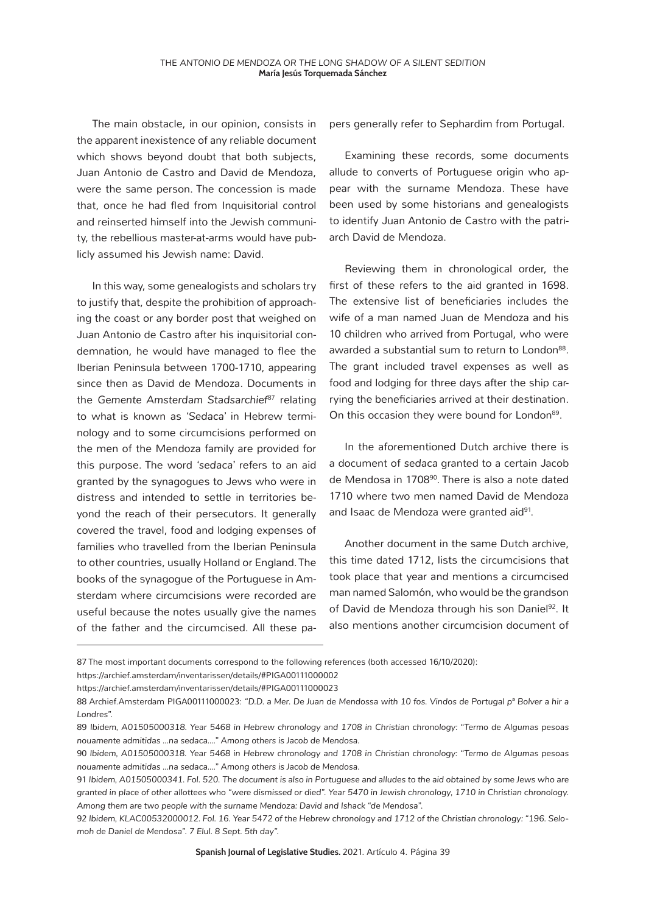The main obstacle, in our opinion, consists in the apparent inexistence of any reliable document which shows beyond doubt that both subjects, Juan Antonio de Castro and David de Mendoza, were the same person. The concession is made that, once he had fled from Inquisitorial control and reinserted himself into the Jewish community, the rebellious master-at-arms would have publicly assumed his Jewish name: David.

In this way, some genealogists and scholars try to justify that, despite the prohibition of approaching the coast or any border post that weighed on Juan Antonio de Castro after his inquisitorial condemnation, he would have managed to flee the Iberian Peninsula between 1700-1710, appearing since then as David de Mendoza. Documents in the *Gemente Amsterdam Stadsarchief*[87] relating to what is known as '*Sedaca*' in Hebrew terminology and to some circumcisions performed on the men of the Mendoza family are provided for this purpose. The word '*sedaca*' refers to an aid granted by the synagogues to Jews who were in distress and intended to settle in territories beyond the reach of their persecutors. It generally covered the travel, food and lodging expenses of families who travelled from the Iberian Peninsula to other countries, usually Holland or England. The books of the synagogue of the Portuguese in Amsterdam where circumcisions were recorded are useful because the notes usually give the names of the father and the circumcised. All these papers generally refer to Sephardim from Portugal.

Examining these records, some documents allude to converts of Portuguese origin who appear with the surname Mendoza. These have been used by some historians and genealogists to identify Juan Antonio de Castro with the patriarch David de Mendoza.

Reviewing them in chronological order, the first of these refers to the aid granted in 1698. The extensive list of beneficiaries includes the wife of a man named Juan de Mendoza and his 10 children who arrived from Portugal, who were awarded a substantial sum to return to London[88]. The grant included travel expenses as well as food and lodging for three days after the ship carrying the beneficiaries arrived at their destination. On this occasion they were bound for London[89].

In the aforementioned Dutch archive there is a document of *sedaca* granted to a certain Jacob de Mendosa in 1708[90]. There is also a note dated 1710 where two men named David de Mendoza and Isaac de Mendoza were granted aid[91].

Another document in the same Dutch archive, this time dated 1712, lists the circumcisions that took place that year and mentions a circumcised man named Salomón, who would be the grandson of David de Mendoza through his son Daniel[92]. It also mentions another circumcision document of

---

87 The most important documents correspond to the following references (both accessed 16/10/2020):
https://archief.amsterdam/inventarissen/details/#PIGA00111000002
https://archief.amsterdam/inventarissen/details/#PIGA00111000023

88 Archief.Amsterdam PIGA00111000023: *"D.D. a Mer. De Juan de Mendossa with 10 fos. Vindos de Portugal pª Bolver a hir a Londres".*

89 *Ibidem, A01505000318. Year 5468 in Hebrew chronology and 1708 in Christian chronology: "Termo de Algumas pesoas nouamente admitidas ...na sedaca...." Among others is Jacob de Mendosa.*

90 *Ibidem, A01505000318. Year 5468 in Hebrew chronology and 1708 in Christian chronology: "Termo de Algumas pesoas nouamente admitidas ...na sedaca...." Among others is Jacob de Mendosa.*

91 *Ibidem, A01505000341. Fol. 520. The document is also in Portuguese and alludes to the aid obtained by some Jews who are granted in place of other allottees who "were dismissed or died". Year 5470 in Jewish chronology, 1710 in Christian chronology. Among them are two people with the surname Mendoza: David and Ishack "de Mendosa".*

92 *Ibidem, KLAC00532000012. Fol. 16. Year 5472 of the Hebrew chronology and 1712 of the Christian chronology: "196. Selomoh de Daniel de Mendosa". 7 Elul. 8 Sept. 5th day".*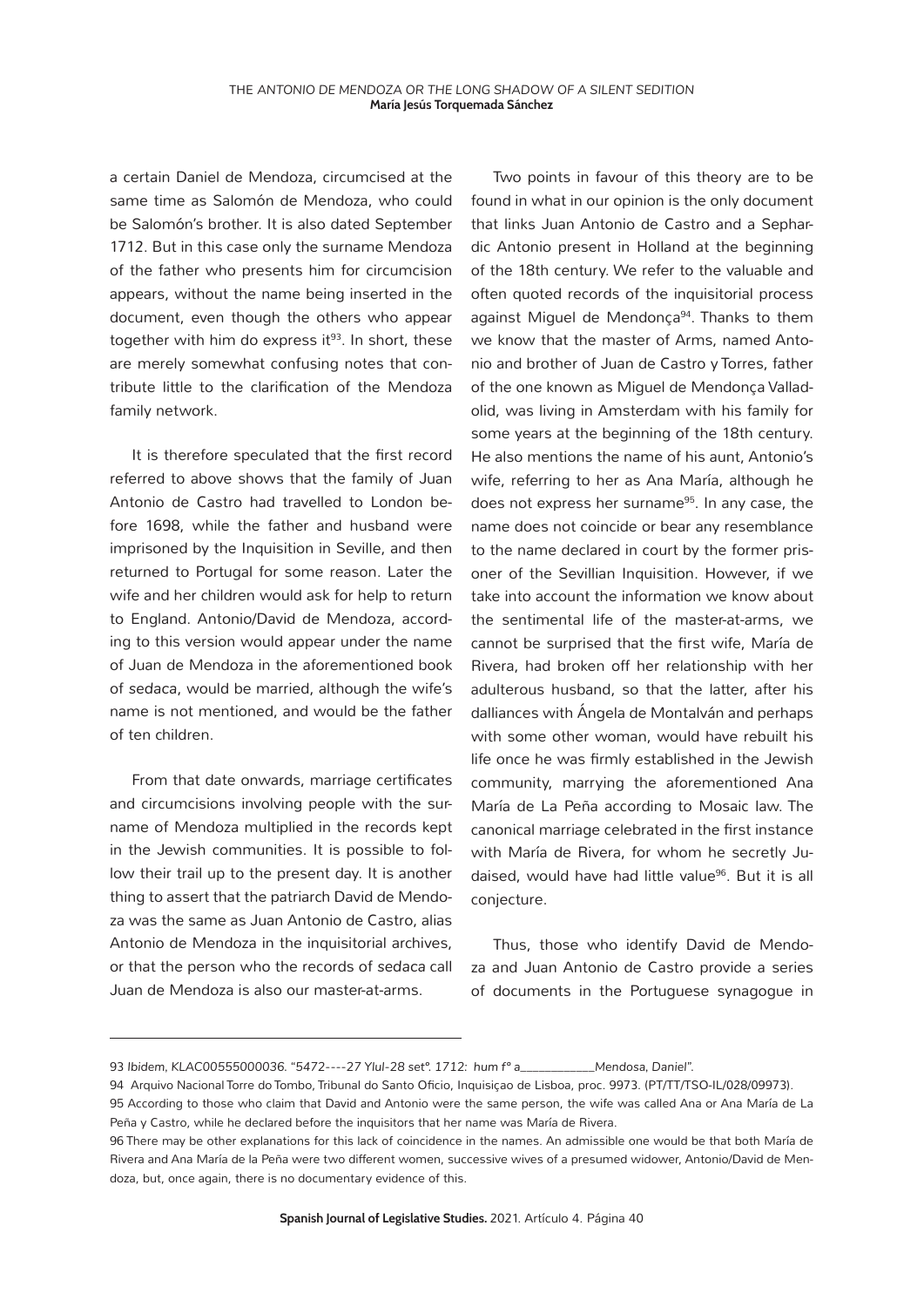a certain Daniel de Mendoza, circumcised at the same time as Salomón de Mendoza, who could be Salomón's brother. It is also dated September 1712. But in this case only the surname Mendoza of the father who presents him for circumcision appears, without the name being inserted in the document, even though the others who appear together with him do express it[93]. In short, these are merely somewhat confusing notes that contribute little to the clarification of the Mendoza family network.

It is therefore speculated that the first record referred to above shows that the family of Juan Antonio de Castro had travelled to London before 1698, while the father and husband were imprisoned by the Inquisition in Seville, and then returned to Portugal for some reason. Later the wife and her children would ask for help to return to England. Antonio/David de Mendoza, according to this version would appear under the name of Juan de Mendoza in the aforementioned book of *sedaca*, would be married, although the wife's name is not mentioned, and would be the father of ten children.

From that date onwards, marriage certificates and circumcisions involving people with the surname of Mendoza multiplied in the records kept in the Jewish communities. It is possible to follow their trail up to the present day. It is another thing to assert that the patriarch David de Mendoza was the same as Juan Antonio de Castro, alias Antonio de Mendoza in the inquisitorial archives, or that the person who the records of *sedaca* call Juan de Mendoza is also our master-at-arms.

Two points in favour of this theory are to be found in what in our opinion is the only document that links Juan Antonio de Castro and a Sephardic Antonio present in Holland at the beginning of the 18th century. We refer to the valuable and often quoted records of the inquisitorial process against Miguel de Mendonça[94]. Thanks to them we know that the master of Arms, named Antonio and brother of Juan de Castro y Torres, father of the one known as Miguel de Mendonça Valladolid, was living in Amsterdam with his family for some years at the beginning of the 18th century. He also mentions the name of his aunt, Antonio's wife, referring to her as Ana María, although he does not express her surname[95]. In any case, the name does not coincide or bear any resemblance to the name declared in court by the former prisoner of the Sevillian Inquisition. However, if we take into account the information we know about the sentimental life of the master-at-arms, we cannot be surprised that the first wife, María de Rivera, had broken off her relationship with her adulterous husband, so that the latter, after his dalliances with Ángela de Montalván and perhaps with some other woman, would have rebuilt his life once he was firmly established in the Jewish community, marrying the aforementioned Ana María de La Peña according to Mosaic law. The canonical marriage celebrated in the first instance with María de Rivera, for whom he secretly Judaised, would have had little value[96]. But it is all conjecture.

Thus, those who identify David de Mendoza and Juan Antonio de Castro provide a series of documents in the Portuguese synagogue in

---

93 *Ibidem*, *KLAC00555000036. "5472----27 Ylul-28 setº. 1712: hum fº a___________Mendosa, Daniel"*.

94 Arquivo Nacional Torre do Tombo, Tribunal do Santo Oficio, Inquisiçao de Lisboa, proc. 9973. (PT/TT/TSO-IL/028/09973).

95 According to those who claim that David and Antonio were the same person, the wife was called Ana or Ana María de La Peña y Castro, while he declared before the inquisitors that her name was María de Rivera.

96 There may be other explanations for this lack of coincidence in the names. An admissible one would be that both María de Rivera and Ana María de la Peña were two different women, successive wives of a presumed widower, Antonio/David de Mendoza, but, once again, there is no documentary evidence of this.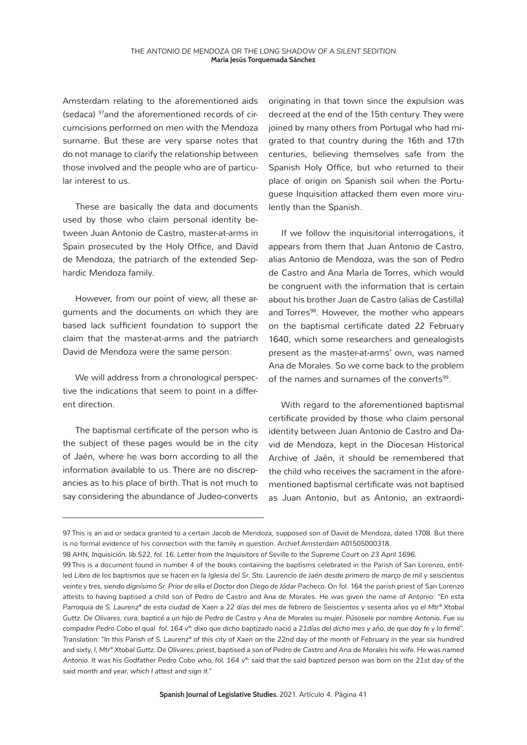Amsterdam relating to the aforementioned aids (*sedaca*) [97]and the aforementioned records of circumcisions performed on men with the Mendoza surname. But these are very sparse notes that do not manage to clarify the relationship between those involved and the people who are of particular interest to us.

These are basically the data and documents used by those who claim personal identity between Juan Antonio de Castro, master-at-arms in Spain prosecuted by the Holy Office, and David de Mendoza, the patriarch of the extended Sephardic Mendoza family.

However, from our point of view, all these arguments and the documents on which they are based lack sufficient foundation to support the claim that the master-at-arms and the patriarch David de Mendoza were the same person.

We will address from a chronological perspective the indications that seem to point in a different direction.

The baptismal certificate of the person who is the subject of these pages would be in the city of Jaén, where he was born according to all the information available to us. There are no discrepancies as to his place of birth. That is not much to say considering the abundance of Judeo-converts originating in that town since the expulsion was decreed at the end of the 15th century. They were joined by many others from Portugal who had migrated to that country during the 16th and 17th centuries, believing themselves safe from the Spanish Holy Office, but who returned to their place of origin on Spanish soil when the Portuguese Inquisition attacked them even more virulently than the Spanish.

If we follow the inquisitorial interrogations, it appears from them that Juan Antonio de Castro, alias Antonio de Mendoza, was the son of Pedro de Castro and Ana María de Torres, which would be congruent with the information that is certain about his brother Juan de Castro (alias de Castilla) and Torres[98]. However, the mother who appears on the baptismal certificate dated 22 February 1640, which some researchers and genealogists present as the master-at-arms' own, was named Ana de Morales. So we come back to the problem of the names and surnames of the converts[99].

With regard to the aforementioned baptismal certificate provided by those who claim personal identity between Juan Antonio de Castro and David de Mendoza, kept in the Diocesan Historical Archive of Jaén, it should be remembered that the child who receives the sacrament in the aforementioned baptismal certificate was not baptised as Juan Antonio, but as Antonio, an extraordi-

---

97 This is an aid or sedaca granted to a certain Jacob de Mendoza, supposed son of David de Mendoza, dated 1708. But there is no formal evidence of his connection with the family in question. Archief.Amsterdam A01505000318.

98 AHN, *Inquisición, lib.522, fol. 16. Letter from the Inquisitors of Seville to the Supreme Court on 23 April 1696.*

99 This is a document found in number 4 of the books containing the baptisms celebrated in the Parish of San Lorenzo, entitled *Libro de los baptismos que se hacen en la Iglesia del Sr. Sto. Laurencio de Jaén desde primero de março de mil y seiscientos veinte y tres, siendo dignísimo Sr. Prior de ella el Doctor don Diego de Jódar Pacheco.* On fol. 164 the parish priest of San Lorenzo attests to having baptised a child son of Pedro de Castro and Ana de Morales. He was given the name of Antonio: *"En esta Parroquia de S. Laurenzº de esta ciudad de Xaen a 22 días del mes de febrero de Seiscientos y sesenta años yo el Mtrº Xtobal Guttz. De Olivares, cura, bapticé a un hijo de Pedro de Castro y Ana de Morales su mujer. Púsosele por nombre Antonio. Fue su compadre Pedro Cobo el qual fol. 164 vº: dixo que dicho baptizado nació a 21días del dicho mes y año, de que doy fe y lo firmé". Translation: "In this Parish of S. Laurenzº of this city of Xaen on the 22nd day of the month of February in the year six hundred and sixty, I, Mtrº Xtobal Guttz. De Olivares, priest, baptised a son of Pedro de Castro and Ana de Morales his wife. He was named Antonio. It was his Godfather Pedro Cobo who, fol. 164 vº: said that the said baptized person was born on the 21st day of the said month and year, which I attest and sign it."*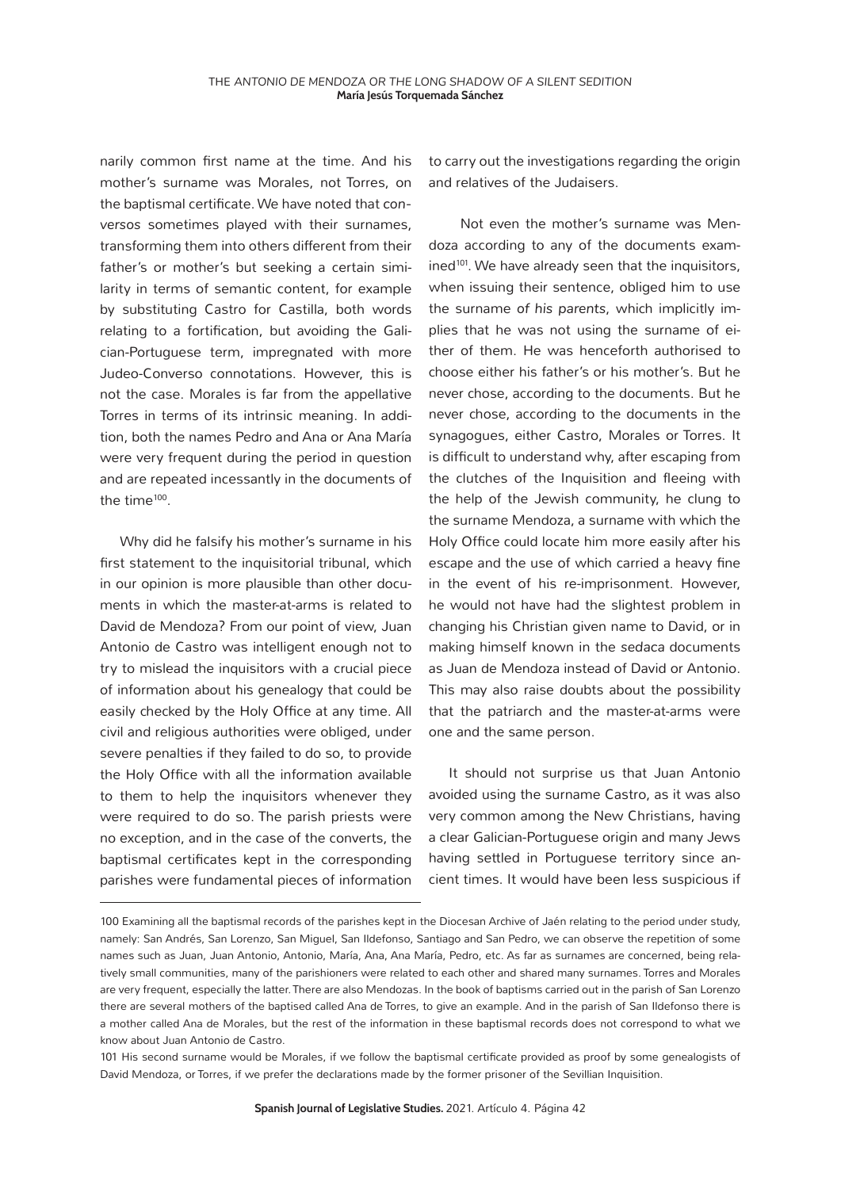narily common first name at the time. And his mother's surname was Morales, not Torres, on the baptismal certificate. We have noted that *conversos* sometimes played with their surnames, transforming them into others different from their father's or mother's but seeking a certain similarity in terms of semantic content, for example by substituting Castro for Castilla, both words relating to a fortification, but avoiding the Galician-Portuguese term, impregnated with more Judeo-Converso connotations. However, this is not the case. Morales is far from the appellative Torres in terms of its intrinsic meaning. In addition, both the names Pedro and Ana or Ana María were very frequent during the period in question and are repeated incessantly in the documents of the time[100].

Why did he falsify his mother's surname in his first statement to the inquisitorial tribunal, which in our opinion is more plausible than other documents in which the master-at-arms is related to David de Mendoza? From our point of view, Juan Antonio de Castro was intelligent enough not to try to mislead the inquisitors with a crucial piece of information about his genealogy that could be easily checked by the Holy Office at any time. All civil and religious authorities were obliged, under severe penalties if they failed to do so, to provide the Holy Office with all the information available to them to help the inquisitors whenever they were required to do so. The parish priests were no exception, and in the case of the converts, the baptismal certificates kept in the corresponding parishes were fundamental pieces of information to carry out the investigations regarding the origin and relatives of the Judaisers.

Not even the mother's surname was Mendoza according to any of the documents examined[101]. We have already seen that the inquisitors, when issuing their sentence, obliged him to use the surname *of his parents*, which implicitly implies that he was not using the surname of either of them. He was henceforth authorised to choose either his father's or his mother's. But he never chose, according to the documents. But he never chose, according to the documents in the synagogues, either Castro, Morales or Torres. It is difficult to understand why, after escaping from the clutches of the Inquisition and fleeing with the help of the Jewish community, he clung to the surname Mendoza, a surname with which the Holy Office could locate him more easily after his escape and the use of which carried a heavy fine in the event of his re-imprisonment. However, he would not have had the slightest problem in changing his Christian given name to David, or in making himself known in the *sedaca* documents as Juan de Mendoza instead of David or Antonio. This may also raise doubts about the possibility that the patriarch and the master-at-arms were one and the same person.

It should not surprise us that Juan Antonio avoided using the surname Castro, as it was also very common among the New Christians, having a clear Galician-Portuguese origin and many Jews having settled in Portuguese territory since ancient times. It would have been less suspicious if

---

100 Examining all the baptismal records of the parishes kept in the Diocesan Archive of Jaén relating to the period under study, namely: San Andrés, San Lorenzo, San Miguel, San Ildefonso, Santiago and San Pedro, we can observe the repetition of some names such as Juan, Juan Antonio, Antonio, María, Ana, Ana María, Pedro, etc. As far as surnames are concerned, being relatively small communities, many of the parishioners were related to each other and shared many surnames. Torres and Morales are very frequent, especially the latter. There are also Mendozas. In the book of baptisms carried out in the parish of San Lorenzo there are several mothers of the baptised called Ana de Torres, to give an example. And in the parish of San Ildefonso there is a mother called Ana de Morales, but the rest of the information in these baptismal records does not correspond to what we know about Juan Antonio de Castro.

101 His second surname would be Morales, if we follow the baptismal certificate provided as proof by some genealogists of David Mendoza, or Torres, if we prefer the declarations made by the former prisoner of the Sevillian Inquisition.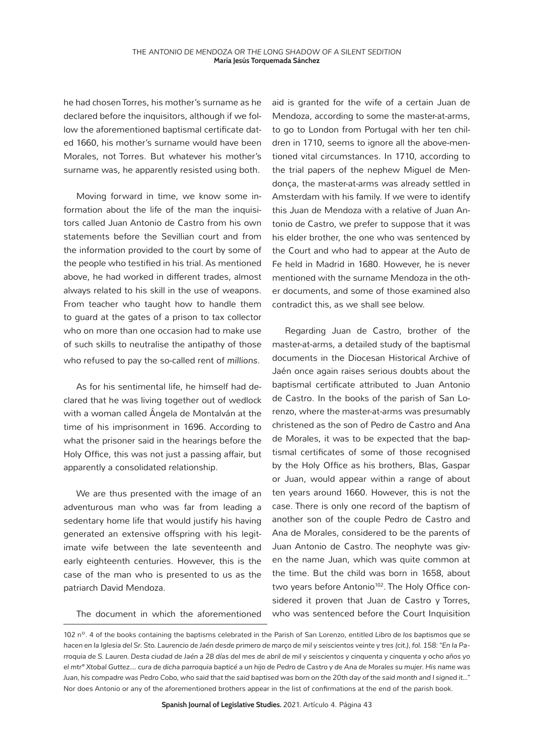he had chosen Torres, his mother's surname as he declared before the inquisitors, although if we follow the aforementioned baptismal certificate dated 1660, his mother's surname would have been Morales, not Torres. But whatever his mother's surname was, he apparently resisted using both.

Moving forward in time, we know some information about the life of the man the inquisitors called Juan Antonio de Castro from his own statements before the Sevillian court and from the information provided to the court by some of the people who testified in his trial. As mentioned above, he had worked in different trades, almost always related to his skill in the use of weapons. From teacher who taught how to handle them to guard at the gates of a prison to tax collector who on more than one occasion had to make use of such skills to neutralise the antipathy of those who refused to pay the so-called rent of *millions*.

As for his sentimental life, he himself had declared that he was living together out of wedlock with a woman called Ángela de Montalván at the time of his imprisonment in 1696. According to what the prisoner said in the hearings before the Holy Office, this was not just a passing affair, but apparently a consolidated relationship.

We are thus presented with the image of an adventurous man who was far from leading a sedentary home life that would justify his having generated an extensive offspring with his legitimate wife between the late seventeenth and early eighteenth centuries. However, this is the case of the man who is presented to us as the patriarch David Mendoza.

The document in which the aforementioned aid is granted for the wife of a certain Juan de Mendoza, according to some the master-at-arms, to go to London from Portugal with her ten children in 1710, seems to ignore all the above-mentioned vital circumstances. In 1710, according to the trial papers of the nephew Miguel de Mendonça, the master-at-arms was already settled in Amsterdam with his family. If we were to identify this Juan de Mendoza with a relative of Juan Antonio de Castro, we prefer to suppose that it was his elder brother, the one who was sentenced by the Court and who had to appear at the Auto de Fe held in Madrid in 1680. However, he is never mentioned with the surname Mendoza in the other documents, and some of those examined also contradict this, as we shall see below.

Regarding Juan de Castro, brother of the master-at-arms, a detailed study of the baptismal documents in the Diocesan Historical Archive of Jaén once again raises serious doubts about the baptismal certificate attributed to Juan Antonio de Castro. In the books of the parish of San Lorenzo, where the master-at-arms was presumably christened as the son of Pedro de Castro and Ana de Morales, it was to be expected that the baptismal certificates of some of those recognised by the Holy Office as his brothers, Blas, Gaspar or Juan, would appear within a range of about ten years around 1660. However, this is not the case. There is only one record of the baptism of another son of the couple Pedro de Castro and Ana de Morales, considered to be the parents of Juan Antonio de Castro. The neophyte was given the name Juan, which was quite common at the time. But the child was born in 1658, about two years before Antonio[102]. The Holy Office considered it proven that Juan de Castro y Torres, who was sentenced before the Court Inquisition

---

102 nº. 4 of the books containing the baptisms celebrated in the Parish of San Lorenzo, entitled *Libro de los baptismos que se hacen en la Iglesia del Sr. Sto. Laurencio de Jaén desde primero de março de mil y seiscientos veinte y tres (cit.), fol. 158: "En la Parroquia de S. Lauren. Desta ciudad de Jaén a 28 días del mes de abril de mil y seiscientos y cinquenta y cinquenta y ocho años yo el mtrº Xtobal Guttez.... cura de dicha parroquia bapticé a un hijo de Pedro de Castro y de Ana de Morales su mujer. His name was Juan, his compadre was Pedro Cobo, who said that the said baptised was born on the 20th day of the said month and I signed it..."* Nor does Antonio or any of the aforementioned brothers appear in the list of confirmations at the end of the parish book.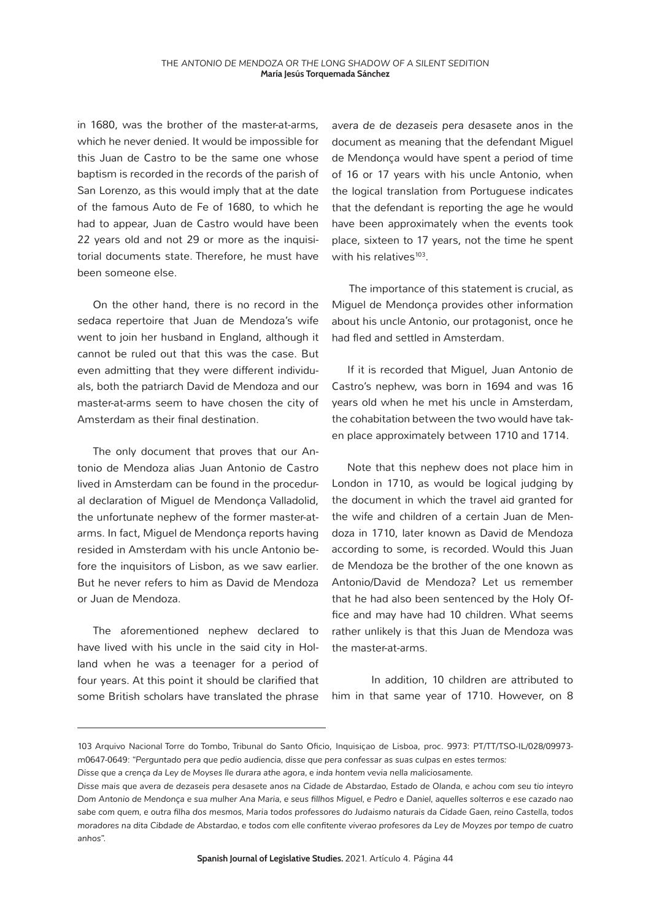in 1680, was the brother of the master-at-arms, which he never denied. It would be impossible for this Juan de Castro to be the same one whose baptism is recorded in the records of the parish of San Lorenzo, as this would imply that at the date of the famous Auto de Fe of 1680, to which he had to appear, Juan de Castro would have been 22 years old and not 29 or more as the inquisitorial documents state. Therefore, he must have been someone else.

On the other hand, there is no record in the *sedaca* repertoire that Juan de Mendoza's wife went to join her husband in England, although it cannot be ruled out that this was the case. But even admitting that they were different individuals, both the patriarch David de Mendoza and our master-at-arms seem to have chosen the city of Amsterdam as their final destination.

The only document that proves that our Antonio de Mendoza alias Juan Antonio de Castro lived in Amsterdam can be found in the procedural declaration of Miguel de Mendonça Valladolid, the unfortunate nephew of the former master-at-arms. In fact, Miguel de Mendonça reports having resided in Amsterdam with his uncle Antonio before the inquisitors of Lisbon, as we saw earlier. But he never refers to him as David de Mendoza or Juan de Mendoza.

The aforementioned nephew declared to have lived with his uncle in the said city in Holland when he was a teenager for a period of four years. At this point it should be clarified that some British scholars have translated the phrase *avera de de dezaseis pera desasete anos* in the document as meaning that the defendant Miguel de Mendonça would have spent a period of time of 16 or 17 years with his uncle Antonio, when the logical translation from Portuguese indicates that the defendant is reporting the age he would have been approximately when the events took place, sixteen to 17 years, not the time he spent with his relatives[103].

The importance of this statement is crucial, as Miguel de Mendonça provides other information about his uncle Antonio, our protagonist, once he had fled and settled in Amsterdam.

If it is recorded that Miguel, Juan Antonio de Castro's nephew, was born in 1694 and was 16 years old when he met his uncle in Amsterdam, the cohabitation between the two would have taken place approximately between 1710 and 1714.

Note that this nephew does not place him in London in 1710, as would be logical judging by the document in which the travel aid granted for the wife and children of a certain Juan de Mendoza in 1710, later known as David de Mendoza according to some, is recorded. Would this Juan de Mendoza be the brother of the one known as Antonio/David de Mendoza? Let us remember that he had also been sentenced by the Holy Office and may have had 10 children. What seems rather unlikely is that this Juan de Mendoza was the master-at-arms.

In addition, 10 children are attributed to him in that same year of 1710. However, on 8

---

103 Arquivo Nacional Torre do Tombo, Tribunal do Santo Oficio, Inquisiçao de Lisboa, proc. 9973: PT/TT/TSO-IL/028/09973-m0647-0649: *"Perguntado pera que pedio audiencia, disse que pera confessar as suas culpas en estes termos:*

*Disse que a crença da Ley de Moyses lle durara athe agora, e inda hontem vevia nella maliciosamente.*

*Disse mais que avera de dezaseis pera desasete anos na Cidade de Abstardao, Estado de Olanda, e achou com seu tio inteyro Dom Antonio de Mendonça e sua mulher Ana Maria, e seus fillhos Miguel, e Pedro e Daniel, aquelles solterros e ese cazado nao sabe com quem, e outra filha dos mesmos, Maria todos professores do Judaismo naturais da Cidade Gaen, reino Castella, todos moradores na dita Cibdade de Abstardao, e todos com elle confitente viverao profesores da Ley de Moyzes por tempo de cuatro anhos".*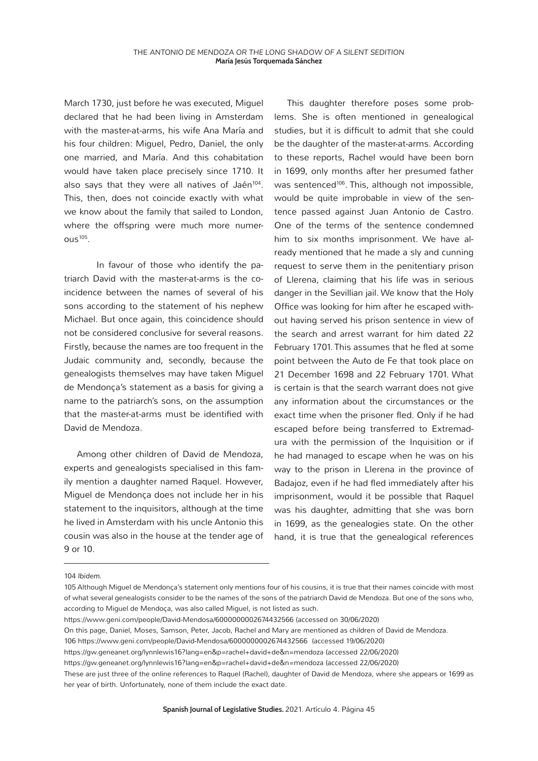March 1730, just before he was executed, Miguel declared that he had been living in Amsterdam with the master-at-arms, his wife Ana María and his four children: Miguel, Pedro, Daniel, the only one married, and María. And this cohabitation would have taken place precisely since 1710. It also says that they were all natives of Jaén[104]. This, then, does not coincide exactly with what we know about the family that sailed to London, where the offspring were much more numerous[105].

In favour of those who identify the patriarch David with the master-at-arms is the coincidence between the names of several of his sons according to the statement of his nephew Michael. But once again, this coincidence should not be considered conclusive for several reasons. Firstly, because the names are too frequent in the Judaic community and, secondly, because the genealogists themselves may have taken Miguel de Mendonça's statement as a basis for giving a name to the patriarch's sons, on the assumption that the master-at-arms must be identified with David de Mendoza.

Among other children of David de Mendoza, experts and genealogists specialised in this family mention a daughter named Raquel. However, Miguel de Mendonça does not include her in his statement to the inquisitors, although at the time he lived in Amsterdam with his uncle Antonio this cousin was also in the house at the tender age of 9 or 10.

This daughter therefore poses some problems. She is often mentioned in genealogical studies, but it is difficult to admit that she could be the daughter of the master-at-arms. According to these reports, Rachel would have been born in 1699, only months after her presumed father was sentenced[106]. This, although not impossible, would be quite improbable in view of the sentence passed against Juan Antonio de Castro. One of the terms of the sentence condemned him to six months imprisonment. We have already mentioned that he made a sly and cunning request to serve them in the penitentiary prison of Llerena, claiming that his life was in serious danger in the Sevillian jail. We know that the Holy Office was looking for him after he escaped without having served his prison sentence in view of the search and arrest warrant for him dated 22 February 1701. This assumes that he fled at some point between the Auto de Fe that took place on 21 December 1698 and 22 February 1701. What is certain is that the search warrant does not give any information about the circumstances or the exact time when the prisoner fled. Only if he had escaped before being transferred to Extremadura with the permission of the Inquisition or if he had managed to escape when he was on his way to the prison in Llerena in the province of Badajoz, even if he had fled immediately after his imprisonment, would it be possible that Raquel was his daughter, admitting that she was born in 1699, as the genealogies state. On the other hand, it is true that the genealogical references

---

104 *Ibidem.*

105 Although Miguel de Mendonça's statement only mentions four of his cousins, it is true that their names coincide with most of what several genealogists consider to be the names of the sons of the patriarch David de Mendoza. But one of the sons who, according to Miguel de Mendoça, was also called Miguel, is not listed as such.

https://www.geni.com/people/David-Mendosa/6000000002674432566 (accessed on 30/06/2020)

On this page, Daniel, Moses, Samson, Peter, Jacob, Rachel and Mary are mentioned as children of David de Mendoza.

106 https://www.geni.com/people/David-Mendosa/6000000002674432566 (accessed 19/06/2020)

https://gw.geneanet.org/lynnlewis16?lang=en&p=rachel+david+de&n=mendoza (accessed 22/06/2020)

https://gw.geneanet.org/lynnlewis16?lang=en&p=rachel+david+de&n=mendoza (accessed 22/06/2020)

These are just three of the online references to Raquel (Rachel), daughter of David de Mendoza, where she appears or 1699 as her year of birth. Unfortunately, none of them include the exact date.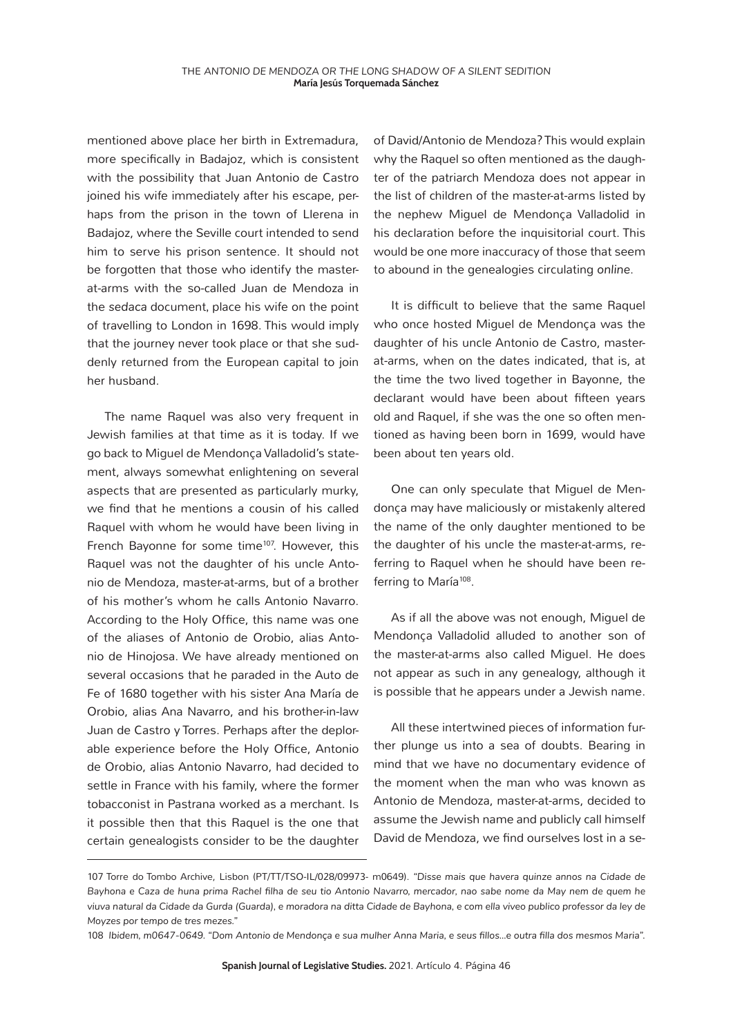mentioned above place her birth in Extremadura, more specifically in Badajoz, which is consistent with the possibility that Juan Antonio de Castro joined his wife immediately after his escape, perhaps from the prison in the town of Llerena in Badajoz, where the Seville court intended to send him to serve his prison sentence. It should not be forgotten that those who identify the master-at-arms with the so-called Juan de Mendoza in the *sedaca* document, place his wife on the point of travelling to London in 1698. This would imply that the journey never took place or that she suddenly returned from the European capital to join her husband.

The name Raquel was also very frequent in Jewish families at that time as it is today. If we go back to Miguel de Mendonça Valladolid's statement, always somewhat enlightening on several aspects that are presented as particularly murky, we find that he mentions a cousin of his called Raquel with whom he would have been living in French Bayonne for some time[107]. However, this Raquel was not the daughter of his uncle Antonio de Mendoza, master-at-arms, but of a brother of his mother's whom he calls Antonio Navarro. According to the Holy Office, this name was one of the aliases of Antonio de Orobio, alias Antonio de Hinojosa. We have already mentioned on several occasions that he paraded in the Auto de Fe of 1680 together with his sister Ana María de Orobio, alias Ana Navarro, and his brother-in-law Juan de Castro y Torres. Perhaps after the deplorable experience before the Holy Office, Antonio de Orobio, alias Antonio Navarro, had decided to settle in France with his family, where the former tobacconist in Pastrana worked as a merchant. Is it possible then that this Raquel is the one that certain genealogists consider to be the daughter of David/Antonio de Mendoza? This would explain why the Raquel so often mentioned as the daughter of the patriarch Mendoza does not appear in the list of children of the master-at-arms listed by the nephew Miguel de Mendonça Valladolid in his declaration before the inquisitorial court. This would be one more inaccuracy of those that seem to abound in the genealogies circulating *online*.

It is difficult to believe that the same Raquel who once hosted Miguel de Mendonça was the daughter of his uncle Antonio de Castro, master-at-arms, when on the dates indicated, that is, at the time the two lived together in Bayonne, the declarant would have been about fifteen years old and Raquel, if she was the one so often mentioned as having been born in 1699, would have been about ten years old.

One can only speculate that Miguel de Mendonça may have maliciously or mistakenly altered the name of the only daughter mentioned to be the daughter of his uncle the master-at-arms, referring to Raquel when he should have been referring to María[108].

As if all the above was not enough, Miguel de Mendonça Valladolid alluded to another son of the master-at-arms also called Miguel. He does not appear as such in any genealogy, although it is possible that he appears under a Jewish name.

All these intertwined pieces of information further plunge us into a sea of doubts. Bearing in mind that we have no documentary evidence of the moment when the man who was known as Antonio de Mendoza, master-at-arms, decided to assume the Jewish name and publicly call himself David de Mendoza, we find ourselves lost in a se-

---

107 Torre do Tombo Archive, Lisbon (PT/TT/TSO-IL/028/09973- m0649). *"Disse mais que havera quinze annos na Cidade de Bayhona e Caza de huna prima Rachel filha de seu tio Antonio Navarro, mercador, nao sabe nome da May nem de quem he viuva natural da Cidade da Gurda (Guarda), e moradora na ditta Cidade de Bayhona, e com ella viveo publico professor da ley de Moyzes por tempo de tres mezes."*

108 *Ibidem*, m0647-0649. *"Dom Antonio de Mendonça e sua mulher Anna Maria, e seus fillos…e outra filla dos mesmos Maria".*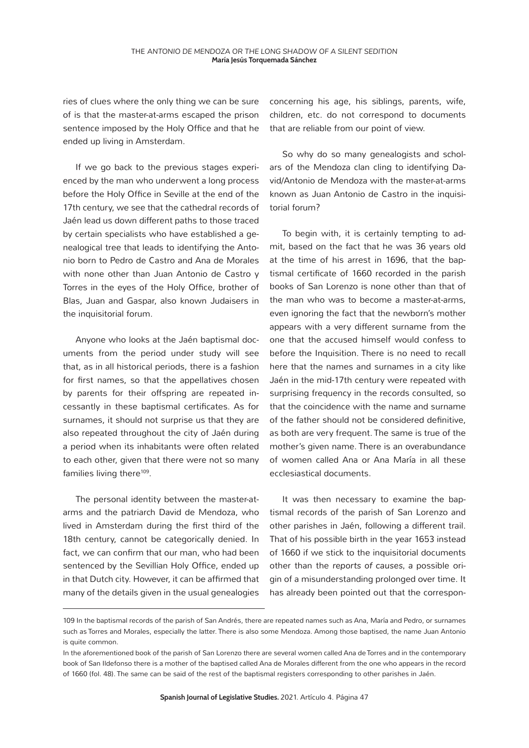ries of clues where the only thing we can be sure of is that the master-at-arms escaped the prison sentence imposed by the Holy Office and that he ended up living in Amsterdam.

If we go back to the previous stages experienced by the man who underwent a long process before the Holy Office in Seville at the end of the 17th century, we see that the cathedral records of Jaén lead us down different paths to those traced by certain specialists who have established a genealogical tree that leads to identifying the Antonio born to Pedro de Castro and Ana de Morales with none other than Juan Antonio de Castro y Torres in the eyes of the Holy Office, brother of Blas, Juan and Gaspar, also known Judaisers in the inquisitorial forum.

Anyone who looks at the Jaén baptismal documents from the period under study will see that, as in all historical periods, there is a fashion for first names, so that the appellatives chosen by parents for their offspring are repeated incessantly in these baptismal certificates. As for surnames, it should not surprise us that they are also repeated throughout the city of Jaén during a period when its inhabitants were often related to each other, given that there were not so many families living there[109].

The personal identity between the master-at-arms and the patriarch David de Mendoza, who lived in Amsterdam during the first third of the 18th century, cannot be categorically denied. In fact, we can confirm that our man, who had been sentenced by the Sevillian Holy Office, ended up in that Dutch city. However, it can be affirmed that many of the details given in the usual genealogies concerning his age, his siblings, parents, wife, children, etc. do not correspond to documents that are reliable from our point of view.

So why do so many genealogists and scholars of the Mendoza clan cling to identifying David/Antonio de Mendoza with the master-at-arms known as Juan Antonio de Castro in the inquisitorial forum?

To begin with, it is certainly tempting to admit, based on the fact that he was 36 years old at the time of his arrest in 1696, that the baptismal certificate of 1660 recorded in the parish books of San Lorenzo is none other than that of the man who was to become a master-at-arms, even ignoring the fact that the newborn's mother appears with a very different surname from the one that the accused himself would confess to before the Inquisition. There is no need to recall here that the names and surnames in a city like Jaén in the mid-17th century were repeated with surprising frequency in the records consulted, so that the coincidence with the name and surname of the father should not be considered definitive, as both are very frequent. The same is true of the mother's given name. There is an overabundance of women called Ana or Ana María in all these ecclesiastical documents.

It was then necessary to examine the baptismal records of the parish of San Lorenzo and other parishes in Jaén, following a different trail. That of his possible birth in the year 1653 instead of 1660 if we stick to the inquisitorial documents other than the *reports of causes*, a possible origin of a misunderstanding prolonged over time. It has already been pointed out that the correspon-

---

109 In the baptismal records of the parish of San Andrés, there are repeated names such as Ana, María and Pedro, or surnames such as Torres and Morales, especially the latter. There is also some Mendoza. Among those baptised, the name Juan Antonio is quite common.

In the aforementioned book of the parish of San Lorenzo there are several women called Ana de Torres and in the contemporary book of San Ildefonso there is a mother of the baptised called Ana de Morales different from the one who appears in the record of 1660 (fol. 48). The same can be said of the rest of the baptismal registers corresponding to other parishes in Jaén.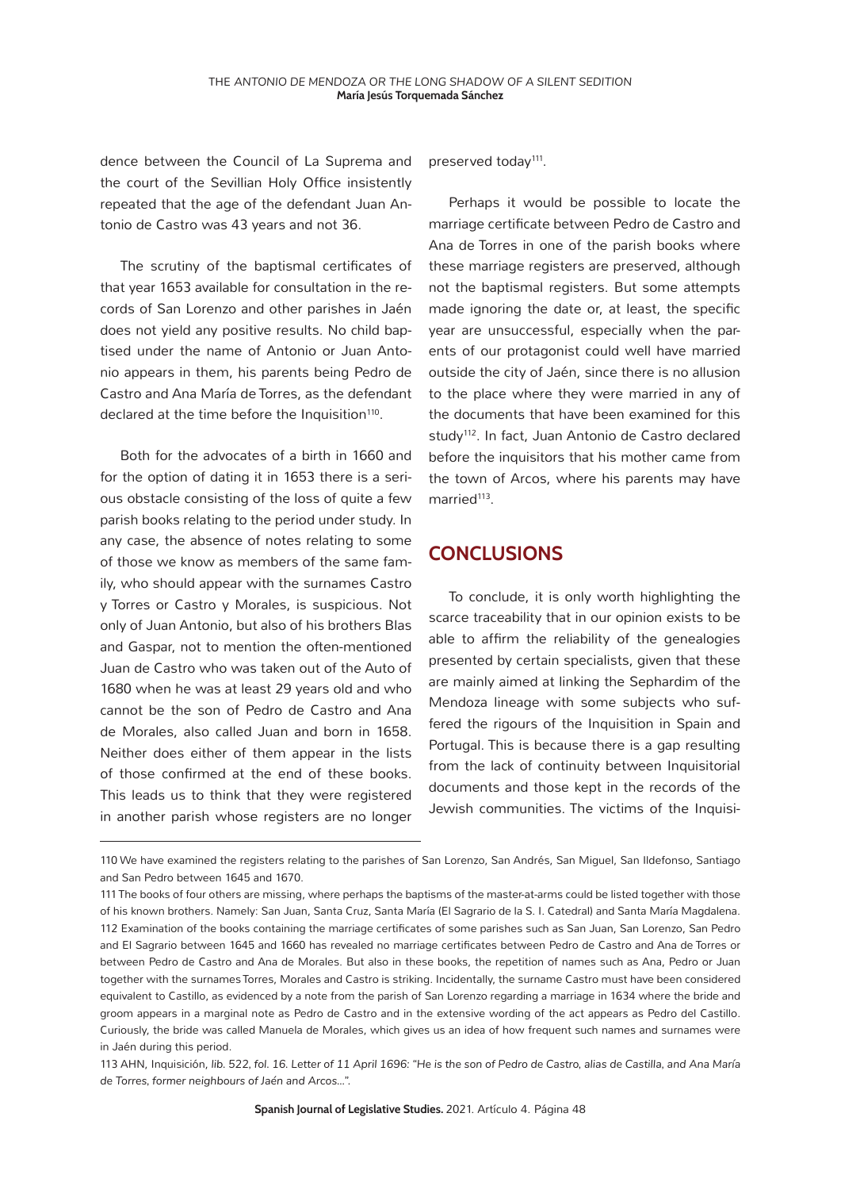dence between the Council of La Suprema and the court of the Sevillian Holy Office insistently repeated that the age of the defendant Juan Antonio de Castro was 43 years and not 36.

The scrutiny of the baptismal certificates of that year 1653 available for consultation in the records of San Lorenzo and other parishes in Jaén does not yield any positive results. No child baptised under the name of Antonio or Juan Antonio appears in them, his parents being Pedro de Castro and Ana María de Torres, as the defendant declared at the time before the Inquisition[110].

Both for the advocates of a birth in 1660 and for the option of dating it in 1653 there is a serious obstacle consisting of the loss of quite a few parish books relating to the period under study. In any case, the absence of notes relating to some of those we know as members of the same family, who should appear with the surnames Castro y Torres or Castro y Morales, is suspicious. Not only of Juan Antonio, but also of his brothers Blas and Gaspar, not to mention the often-mentioned Juan de Castro who was taken out of the Auto of 1680 when he was at least 29 years old and who cannot be the son of Pedro de Castro and Ana de Morales, also called Juan and born in 1658. Neither does either of them appear in the lists of those confirmed at the end of these books. This leads us to think that they were registered in another parish whose registers are no longer preserved today[111].

Perhaps it would be possible to locate the marriage certificate between Pedro de Castro and Ana de Torres in one of the parish books where these marriage registers are preserved, although not the baptismal registers. But some attempts made ignoring the date or, at least, the specific year are unsuccessful, especially when the parents of our protagonist could well have married outside the city of Jaén, since there is no allusion to the place where they were married in any of the documents that have been examined for this study[112]. In fact, Juan Antonio de Castro declared before the inquisitors that his mother came from the town of Arcos, where his parents may have married[113].

## CONCLUSIONS

To conclude, it is only worth highlighting the scarce traceability that in our opinion exists to be able to affirm the reliability of the genealogies presented by certain specialists, given that these are mainly aimed at linking the Sephardim of the Mendoza lineage with some subjects who suffered the rigours of the Inquisition in Spain and Portugal. This is because there is a gap resulting from the lack of continuity between Inquisitorial documents and those kept in the records of the Jewish communities. The victims of the Inquisi-

---

110 We have examined the registers relating to the parishes of San Lorenzo, San Andrés, San Miguel, San Ildefonso, Santiago and San Pedro between 1645 and 1670.

111 The books of four others are missing, where perhaps the baptisms of the master-at-arms could be listed together with those of his known brothers. Namely: San Juan, Santa Cruz, Santa María (El Sagrario de la S. I. Catedral) and Santa María Magdalena.

112 Examination of the books containing the marriage certificates of some parishes such as San Juan, San Lorenzo, San Pedro and El Sagrario between 1645 and 1660 has revealed no marriage certificates between Pedro de Castro and Ana de Torres or between Pedro de Castro and Ana de Morales. But also in these books, the repetition of names such as Ana, Pedro or Juan together with the surnames Torres, Morales and Castro is striking. Incidentally, the surname Castro must have been considered equivalent to Castillo, as evidenced by a note from the parish of San Lorenzo regarding a marriage in 1634 where the bride and groom appears in a marginal note as Pedro de Castro and in the extensive wording of the act appears as Pedro del Castillo. Curiously, the bride was called Manuela de Morales, which gives us an idea of how frequent such names and surnames were in Jaén during this period.

113 AHN, Inquisición, *lib.* 522, *fol. 16. Letter of 11 April 1696: "He is the son of Pedro de Castro, alias de Castilla, and Ana María de Torres, former neighbours of Jaén and Arcos…".*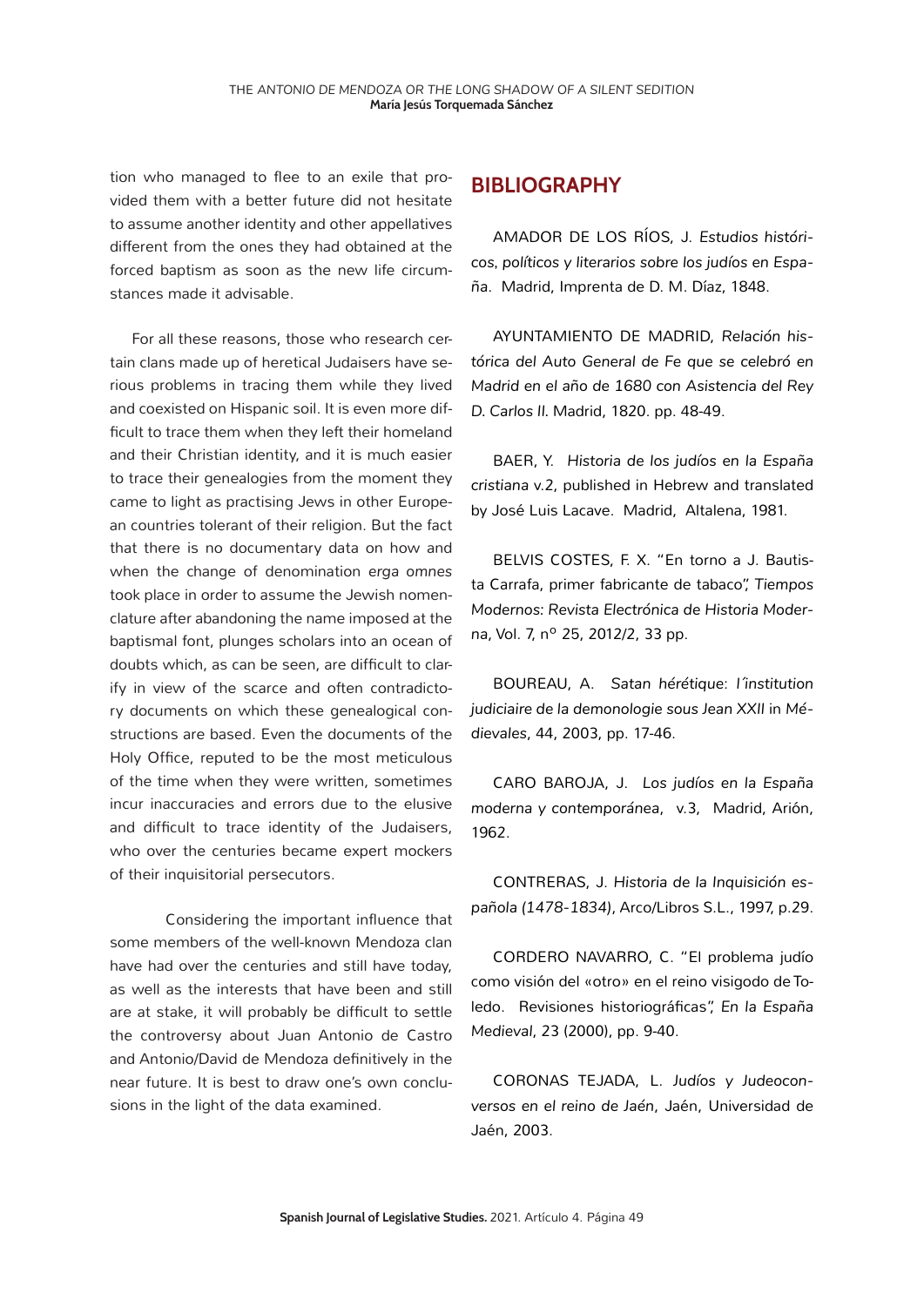tion who managed to flee to an exile that provided them with a better future did not hesitate to assume another identity and other appellatives different from the ones they had obtained at the forced baptism as soon as the new life circumstances made it advisable.

For all these reasons, those who research certain clans made up of heretical Judaisers have serious problems in tracing them while they lived and coexisted on Hispanic soil. It is even more difficult to trace them when they left their homeland and their Christian identity, and it is much easier to trace their genealogies from the moment they came to light as practising Jews in other European countries tolerant of their religion. But the fact that there is no documentary data on how and when the change of denomination *erga omnes* took place in order to assume the Jewish nomenclature after abandoning the name imposed at the baptismal font, plunges scholars into an ocean of doubts which, as can be seen, are difficult to clarify in view of the scarce and often contradictory documents on which these genealogical constructions are based. Even the documents of the Holy Office, reputed to be the most meticulous of the time when they were written, sometimes incur inaccuracies and errors due to the elusive and difficult to trace identity of the Judaisers, who over the centuries became expert mockers of their inquisitorial persecutors.

Considering the important influence that some members of the well-known Mendoza clan have had over the centuries and still have today, as well as the interests that have been and still are at stake, it will probably be difficult to settle the controversy about Juan Antonio de Castro and Antonio/David de Mendoza definitively in the near future. It is best to draw one's own conclusions in the light of the data examined.

## BIBLIOGRAPHY

AMADOR DE LOS RÍOS, J. *Estudios históricos, políticos y literarios sobre los judíos en España*. Madrid, Imprenta de D. M. Díaz, 1848.

AYUNTAMIENTO DE MADRID, *Relación histórica del Auto General de Fe que se celebró en Madrid en el año de 1680 con Asistencia del Rey D. Carlos II.* Madrid, 1820. pp. 48-49.

BAER, Y. *Historia de los judíos en la España cristiana* v.2, published in Hebrew and translated by José Luis Lacave. Madrid, Altalena, 1981.

BELVIS COSTES, F. X. "En torno a J. Bautista Carrafa, primer fabricante de tabaco", *Tiempos Modernos: Revista Electrónica de Historia Moderna*, Vol. 7, nº 25, 2012/2, 33 pp.

BOUREAU, A. *Satan hérétique: l´institution judiciaire de la demonologie sous Jean XXII* in *Médievales*, 44, 2003, pp. 17-46.

CARO BAROJA, J. *Los judíos en la España moderna y contemporánea*, v.3, Madrid, Arión, 1962.

CONTRERAS, J. *Historia de la Inquisición española (1478-1834)*, Arco/Libros S.L., 1997, p.29.

CORDERO NAVARRO, C. "El problema judío como visión del «otro» en el reino visigodo de Toledo. Revisiones historiográficas", *En la España Medieval*, 23 (2000), pp. 9-40.

CORONAS TEJADA, L. *Judíos y Judeoconversos en el reino de Jaén*, Jaén, Universidad de Jaén, 2003.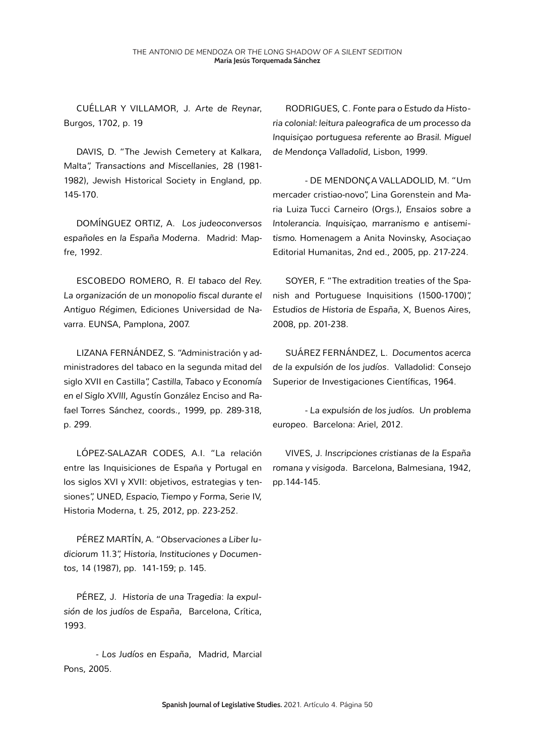CUÉLLAR Y VILLAMOR, J. *Arte de Reynar*, Burgos, 1702, p. 19

DAVIS, D. "The Jewish Cemetery at Kalkara, Malta", *Transactions and Miscellanies*, 28 (1981-1982), Jewish Historical Society in England, pp. 145-170.

DOMÍNGUEZ ORTIZ, A. *Los judeoconversos españoles en la España Moderna*. Madrid: Mapfre, 1992.

ESCOBEDO ROMERO, R. *El tabaco del Rey. La organización de un monopolio fiscal durante el Antiguo Régimen*, Ediciones Universidad de Navarra. EUNSA, Pamplona, 2007.

LIZANA FERNÁNDEZ, S. "Administración y administradores del tabaco en la segunda mitad del siglo XVII en Castilla", *Castilla, Tabaco y Economía en el Siglo XVIII*, Agustín González Enciso and Rafael Torres Sánchez, coords., 1999, pp. 289-318, p. 299.

LÓPEZ-SALAZAR CODES, A.I. "La relación entre las Inquisiciones de España y Portugal en los siglos XVI y XVII: objetivos, estrategias y tensiones", UNED, *Espacio, Tiempo y Forma*, Serie IV, Historia Moderna, t. 25, 2012, pp. 223-252.

PÉREZ MARTÍN, A. "*Observaciones a Liber Iudiciorum 11.3*", *Historia, Instituciones y Documentos*, 14 (1987), pp. 141-159; p. 145.

PÉREZ, J. *Historia de una Tragedia: la expulsión de los judíos* de *España*, Barcelona, Crítica, 1993.

- *Los Judíos en España*, Madrid, Marcial Pons, 2005.

RODRIGUES, C. *Fonte para o Estudo da Historia colonial: leitura paleografica de um processo da Inquisiçao portuguesa referente ao Brasil. Miguel de Mendonça Valladolid*, Lisbon, 1999.

- DE MENDONÇA VALLADOLID, M. "Um mercader cristiao-novo", Lina Gorenstein and Maria Luiza Tucci Carneiro (Orgs.), *Ensaios sobre a Intolerancia. Inquisiçao, marranismo e antisemitismo.* Homenagem a Anita Novinsky, Asociaçao Editorial Humanitas, 2nd ed., 2005, pp. 217-224.

SOYER, F. "The extradition treaties of the Spanish and Portuguese Inquisitions (1500-1700)", *Estudios de Historia de España*, X, Buenos Aires, 2008, pp. 201-238.

SUÁREZ FERNÁNDEZ, L. *Documentos acerca de la expulsión de los judíos*. Valladolid: Consejo Superior de Investigaciones Científicas, 1964.

- *La expulsión de los judíos. Un problema europeo*. Barcelona: Ariel, 2012.

VIVES, J. *Inscripciones cristianas de la España romana y visigoda*. Barcelona, Balmesiana, 1942, pp.144-145.